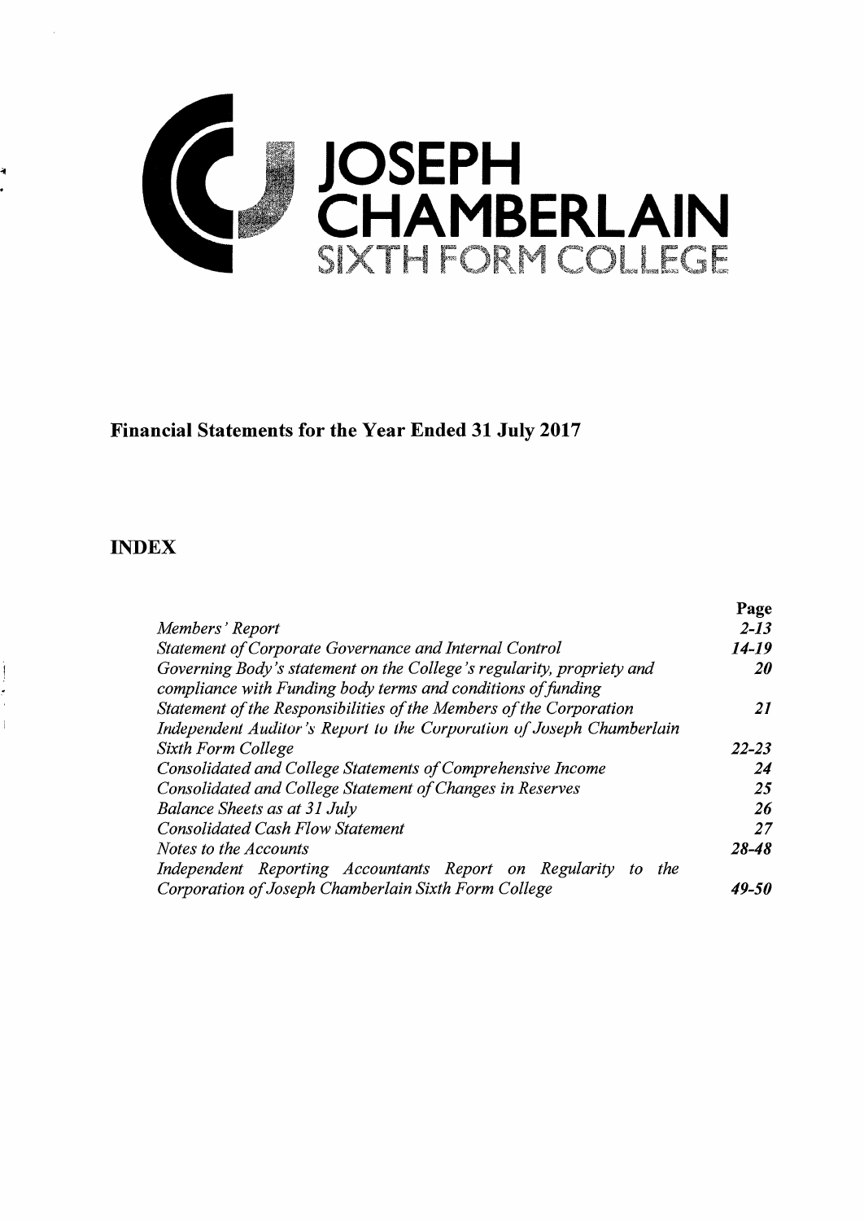# JOSEPH CHAMBERLAIN SIXTH FORM COLLEGE

## Financial Statements for the Year Ended 31 July 2017

## INDEX

| | Page |
|---|---|
| *Members' Report* | *2-13* |
| *Statement of Corporate Governance and Internal Control* | *14-19* |
| *Governing Body's statement on the College's regularity, propriety and compliance with Funding body terms and conditions of funding* | *20* |
| *Statement of the Responsibilities of the Members of the Corporation* | *21* |
| *Independent Auditor's Report to the Corporation of Joseph Chamberlain Sixth Form College* | *22-23* |
| *Consolidated and College Statements of Comprehensive Income* | *24* |
| *Consolidated and College Statement of Changes in Reserves* | *25* |
| *Balance Sheets as at 31 July* | *26* |
| *Consolidated Cash Flow Statement* | *27* |
| *Notes to the Accounts* | *28-48* |
| *Independent Reporting Accountants Report on Regularity to the Corporation of Joseph Chamberlain Sixth Form College* | *49-50* |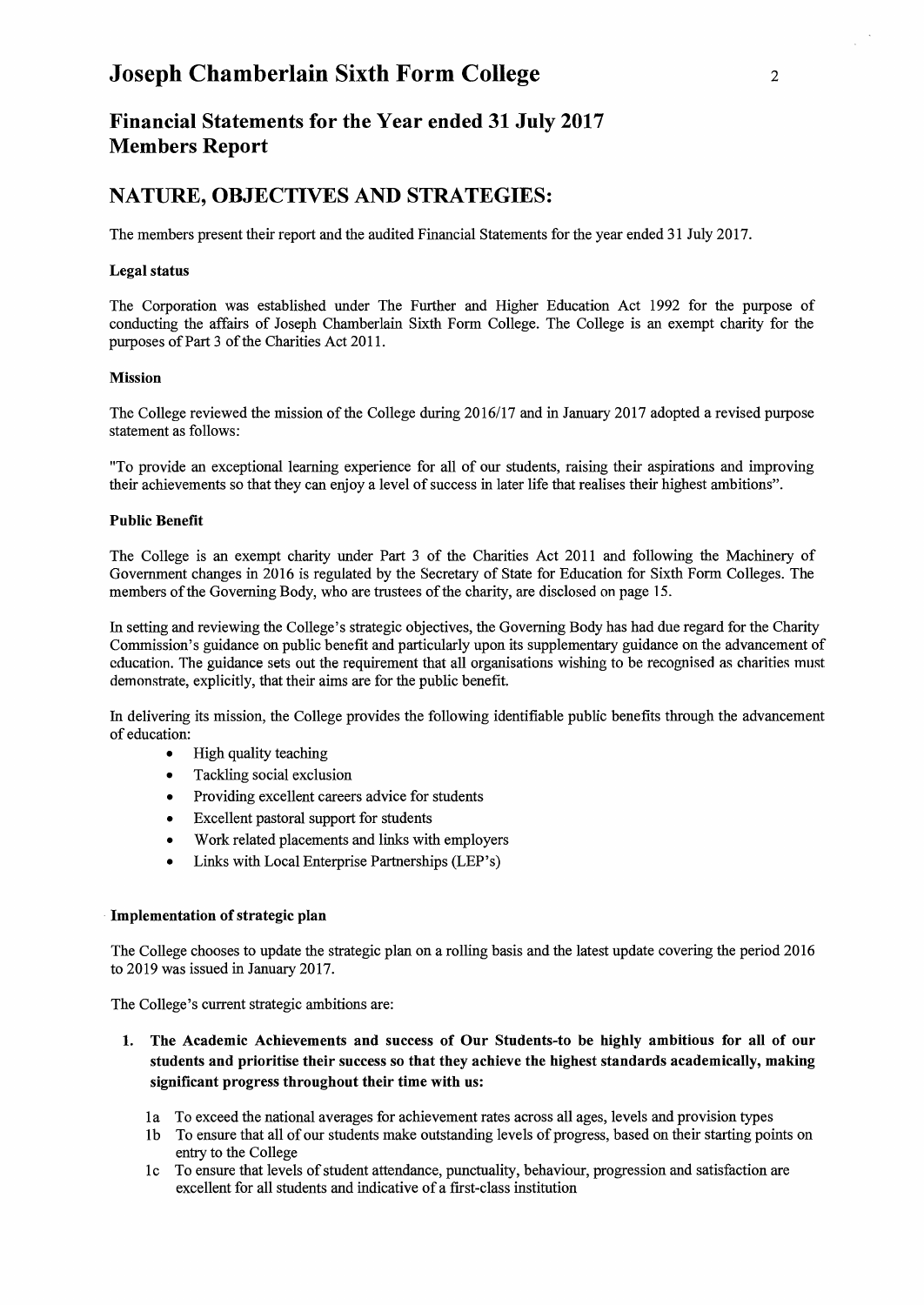# Joseph Chamberlain Sixth Form College

## Financial Statements for the Year ended 31 July 2017
## Members Report

## NATURE, OBJECTIVES AND STRATEGIES:

The members present their report and the audited Financial Statements for the year ended 31 July 2017.

**Legal status**

The Corporation was established under The Further and Higher Education Act 1992 for the purpose of conducting the affairs of Joseph Chamberlain Sixth Form College. The College is an exempt charity for the purposes of Part 3 of the Charities Act 2011.

**Mission**

The College reviewed the mission of the College during 2016/17 and in January 2017 adopted a revised purpose statement as follows:

"To provide an exceptional learning experience for all of our students, raising their aspirations and improving their achievements so that they can enjoy a level of success in later life that realises their highest ambitions".

**Public Benefit**

The College is an exempt charity under Part 3 of the Charities Act 2011 and following the Machinery of Government changes in 2016 is regulated by the Secretary of State for Education for Sixth Form Colleges. The members of the Governing Body, who are trustees of the charity, are disclosed on page 15.

In setting and reviewing the College's strategic objectives, the Governing Body has had due regard for the Charity Commission's guidance on public benefit and particularly upon its supplementary guidance on the advancement of education. The guidance sets out the requirement that all organisations wishing to be recognised as charities must demonstrate, explicitly, that their aims are for the public benefit.

In delivering its mission, the College provides the following identifiable public benefits through the advancement of education:

- High quality teaching
- Tackling social exclusion
- Providing excellent careers advice for students
- Excellent pastoral support for students
- Work related placements and links with employers
- Links with Local Enterprise Partnerships (LEP's)

**Implementation of strategic plan**

The College chooses to update the strategic plan on a rolling basis and the latest update covering the period 2016 to 2019 was issued in January 2017.

The College's current strategic ambitions are:

1. **The Academic Achievements and success of Our Students-to be highly ambitious for all of our students and prioritise their success so that they achieve the highest standards academically, making significant progress throughout their time with us:**

   1a To exceed the national averages for achievement rates across all ages, levels and provision types
   1b To ensure that all of our students make outstanding levels of progress, based on their starting points on entry to the College
   1c To ensure that levels of student attendance, punctuality, behaviour, progression and satisfaction are excellent for all students and indicative of a first-class institution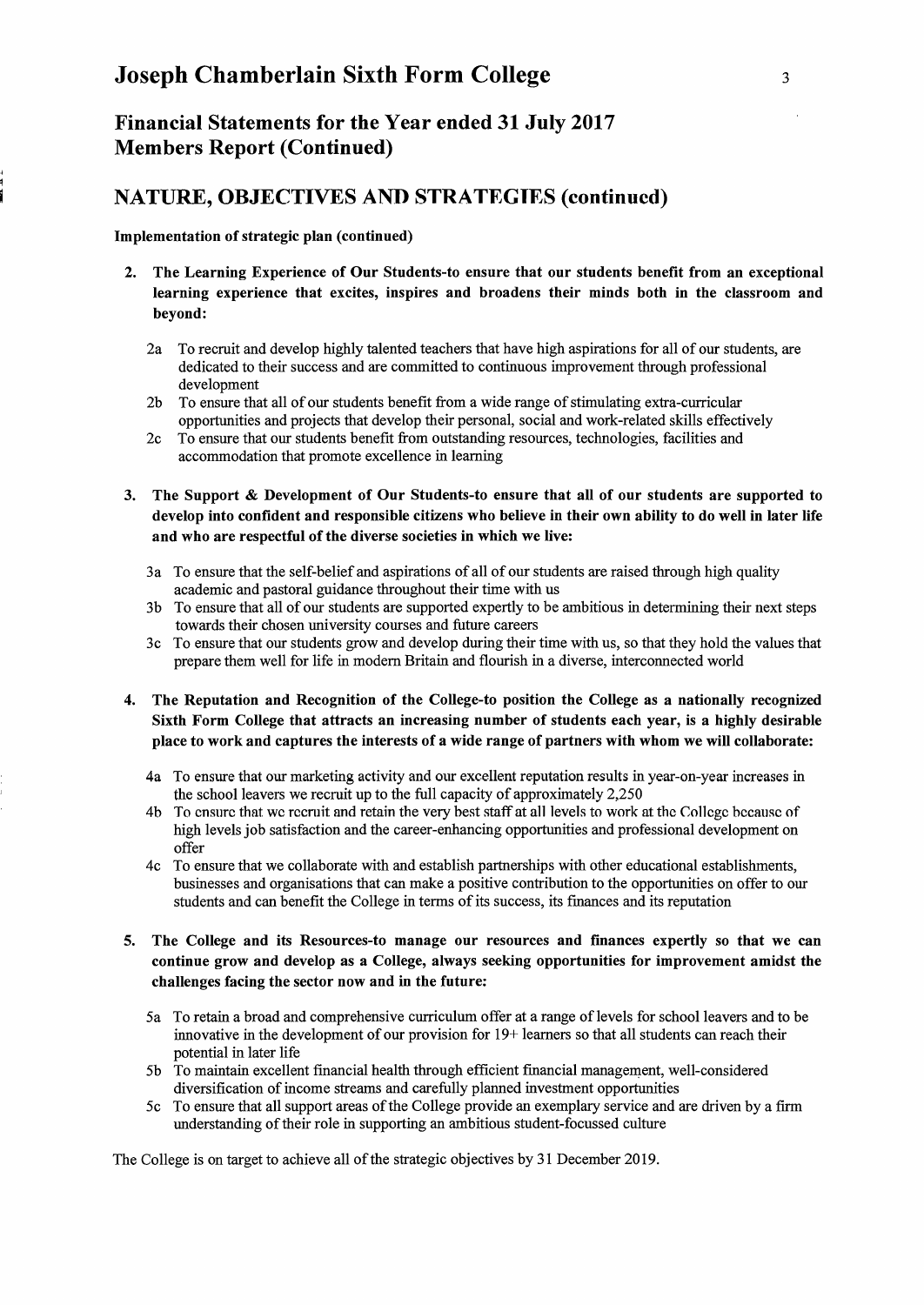# Joseph Chamberlain Sixth Form College

## Financial Statements for the Year ended 31 July 2017
## Members Report (Continued)

## NATURE, OBJECTIVES AND STRATEGIES (continued)

**Implementation of strategic plan (continued)**

2. **The Learning Experience of Our Students-to ensure that our students benefit from an exceptional learning experience that excites, inspires and broadens their minds both in the classroom and beyond:**

   2a To recruit and develop highly talented teachers that have high aspirations for all of our students, are dedicated to their success and are committed to continuous improvement through professional development
   2b To ensure that all of our students benefit from a wide range of stimulating extra-curricular opportunities and projects that develop their personal, social and work-related skills effectively
   2c To ensure that our students benefit from outstanding resources, technologies, facilities and accommodation that promote excellence in learning

3. **The Support & Development of Our Students-to ensure that all of our students are supported to develop into confident and responsible citizens who believe in their own ability to do well in later life and who are respectful of the diverse societies in which we live:**

   3a To ensure that the self-belief and aspirations of all of our students are raised through high quality academic and pastoral guidance throughout their time with us
   3b To ensure that all of our students are supported expertly to be ambitious in determining their next steps towards their chosen university courses and future careers
   3c To ensure that our students grow and develop during their time with us, so that they hold the values that prepare them well for life in modern Britain and flourish in a diverse, interconnected world

4. **The Reputation and Recognition of the College-to position the College as a nationally recognized Sixth Form College that attracts an increasing number of students each year, is a highly desirable place to work and captures the interests of a wide range of partners with whom we will collaborate:**

   4a To ensure that our marketing activity and our excellent reputation results in year-on-year increases in the school leavers we recruit up to the full capacity of approximately 2,250
   4b To ensure that we recruit and retain the very best staff at all levels to work at the College because of high levels job satisfaction and the career-enhancing opportunities and professional development on offer
   4c To ensure that we collaborate with and establish partnerships with other educational establishments, businesses and organisations that can make a positive contribution to the opportunities on offer to our students and can benefit the College in terms of its success, its finances and its reputation

5. **The College and its Resources-to manage our resources and finances expertly so that we can continue grow and develop as a College, always seeking opportunities for improvement amidst the challenges facing the sector now and in the future:**

   5a To retain a broad and comprehensive curriculum offer at a range of levels for school leavers and to be innovative in the development of our provision for 19+ learners so that all students can reach their potential in later life
   5b To maintain excellent financial health through efficient financial management, well-considered diversification of income streams and carefully planned investment opportunities
   5c To ensure that all support areas of the College provide an exemplary service and are driven by a firm understanding of their role in supporting an ambitious student-focussed culture

The College is on target to achieve all of the strategic objectives by 31 December 2019.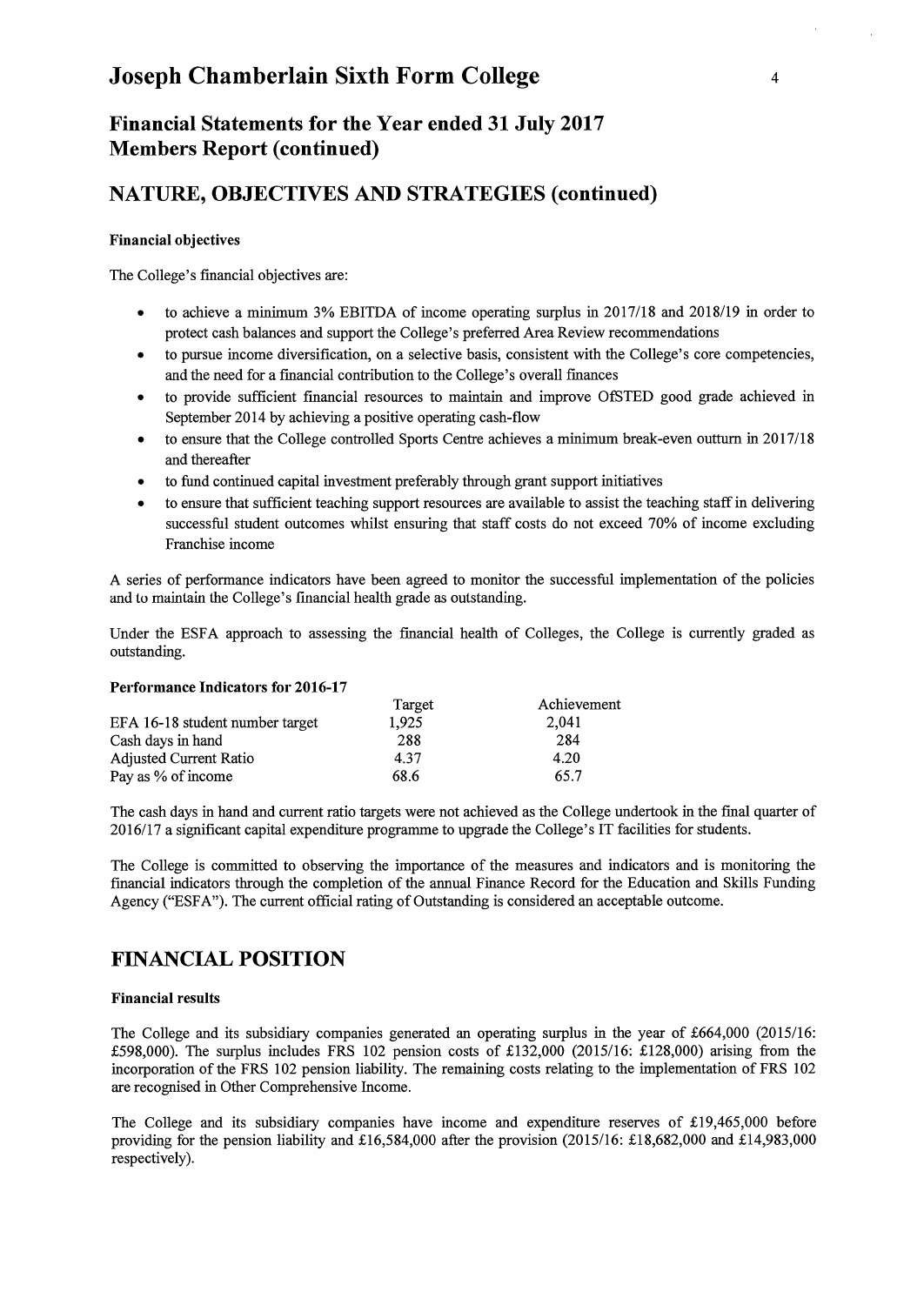## Financial Statements for the Year ended 31 July 2017
## Members Report (continued)

## NATURE, OBJECTIVES AND STRATEGIES (continued)

**Financial objectives**

The College's financial objectives are:

- to achieve a minimum 3% EBITDA of income operating surplus in 2017/18 and 2018/19 in order to protect cash balances and support the College's preferred Area Review recommendations
- to pursue income diversification, on a selective basis, consistent with the College's core competencies, and the need for a financial contribution to the College's overall finances
- to provide sufficient financial resources to maintain and improve OfSTED good grade achieved in September 2014 by achieving a positive operating cash-flow
- to ensure that the College controlled Sports Centre achieves a minimum break-even outturn in 2017/18 and thereafter
- to fund continued capital investment preferably through grant support initiatives
- to ensure that sufficient teaching support resources are available to assist the teaching staff in delivering successful student outcomes whilst ensuring that staff costs do not exceed 70% of income excluding Franchise income

A series of performance indicators have been agreed to monitor the successful implementation of the policies and to maintain the College's financial health grade as outstanding.

Under the ESFA approach to assessing the financial health of Colleges, the College is currently graded as outstanding.

**Performance Indicators for 2016-17**

| | Target | Achievement |
|---|---|---|
| EFA 16-18 student number target | 1,925 | 2,041 |
| Cash days in hand | 288 | 284 |
| Adjusted Current Ratio | 4.37 | 4.20 |
| Pay as % of income | 68.6 | 65.7 |

The cash days in hand and current ratio targets were not achieved as the College undertook in the final quarter of 2016/17 a significant capital expenditure programme to upgrade the College's IT facilities for students.

The College is committed to observing the importance of the measures and indicators and is monitoring the financial indicators through the completion of the annual Finance Record for the Education and Skills Funding Agency ("ESFA"). The current official rating of Outstanding is considered an acceptable outcome.

## FINANCIAL POSITION

**Financial results**

The College and its subsidiary companies generated an operating surplus in the year of £664,000 (2015/16: £598,000). The surplus includes FRS 102 pension costs of £132,000 (2015/16: £128,000) arising from the incorporation of the FRS 102 pension liability. The remaining costs relating to the implementation of FRS 102 are recognised in Other Comprehensive Income.

The College and its subsidiary companies have income and expenditure reserves of £19,465,000 before providing for the pension liability and £16,584,000 after the provision (2015/16: £18,682,000 and £14,983,000 respectively).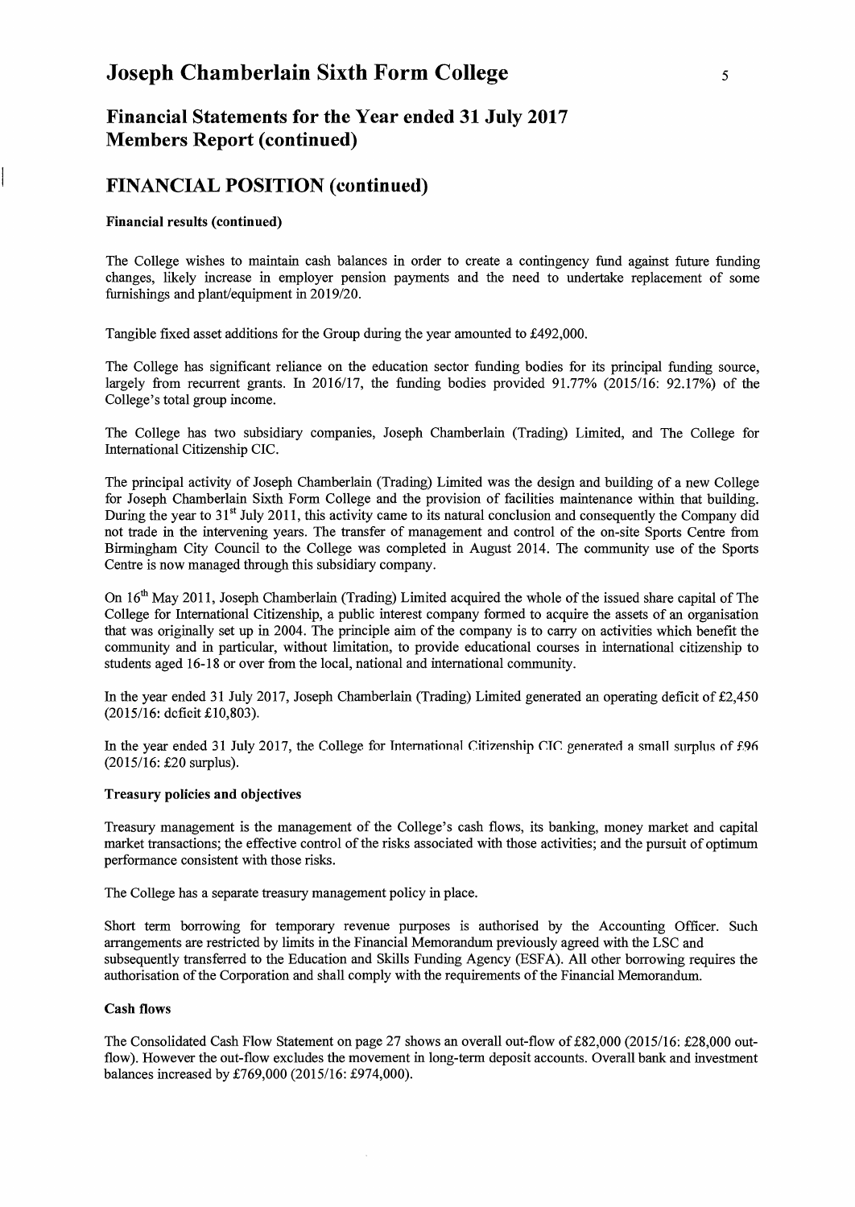# Joseph Chamberlain Sixth Form College

## Financial Statements for the Year ended 31 July 2017
## Members Report (continued)

## FINANCIAL POSITION (continued)

**Financial results (continued)**

The College wishes to maintain cash balances in order to create a contingency fund against future funding changes, likely increase in employer pension payments and the need to undertake replacement of some furnishings and plant/equipment in 2019/20.

Tangible fixed asset additions for the Group during the year amounted to £492,000.

The College has significant reliance on the education sector funding bodies for its principal funding source, largely from recurrent grants. In 2016/17, the funding bodies provided 91.77% (2015/16: 92.17%) of the College's total group income.

The College has two subsidiary companies, Joseph Chamberlain (Trading) Limited, and The College for International Citizenship CIC.

The principal activity of Joseph Chamberlain (Trading) Limited was the design and building of a new College for Joseph Chamberlain Sixth Form College and the provision of facilities maintenance within that building. During the year to 31st July 2011, this activity came to its natural conclusion and consequently the Company did not trade in the intervening years. The transfer of management and control of the on-site Sports Centre from Birmingham City Council to the College was completed in August 2014. The community use of the Sports Centre is now managed through this subsidiary company.

On 16th May 2011, Joseph Chamberlain (Trading) Limited acquired the whole of the issued share capital of The College for International Citizenship, a public interest company formed to acquire the assets of an organisation that was originally set up in 2004. The principle aim of the company is to carry on activities which benefit the community and in particular, without limitation, to provide educational courses in international citizenship to students aged 16-18 or over from the local, national and international community.

In the year ended 31 July 2017, Joseph Chamberlain (Trading) Limited generated an operating deficit of £2,450 (2015/16: deficit £10,803).

In the year ended 31 July 2017, the College for International Citizenship CIC generated a small surplus of £96 (2015/16: £20 surplus).

**Treasury policies and objectives**

Treasury management is the management of the College's cash flows, its banking, money market and capital market transactions; the effective control of the risks associated with those activities; and the pursuit of optimum performance consistent with those risks.

The College has a separate treasury management policy in place.

Short term borrowing for temporary revenue purposes is authorised by the Accounting Officer. Such arrangements are restricted by limits in the Financial Memorandum previously agreed with the LSC and subsequently transferred to the Education and Skills Funding Agency (ESFA). All other borrowing requires the authorisation of the Corporation and shall comply with the requirements of the Financial Memorandum.

**Cash flows**

The Consolidated Cash Flow Statement on page 27 shows an overall out-flow of £82,000 (2015/16: £28,000 out-flow). However the out-flow excludes the movement in long-term deposit accounts. Overall bank and investment balances increased by £769,000 (2015/16: £974,000).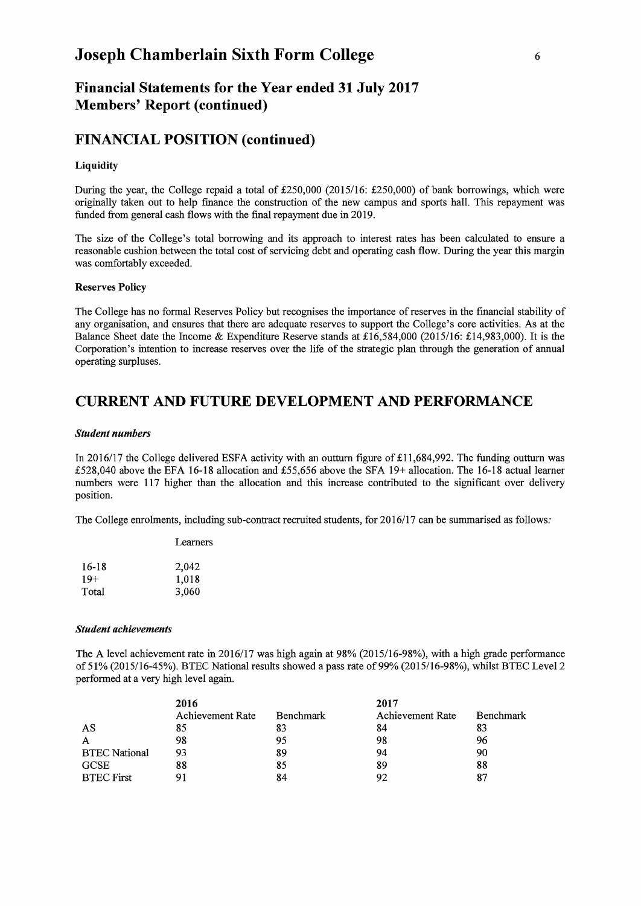## Financial Statements for the Year ended 31 July 2017
## Members' Report (continued)

## FINANCIAL POSITION (continued)

**Liquidity**

During the year, the College repaid a total of £250,000 (2015/16: £250,000) of bank borrowings, which were originally taken out to help finance the construction of the new campus and sports hall. This repayment was funded from general cash flows with the final repayment due in 2019.

The size of the College's total borrowing and its approach to interest rates has been calculated to ensure a reasonable cushion between the total cost of servicing debt and operating cash flow. During the year this margin was comfortably exceeded.

**Reserves Policy**

The College has no formal Reserves Policy but recognises the importance of reserves in the financial stability of any organisation, and ensures that there are adequate reserves to support the College's core activities. As at the Balance Sheet date the Income & Expenditure Reserve stands at £16,584,000 (2015/16: £14,983,000). It is the Corporation's intention to increase reserves over the life of the strategic plan through the generation of annual operating surpluses.

## CURRENT AND FUTURE DEVELOPMENT AND PERFORMANCE

***Student numbers***

In 2016/17 the College delivered ESFA activity with an outturn figure of £11,684,992. The funding outturn was £528,040 above the EFA 16-18 allocation and £55,656 above the SFA 19+ allocation. The 16-18 actual learner numbers were 117 higher than the allocation and this increase contributed to the significant over delivery position.

The College enrolments, including sub-contract recruited students, for 2016/17 can be summarised as follows:

| | Learners |
|---|---|
| 16-18 | 2,042 |
| 19+ | 1,018 |
| Total | 3,060 |

***Student achievements***

The A level achievement rate in 2016/17 was high again at 98% (2015/16-98%), with a high grade performance of 51% (2015/16-45%). BTEC National results showed a pass rate of 99% (2015/16-98%), whilst BTEC Level 2 performed at a very high level again.

| | 2016 | | 2017 | |
|---|---|---|---|---|
| | Achievement Rate | Benchmark | Achievement Rate | Benchmark |
| AS | 85 | 83 | 84 | 83 |
| A | 98 | 95 | 98 | 96 |
| BTEC National | 93 | 89 | 94 | 90 |
| GCSE | 88 | 85 | 89 | 88 |
| BTEC First | 91 | 84 | 92 | 87 |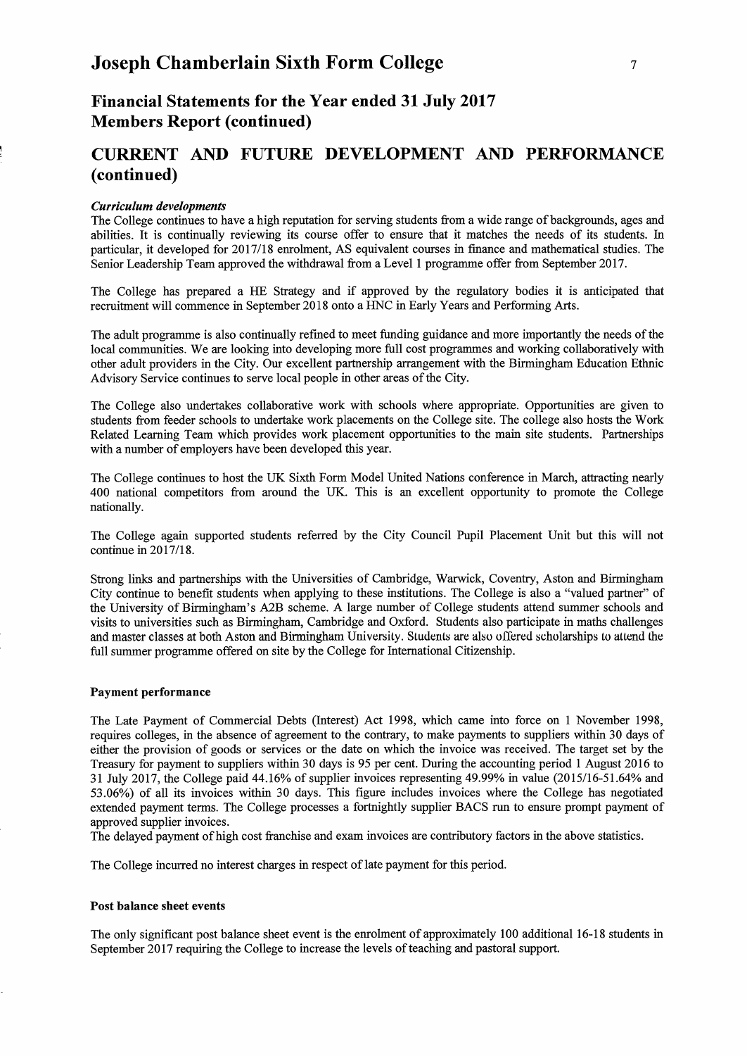## Financial Statements for the Year ended 31 July 2017
## Members Report (continued)

# CURRENT AND FUTURE DEVELOPMENT AND PERFORMANCE (continued)

### *Curriculum developments*

The College continues to have a high reputation for serving students from a wide range of backgrounds, ages and abilities. It is continually reviewing its course offer to ensure that it matches the needs of its students. In particular, it developed for 2017/18 enrolment, AS equivalent courses in finance and mathematical studies. The Senior Leadership Team approved the withdrawal from a Level 1 programme offer from September 2017.

The College has prepared a HE Strategy and if approved by the regulatory bodies it is anticipated that recruitment will commence in September 2018 onto a HNC in Early Years and Performing Arts.

The adult programme is also continually refined to meet funding guidance and more importantly the needs of the local communities. We are looking into developing more full cost programmes and working collaboratively with other adult providers in the City. Our excellent partnership arrangement with the Birmingham Education Ethnic Advisory Service continues to serve local people in other areas of the City.

The College also undertakes collaborative work with schools where appropriate. Opportunities are given to students from feeder schools to undertake work placements on the College site. The college also hosts the Work Related Learning Team which provides work placement opportunities to the main site students. Partnerships with a number of employers have been developed this year.

The College continues to host the UK Sixth Form Model United Nations conference in March, attracting nearly 400 national competitors from around the UK. This is an excellent opportunity to promote the College nationally.

The College again supported students referred by the City Council Pupil Placement Unit but this will not continue in 2017/18.

Strong links and partnerships with the Universities of Cambridge, Warwick, Coventry, Aston and Birmingham City continue to benefit students when applying to these institutions. The College is also a "valued partner" of the University of Birmingham's A2B scheme. A large number of College students attend summer schools and visits to universities such as Birmingham, Cambridge and Oxford. Students also participate in maths challenges and master classes at both Aston and Birmingham University. Students are also offered scholarships to attend the full summer programme offered on site by the College for International Citizenship.

### Payment performance

The Late Payment of Commercial Debts (Interest) Act 1998, which came into force on 1 November 1998, requires colleges, in the absence of agreement to the contrary, to make payments to suppliers within 30 days of either the provision of goods or services or the date on which the invoice was received. The target set by the Treasury for payment to suppliers within 30 days is 95 per cent. During the accounting period 1 August 2016 to 31 July 2017, the College paid 44.16% of supplier invoices representing 49.99% in value (2015/16-51.64% and 53.06%) of all its invoices within 30 days. This figure includes invoices where the College has negotiated extended payment terms. The College processes a fortnightly supplier BACS run to ensure prompt payment of approved supplier invoices.
The delayed payment of high cost franchise and exam invoices are contributory factors in the above statistics.

The College incurred no interest charges in respect of late payment for this period.

### Post balance sheet events

The only significant post balance sheet event is the enrolment of approximately 100 additional 16-18 students in September 2017 requiring the College to increase the levels of teaching and pastoral support.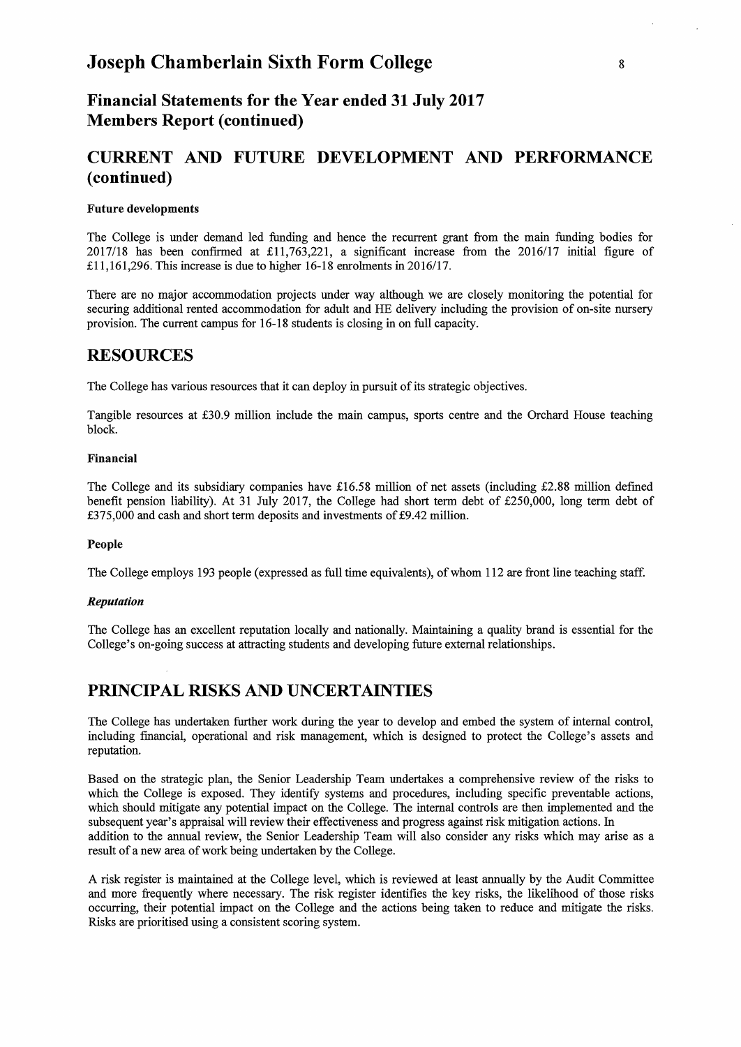# Joseph Chamberlain Sixth Form College

## Financial Statements for the Year ended 31 July 2017
## Members Report (continued)

## CURRENT AND FUTURE DEVELOPMENT AND PERFORMANCE (continued)

**Future developments**

The College is under demand led funding and hence the recurrent grant from the main funding bodies for 2017/18 has been confirmed at £11,763,221, a significant increase from the 2016/17 initial figure of £11,161,296. This increase is due to higher 16-18 enrolments in 2016/17.

There are no major accommodation projects under way although we are closely monitoring the potential for securing additional rented accommodation for adult and HE delivery including the provision of on-site nursery provision. The current campus for 16-18 students is closing in on full capacity.

## RESOURCES

The College has various resources that it can deploy in pursuit of its strategic objectives.

Tangible resources at £30.9 million include the main campus, sports centre and the Orchard House teaching block.

**Financial**

The College and its subsidiary companies have £16.58 million of net assets (including £2.88 million defined benefit pension liability). At 31 July 2017, the College had short term debt of £250,000, long term debt of £375,000 and cash and short term deposits and investments of £9.42 million.

**People**

The College employs 193 people (expressed as full time equivalents), of whom 112 are front line teaching staff.

***Reputation***

The College has an excellent reputation locally and nationally. Maintaining a quality brand is essential for the College's on-going success at attracting students and developing future external relationships.

## PRINCIPAL RISKS AND UNCERTAINTIES

The College has undertaken further work during the year to develop and embed the system of internal control, including financial, operational and risk management, which is designed to protect the College's assets and reputation.

Based on the strategic plan, the Senior Leadership Team undertakes a comprehensive review of the risks to which the College is exposed. They identify systems and procedures, including specific preventable actions, which should mitigate any potential impact on the College. The internal controls are then implemented and the subsequent year's appraisal will review their effectiveness and progress against risk mitigation actions. In addition to the annual review, the Senior Leadership Team will also consider any risks which may arise as a result of a new area of work being undertaken by the College.

A risk register is maintained at the College level, which is reviewed at least annually by the Audit Committee and more frequently where necessary. The risk register identifies the key risks, the likelihood of those risks occurring, their potential impact on the College and the actions being taken to reduce and mitigate the risks. Risks are prioritised using a consistent scoring system.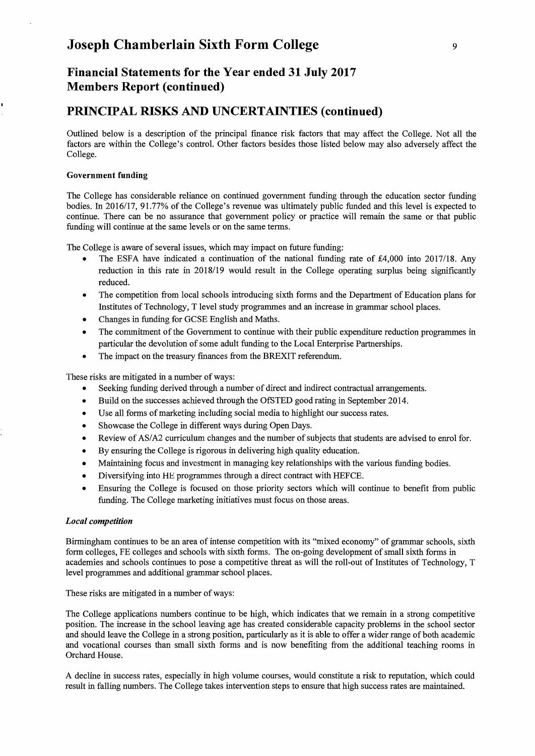# Joseph Chamberlain Sixth Form College

## Financial Statements for the Year ended 31 July 2017
## Members Report (continued)

## PRINCIPAL RISKS AND UNCERTAINTIES (continued)

Outlined below is a description of the principal finance risk factors that may affect the College. Not all the factors are within the College's control. Other factors besides those listed below may also adversely affect the College.

**Government funding**

The College has considerable reliance on continued government funding through the education sector funding bodies. In 2016/17, 91.77% of the College's revenue was ultimately public funded and this level is expected to continue. There can be no assurance that government policy or practice will remain the same or that public funding will continue at the same levels or on the same terms.

The College is aware of several issues, which may impact on future funding:

- The ESFA have indicated a continuation of the national funding rate of £4,000 into 2017/18. Any reduction in this rate in 2018/19 would result in the College operating surplus being significantly reduced.
- The competition from local schools introducing sixth forms and the Department of Education plans for Institutes of Technology, T level study programmes and an increase in grammar school places.
- Changes in funding for GCSE English and Maths.
- The commitment of the Government to continue with their public expenditure reduction programmes in particular the devolution of some adult funding to the Local Enterprise Partnerships.
- The impact on the treasury finances from the BREXIT referendum.

These risks are mitigated in a number of ways:

- Seeking funding derived through a number of direct and indirect contractual arrangements.
- Build on the successes achieved through the OfSTED good rating in September 2014.
- Use all forms of marketing including social media to highlight our success rates.
- Showcase the College in different ways during Open Days.
- Review of AS/A2 curriculum changes and the number of subjects that students are advised to enrol for.
- By ensuring the College is rigorous in delivering high quality education.
- Maintaining focus and investment in managing key relationships with the various funding bodies.
- Diversifying into HE programmes through a direct contract with HEFCE.
- Ensuring the College is focused on those priority sectors which will continue to benefit from public funding. The College marketing initiatives must focus on those areas.

***Local competition***

Birmingham continues to be an area of intense competition with its "mixed economy" of grammar schools, sixth form colleges, FE colleges and schools with sixth forms. The on-going development of small sixth forms in academies and schools continues to pose a competitive threat as will the roll-out of Institutes of Technology, T level programmes and additional grammar school places.

These risks are mitigated in a number of ways:

The College applications numbers continue to be high, which indicates that we remain in a strong competitive position. The increase in the school leaving age has created considerable capacity problems in the school sector and should leave the College in a strong position, particularly as it is able to offer a wider range of both academic and vocational courses than small sixth forms and is now benefiting from the additional teaching rooms in Orchard House.

A decline in success rates, especially in high volume courses, would constitute a risk to reputation, which could result in falling numbers. The College takes intervention steps to ensure that high success rates are maintained.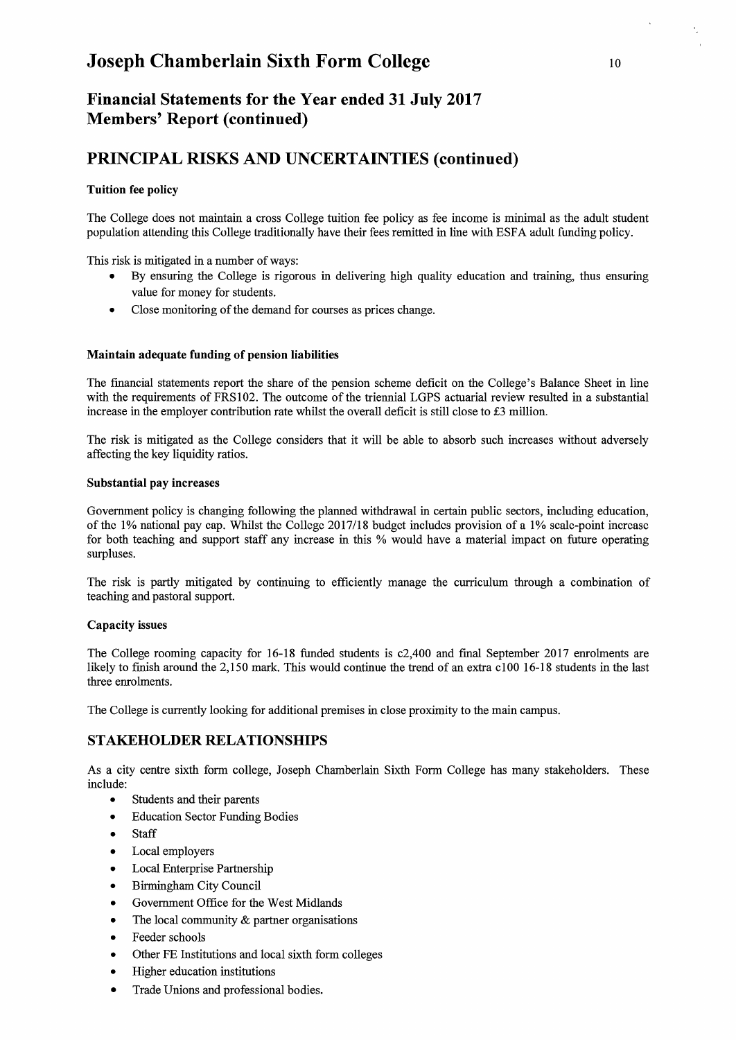## Financial Statements for the Year ended 31 July 2017
## Members' Report (continued)

## PRINCIPAL RISKS AND UNCERTAINTIES (continued)

**Tuition fee policy**

The College does not maintain a cross College tuition fee policy as fee income is minimal as the adult student population attending this College traditionally have their fees remitted in line with ESFA adult funding policy.

This risk is mitigated in a number of ways:

- By ensuring the College is rigorous in delivering high quality education and training, thus ensuring value for money for students.
- Close monitoring of the demand for courses as prices change.

**Maintain adequate funding of pension liabilities**

The financial statements report the share of the pension scheme deficit on the College's Balance Sheet in line with the requirements of FRS102. The outcome of the triennial LGPS actuarial review resulted in a substantial increase in the employer contribution rate whilst the overall deficit is still close to £3 million.

The risk is mitigated as the College considers that it will be able to absorb such increases without adversely affecting the key liquidity ratios.

**Substantial pay increases**

Government policy is changing following the planned withdrawal in certain public sectors, including education, of the 1% national pay cap. Whilst the College 2017/18 budget includes provision of a 1% scale-point increase for both teaching and support staff any increase in this % would have a material impact on future operating surpluses.

The risk is partly mitigated by continuing to efficiently manage the curriculum through a combination of teaching and pastoral support.

**Capacity issues**

The College rooming capacity for 16-18 funded students is c2,400 and final September 2017 enrolments are likely to finish around the 2,150 mark. This would continue the trend of an extra c100 16-18 students in the last three enrolments.

The College is currently looking for additional premises in close proximity to the main campus.

## STAKEHOLDER RELATIONSHIPS

As a city centre sixth form college, Joseph Chamberlain Sixth Form College has many stakeholders. These include:

- Students and their parents
- Education Sector Funding Bodies
- Staff
- Local employers
- Local Enterprise Partnership
- Birmingham City Council
- Government Office for the West Midlands
- The local community & partner organisations
- Feeder schools
- Other FE Institutions and local sixth form colleges
- Higher education institutions
- Trade Unions and professional bodies.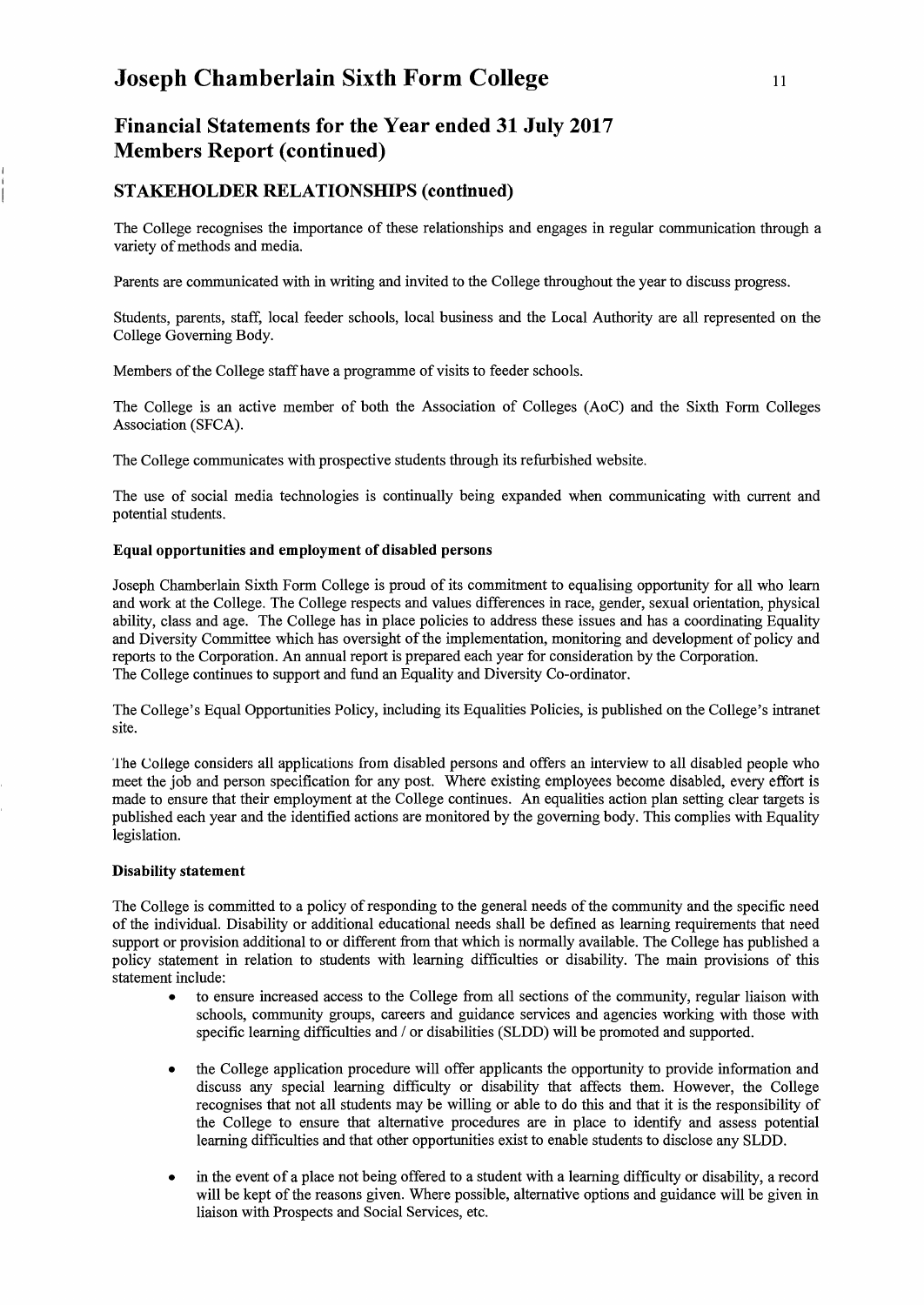## Financial Statements for the Year ended 31 July 2017
## Members Report (continued)

### STAKEHOLDER RELATIONSHIPS (continued)

The College recognises the importance of these relationships and engages in regular communication through a variety of methods and media.

Parents are communicated with in writing and invited to the College throughout the year to discuss progress.

Students, parents, staff, local feeder schools, local business and the Local Authority are all represented on the College Governing Body.

Members of the College staff have a programme of visits to feeder schools.

The College is an active member of both the Association of Colleges (AoC) and the Sixth Form Colleges Association (SFCA).

The College communicates with prospective students through its refurbished website.

The use of social media technologies is continually being expanded when communicating with current and potential students.

**Equal opportunities and employment of disabled persons**

Joseph Chamberlain Sixth Form College is proud of its commitment to equalising opportunity for all who learn and work at the College. The College respects and values differences in race, gender, sexual orientation, physical ability, class and age. The College has in place policies to address these issues and has a coordinating Equality and Diversity Committee which has oversight of the implementation, monitoring and development of policy and reports to the Corporation. An annual report is prepared each year for consideration by the Corporation. The College continues to support and fund an Equality and Diversity Co-ordinator.

The College's Equal Opportunities Policy, including its Equalities Policies, is published on the College's intranet site.

The College considers all applications from disabled persons and offers an interview to all disabled people who meet the job and person specification for any post. Where existing employees become disabled, every effort is made to ensure that their employment at the College continues. An equalities action plan setting clear targets is published each year and the identified actions are monitored by the governing body. This complies with Equality legislation.

**Disability statement**

The College is committed to a policy of responding to the general needs of the community and the specific need of the individual. Disability or additional educational needs shall be defined as learning requirements that need support or provision additional to or different from that which is normally available. The College has published a policy statement in relation to students with learning difficulties or disability. The main provisions of this statement include:

- to ensure increased access to the College from all sections of the community, regular liaison with schools, community groups, careers and guidance services and agencies working with those with specific learning difficulties and / or disabilities (SLDD) will be promoted and supported.

- the College application procedure will offer applicants the opportunity to provide information and discuss any special learning difficulty or disability that affects them. However, the College recognises that not all students may be willing or able to do this and that it is the responsibility of the College to ensure that alternative procedures are in place to identify and assess potential learning difficulties and that other opportunities exist to enable students to disclose any SLDD.

- in the event of a place not being offered to a student with a learning difficulty or disability, a record will be kept of the reasons given. Where possible, alternative options and guidance will be given in liaison with Prospects and Social Services, etc.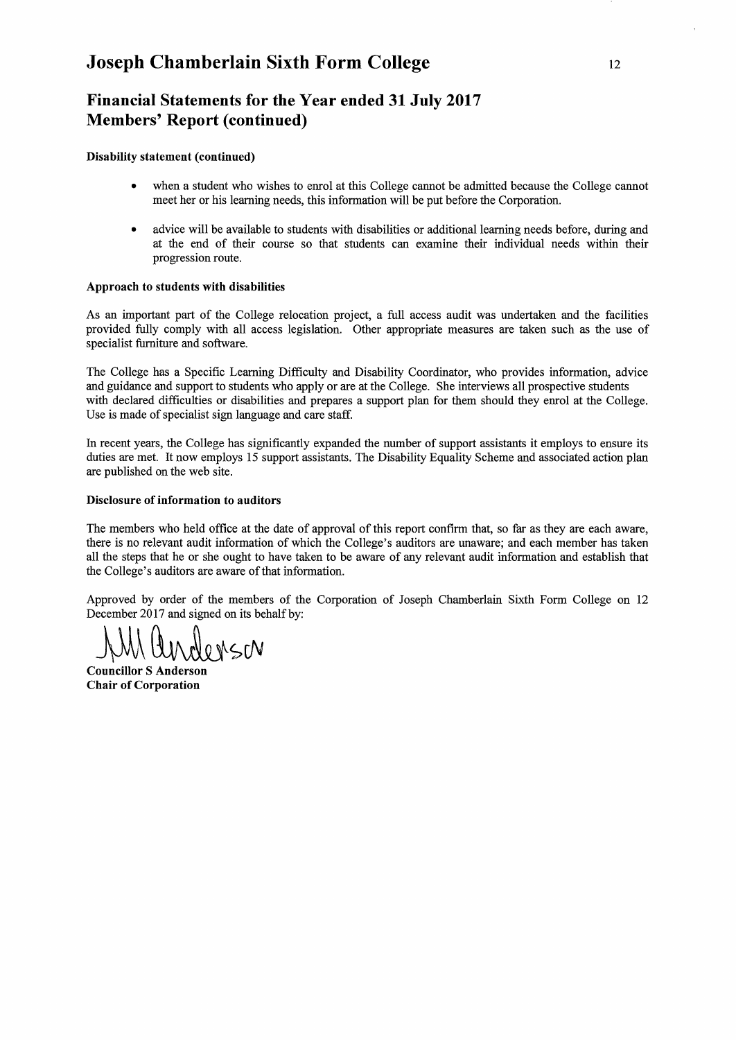# Joseph Chamberlain Sixth Form College

## Financial Statements for the Year ended 31 July 2017
## Members' Report (continued)

**Disability statement (continued)**

- when a student who wishes to enrol at this College cannot be admitted because the College cannot meet her or his learning needs, this information will be put before the Corporation.
- advice will be available to students with disabilities or additional learning needs before, during and at the end of their course so that students can examine their individual needs within their progression route.

**Approach to students with disabilities**

As an important part of the College relocation project, a full access audit was undertaken and the facilities provided fully comply with all access legislation. Other appropriate measures are taken such as the use of specialist furniture and software.

The College has a Specific Learning Difficulty and Disability Coordinator, who provides information, advice and guidance and support to students who apply or are at the College. She interviews all prospective students with declared difficulties or disabilities and prepares a support plan for them should they enrol at the College. Use is made of specialist sign language and care staff.

In recent years, the College has significantly expanded the number of support assistants it employs to ensure its duties are met. It now employs 15 support assistants. The Disability Equality Scheme and associated action plan are published on the web site.

**Disclosure of information to auditors**

The members who held office at the date of approval of this report confirm that, so far as they are each aware, there is no relevant audit information of which the College's auditors are unaware; and each member has taken all the steps that he or she ought to have taken to be aware of any relevant audit information and establish that the College's auditors are aware of that information.

Approved by order of the members of the Corporation of Joseph Chamberlain Sixth Form College on 12 December 2017 and signed on its behalf by:

**Councillor S Anderson**
**Chair of Corporation**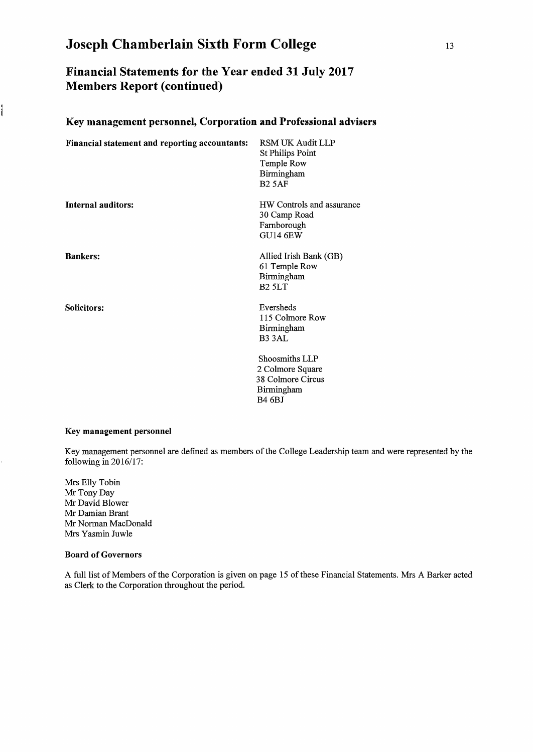# Joseph Chamberlain Sixth Form College

## Financial Statements for the Year ended 31 July 2017
## Members Report (continued)

### Key management personnel, Corporation and Professional advisers

| | |
|---|---|
| **Financial statement and reporting accountants:** | RSM UK Audit LLP<br>St Philips Point<br>Temple Row<br>Birmingham<br>B2 5AF |
| **Internal auditors:** | HW Controls and assurance<br>30 Camp Road<br>Farnborough<br>GU14 6EW |
| **Bankers:** | Allied Irish Bank (GB)<br>61 Temple Row<br>Birmingham<br>B2 5LT |
| **Solicitors:** | Eversheds<br>115 Colmore Row<br>Birmingham<br>B3 3AL |
| | Shoosmiths LLP<br>2 Colmore Square<br>38 Colmore Circus<br>Birmingham<br>B4 6BJ |

**Key management personnel**

Key management personnel are defined as members of the College Leadership team and were represented by the following in 2016/17:

Mrs Elly Tobin
Mr Tony Day
Mr David Blower
Mr Damian Brant
Mr Norman MacDonald
Mrs Yasmin Juwle

**Board of Governors**

A full list of Members of the Corporation is given on page 15 of these Financial Statements. Mrs A Barker acted as Clerk to the Corporation throughout the period.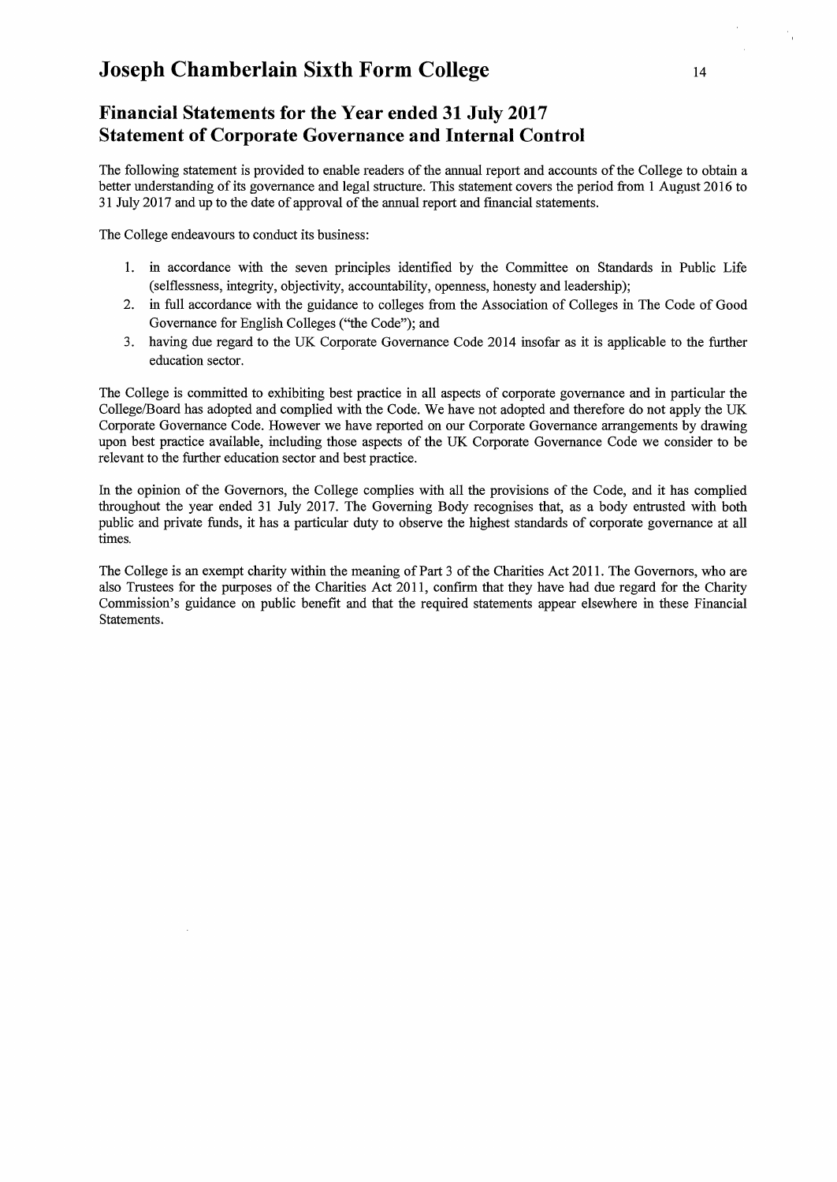# Joseph Chamberlain Sixth Form College

## Financial Statements for the Year ended 31 July 2017
## Statement of Corporate Governance and Internal Control

The following statement is provided to enable readers of the annual report and accounts of the College to obtain a better understanding of its governance and legal structure. This statement covers the period from 1 August 2016 to 31 July 2017 and up to the date of approval of the annual report and financial statements.

The College endeavours to conduct its business:

1. in accordance with the seven principles identified by the Committee on Standards in Public Life (selflessness, integrity, objectivity, accountability, openness, honesty and leadership);
2. in full accordance with the guidance to colleges from the Association of Colleges in The Code of Good Governance for English Colleges ("the Code"); and
3. having due regard to the UK Corporate Governance Code 2014 insofar as it is applicable to the further education sector.

The College is committed to exhibiting best practice in all aspects of corporate governance and in particular the College/Board has adopted and complied with the Code. We have not adopted and therefore do not apply the UK Corporate Governance Code. However we have reported on our Corporate Governance arrangements by drawing upon best practice available, including those aspects of the UK Corporate Governance Code we consider to be relevant to the further education sector and best practice.

In the opinion of the Governors, the College complies with all the provisions of the Code, and it has complied throughout the year ended 31 July 2017. The Governing Body recognises that, as a body entrusted with both public and private funds, it has a particular duty to observe the highest standards of corporate governance at all times.

The College is an exempt charity within the meaning of Part 3 of the Charities Act 2011. The Governors, who are also Trustees for the purposes of the Charities Act 2011, confirm that they have had due regard for the Charity Commission's guidance on public benefit and that the required statements appear elsewhere in these Financial Statements.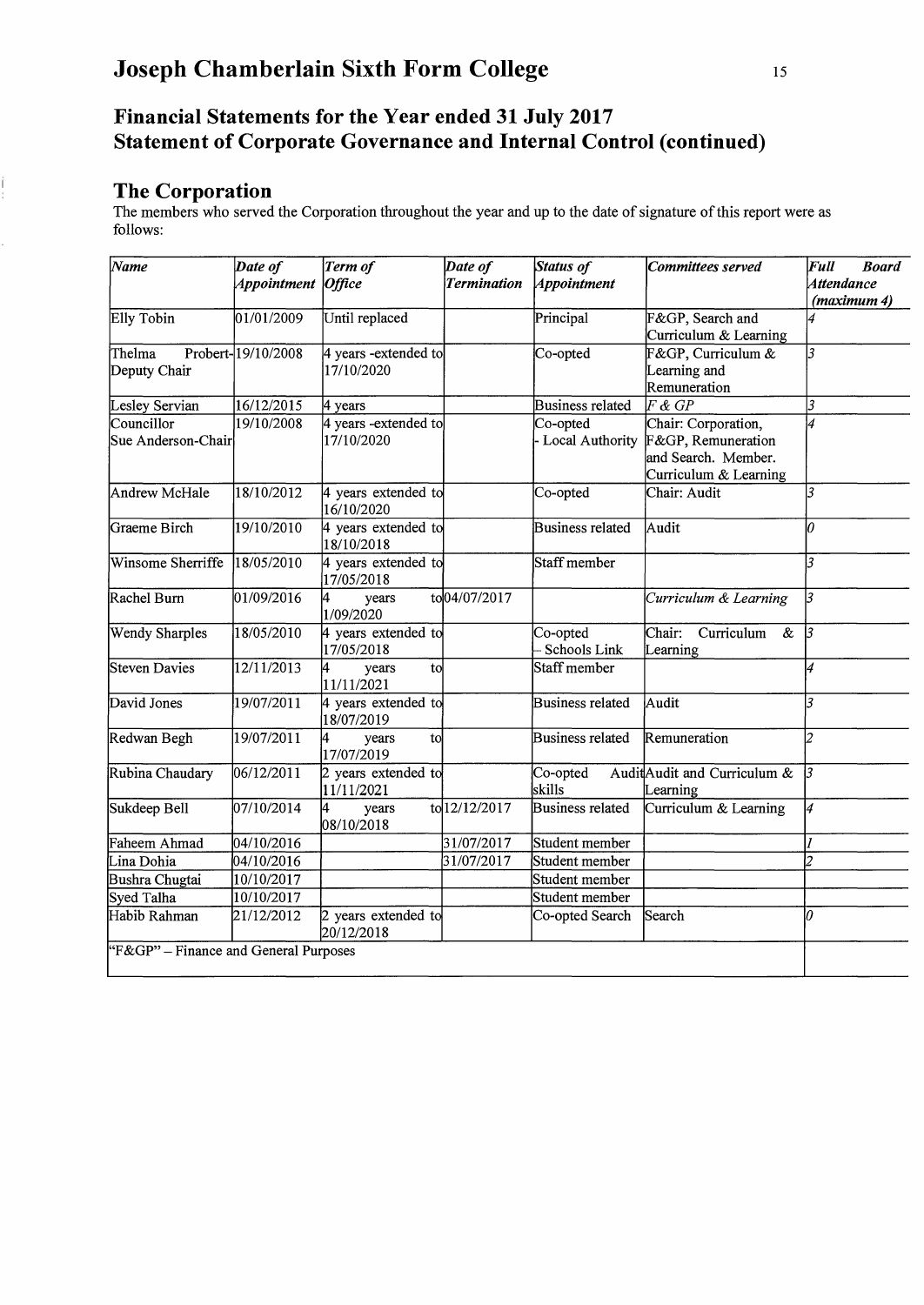## Financial Statements for the Year ended 31 July 2017

## Statement of Corporate Governance and Internal Control (continued)

### The Corporation

The members who served the Corporation throughout the year and up to the date of signature of this report were as follows:

| *Name* | *Date of Appointment* | *Term of Office* | *Date of Termination* | *Status of Appointment* | *Committees served* | *Full Board Attendance (maximum 4)* |
|---|---|---|---|---|---|---|
| Elly Tobin | 01/01/2009 | Until replaced | | Principal | F&GP, Search and Curriculum & Learning | *4* |
| Thelma Probert-Deputy Chair | 19/10/2008 | 4 years -extended to 17/10/2020 | | Co-opted | F&GP, Curriculum & Learning and Remuneration | *3* |
| Lesley Servian | 16/12/2015 | 4 years | | Business related | *F & GP* | 3 |
| Councillor Sue Anderson-Chair | 19/10/2008 | 4 years -extended to 17/10/2020 | | Co-opted - Local Authority | Chair: Corporation, F&GP, Remuneration and Search. Member. Curriculum & Learning | *4* |
| Andrew McHale | 18/10/2012 | 4 years extended to 16/10/2020 | | Co-opted | Chair: Audit | *3* |
| Graeme Birch | 19/10/2010 | 4 years extended to 18/10/2018 | | Business related | Audit | *0* |
| Winsome Sherriffe | 18/05/2010 | 4 years extended to 17/05/2018 | | Staff member | | *3* |
| Rachel Burn | 01/09/2016 | 4 years to 1/09/2020 | 04/07/2017 | | *Curriculum & Learning* | 3 |
| Wendy Sharples | 18/05/2010 | 4 years extended to 17/05/2018 | | Co-opted - Schools Link | Chair: Curriculum & Learning | *3* |
| Steven Davies | 12/11/2013 | 4 years to 11/11/2021 | | Staff member | | *4* |
| David Jones | 19/07/2011 | 4 years extended to 18/07/2019 | | Business related | Audit | *3* |
| Redwan Begh | 19/07/2011 | 4 years to 17/07/2019 | | Business related | Remuneration | *2* |
| Rubina Chaudary | 06/12/2011 | 2 years extended to 11/11/2021 | | Co-opted Audit skills | Audit and Curriculum & Learning | *3* |
| Sukdeep Bell | 07/10/2014 | 4 years to 08/10/2018 | 12/12/2017 | Business related | Curriculum & Learning | *4* |
| Faheem Ahmad | 04/10/2016 | | 31/07/2017 | Student member | | *1* |
| Lina Dohia | 04/10/2016 | | 31/07/2017 | Student member | | *2* |
| Bushra Chugtai | 10/10/2017 | | | Student member | | |
| Syed Talha | 10/10/2017 | | | Student member | | |
| Habib Rahman | 21/12/2012 | 2 years extended to 20/12/2018 | | Co-opted Search | Search | *0* |
| "F&GP" – Finance and General Purposes | | | | | | |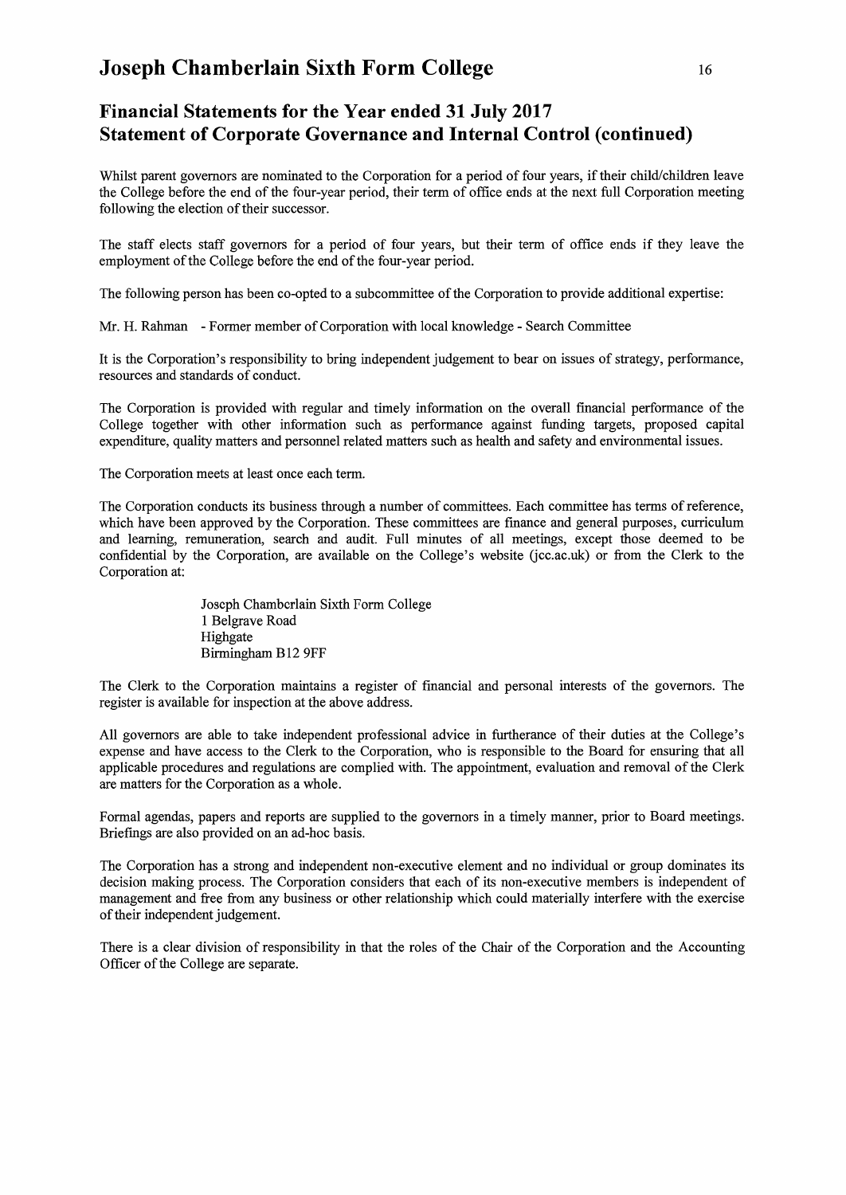## Financial Statements for the Year ended 31 July 2017
## Statement of Corporate Governance and Internal Control (continued)

Whilst parent governors are nominated to the Corporation for a period of four years, if their child/children leave the College before the end of the four-year period, their term of office ends at the next full Corporation meeting following the election of their successor.

The staff elects staff governors for a period of four years, but their term of office ends if they leave the employment of the College before the end of the four-year period.

The following person has been co-opted to a subcommittee of the Corporation to provide additional expertise:

Mr. H. Rahman - Former member of Corporation with local knowledge - Search Committee

It is the Corporation's responsibility to bring independent judgement to bear on issues of strategy, performance, resources and standards of conduct.

The Corporation is provided with regular and timely information on the overall financial performance of the College together with other information such as performance against funding targets, proposed capital expenditure, quality matters and personnel related matters such as health and safety and environmental issues.

The Corporation meets at least once each term.

The Corporation conducts its business through a number of committees. Each committee has terms of reference, which have been approved by the Corporation. These committees are finance and general purposes, curriculum and learning, remuneration, search and audit. Full minutes of all meetings, except those deemed to be confidential by the Corporation, are available on the College's website (jcc.ac.uk) or from the Clerk to the Corporation at:

Joseph Chamberlain Sixth Form College
1 Belgrave Road
Highgate
Birmingham B12 9FF

The Clerk to the Corporation maintains a register of financial and personal interests of the governors. The register is available for inspection at the above address.

All governors are able to take independent professional advice in furtherance of their duties at the College's expense and have access to the Clerk to the Corporation, who is responsible to the Board for ensuring that all applicable procedures and regulations are complied with. The appointment, evaluation and removal of the Clerk are matters for the Corporation as a whole.

Formal agendas, papers and reports are supplied to the governors in a timely manner, prior to Board meetings. Briefings are also provided on an ad-hoc basis.

The Corporation has a strong and independent non-executive element and no individual or group dominates its decision making process. The Corporation considers that each of its non-executive members is independent of management and free from any business or other relationship which could materially interfere with the exercise of their independent judgement.

There is a clear division of responsibility in that the roles of the Chair of the Corporation and the Accounting Officer of the College are separate.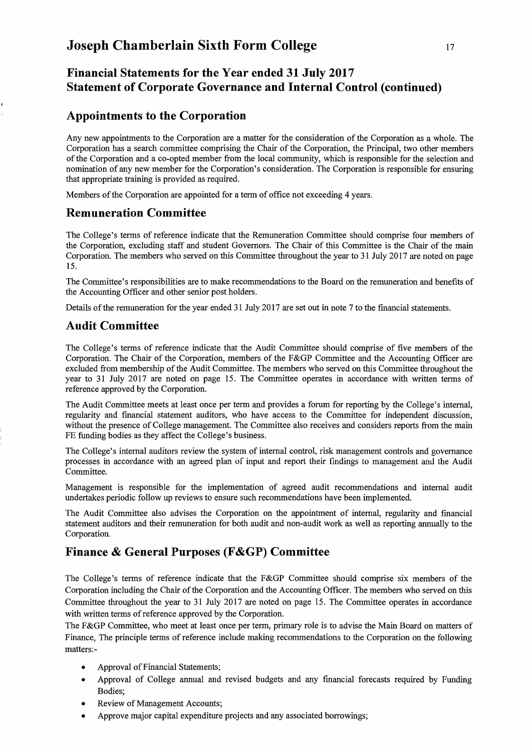# Joseph Chamberlain Sixth Form College

## Financial Statements for the Year ended 31 July 2017
## Statement of Corporate Governance and Internal Control (continued)

### Appointments to the Corporation

Any new appointments to the Corporation are a matter for the consideration of the Corporation as a whole. The Corporation has a search committee comprising the Chair of the Corporation, the Principal, two other members of the Corporation and a co-opted member from the local community, which is responsible for the selection and nomination of any new member for the Corporation's consideration. The Corporation is responsible for ensuring that appropriate training is provided as required.

Members of the Corporation are appointed for a term of office not exceeding 4 years.

### Remuneration Committee

The College's terms of reference indicate that the Remuneration Committee should comprise four members of the Corporation, excluding staff and student Governors. The Chair of this Committee is the Chair of the main Corporation. The members who served on this Committee throughout the year to 31 July 2017 are noted on page 15.

The Committee's responsibilities are to make recommendations to the Board on the remuneration and benefits of the Accounting Officer and other senior post holders.

Details of the remuneration for the year ended 31 July 2017 are set out in note 7 to the financial statements.

### Audit Committee

The College's terms of reference indicate that the Audit Committee should comprise of five members of the Corporation. The Chair of the Corporation, members of the F&GP Committee and the Accounting Officer are excluded from membership of the Audit Committee. The members who served on this Committee throughout the year to 31 July 2017 are noted on page 15. The Committee operates in accordance with written terms of reference approved by the Corporation.

The Audit Committee meets at least once per term and provides a forum for reporting by the College's internal, regularity and financial statement auditors, who have access to the Committee for independent discussion, without the presence of College management. The Committee also receives and considers reports from the main FE funding bodies as they affect the College's business.

The College's internal auditors review the system of internal control, risk management controls and governance processes in accordance with an agreed plan of input and report their findings to management and the Audit Committee.

Management is responsible for the implementation of agreed audit recommendations and internal audit undertakes periodic follow up reviews to ensure such recommendations have been implemented.

The Audit Committee also advises the Corporation on the appointment of internal, regularity and financial statement auditors and their remuneration for both audit and non-audit work as well as reporting annually to the Corporation.

### Finance & General Purposes (F&GP) Committee

The College's terms of reference indicate that the F&GP Committee should comprise six members of the Corporation including the Chair of the Corporation and the Accounting Officer. The members who served on this Committee throughout the year to 31 July 2017 are noted on page 15. The Committee operates in accordance with written terms of reference approved by the Corporation.

The F&GP Committee, who meet at least once per term, primary role is to advise the Main Board on matters of Finance, The principle terms of reference include making recommendations to the Corporation on the following matters:-

- Approval of Financial Statements;
- Approval of College annual and revised budgets and any financial forecasts required by Funding Bodies;
- Review of Management Accounts;
- Approve major capital expenditure projects and any associated borrowings;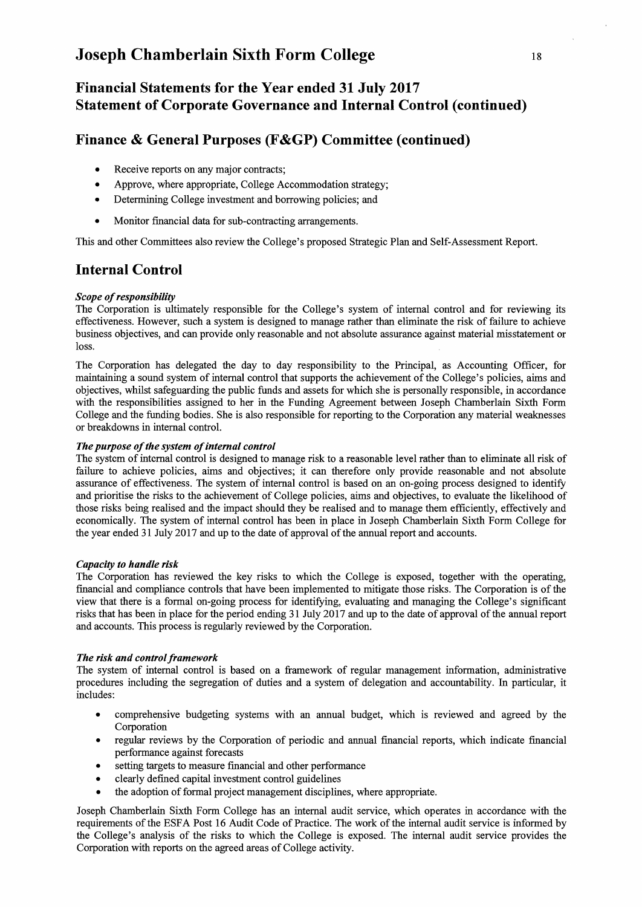## Financial Statements for the Year ended 31 July 2017
## Statement of Corporate Governance and Internal Control (continued)

## Finance & General Purposes (F&GP) Committee (continued)

- Receive reports on any major contracts;
- Approve, where appropriate, College Accommodation strategy;
- Determining College investment and borrowing policies; and
- Monitor financial data for sub-contracting arrangements.

This and other Committees also review the College's proposed Strategic Plan and Self-Assessment Report.

## Internal Control

***Scope of responsibility***

The Corporation is ultimately responsible for the College's system of internal control and for reviewing its effectiveness. However, such a system is designed to manage rather than eliminate the risk of failure to achieve business objectives, and can provide only reasonable and not absolute assurance against material misstatement or loss.

The Corporation has delegated the day to day responsibility to the Principal, as Accounting Officer, for maintaining a sound system of internal control that supports the achievement of the College's policies, aims and objectives, whilst safeguarding the public funds and assets for which she is personally responsible, in accordance with the responsibilities assigned to her in the Funding Agreement between Joseph Chamberlain Sixth Form College and the funding bodies. She is also responsible for reporting to the Corporation any material weaknesses or breakdowns in internal control.

***The purpose of the system of internal control***

The system of internal control is designed to manage risk to a reasonable level rather than to eliminate all risk of failure to achieve policies, aims and objectives; it can therefore only provide reasonable and not absolute assurance of effectiveness. The system of internal control is based on an on-going process designed to identify and prioritise the risks to the achievement of College policies, aims and objectives, to evaluate the likelihood of those risks being realised and the impact should they be realised and to manage them efficiently, effectively and economically. The system of internal control has been in place in Joseph Chamberlain Sixth Form College for the year ended 31 July 2017 and up to the date of approval of the annual report and accounts.

***Capacity to handle risk***

The Corporation has reviewed the key risks to which the College is exposed, together with the operating, financial and compliance controls that have been implemented to mitigate those risks. The Corporation is of the view that there is a formal on-going process for identifying, evaluating and managing the College's significant risks that has been in place for the period ending 31 July 2017 and up to the date of approval of the annual report and accounts. This process is regularly reviewed by the Corporation.

***The risk and control framework***

The system of internal control is based on a framework of regular management information, administrative procedures including the segregation of duties and a system of delegation and accountability. In particular, it includes:

- comprehensive budgeting systems with an annual budget, which is reviewed and agreed by the Corporation
- regular reviews by the Corporation of periodic and annual financial reports, which indicate financial performance against forecasts
- setting targets to measure financial and other performance
- clearly defined capital investment control guidelines
- the adoption of formal project management disciplines, where appropriate.

Joseph Chamberlain Sixth Form College has an internal audit service, which operates in accordance with the requirements of the ESFA Post 16 Audit Code of Practice. The work of the internal audit service is informed by the College's analysis of the risks to which the College is exposed. The internal audit service provides the Corporation with reports on the agreed areas of College activity.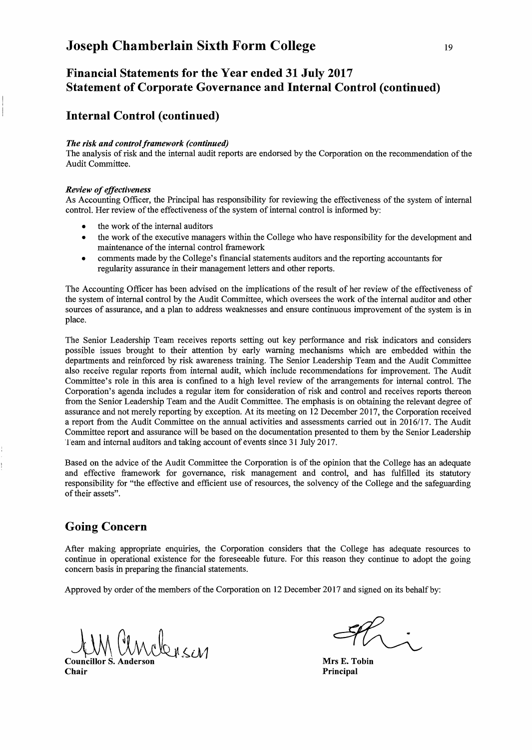## Financial Statements for the Year ended 31 July 2017
## Statement of Corporate Governance and Internal Control (continued)

## Internal Control (continued)

***The risk and control framework (continued)***

The analysis of risk and the internal audit reports are endorsed by the Corporation on the recommendation of the Audit Committee.

***Review of effectiveness***

As Accounting Officer, the Principal has responsibility for reviewing the effectiveness of the system of internal control. Her review of the effectiveness of the system of internal control is informed by:

- the work of the internal auditors
- the work of the executive managers within the College who have responsibility for the development and maintenance of the internal control framework
- comments made by the College's financial statements auditors and the reporting accountants for regularity assurance in their management letters and other reports.

The Accounting Officer has been advised on the implications of the result of her review of the effectiveness of the system of internal control by the Audit Committee, which oversees the work of the internal auditor and other sources of assurance, and a plan to address weaknesses and ensure continuous improvement of the system is in place.

The Senior Leadership Team receives reports setting out key performance and risk indicators and considers possible issues brought to their attention by early warning mechanisms which are embedded within the departments and reinforced by risk awareness training. The Senior Leadership Team and the Audit Committee also receive regular reports from internal audit, which include recommendations for improvement. The Audit Committee's role in this area is confined to a high level review of the arrangements for internal control. The Corporation's agenda includes a regular item for consideration of risk and control and receives reports thereon from the Senior Leadership Team and the Audit Committee. The emphasis is on obtaining the relevant degree of assurance and not merely reporting by exception. At its meeting on 12 December 2017, the Corporation received a report from the Audit Committee on the annual activities and assessments carried out in 2016/17. The Audit Committee report and assurance will be based on the documentation presented to them by the Senior Leadership Team and internal auditors and taking account of events since 31 July 2017.

Based on the advice of the Audit Committee the Corporation is of the opinion that the College has an adequate and effective framework for governance, risk management and control, and has fulfilled its statutory responsibility for "the effective and efficient use of resources, the solvency of the College and the safeguarding of their assets".

## Going Concern

After making appropriate enquiries, the Corporation considers that the College has adequate resources to continue in operational existence for the foreseeable future. For this reason they continue to adopt the going concern basis in preparing the financial statements.

Approved by order of the members of the Corporation on 12 December 2017 and signed on its behalf by:

**Councillor S. Anderson**
**Chair**

**Mrs E. Tobin**
**Principal**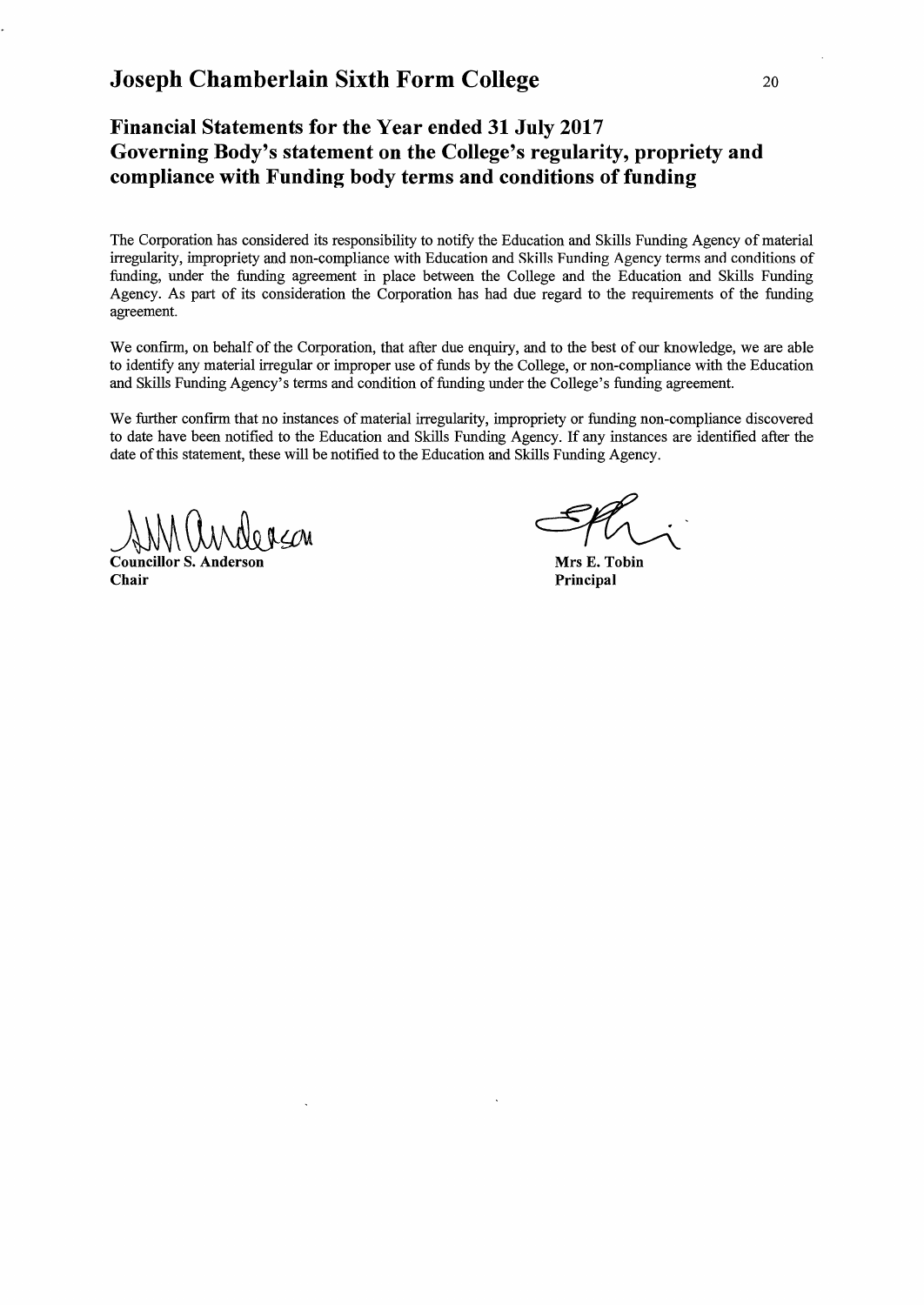# Joseph Chamberlain Sixth Form College

## Financial Statements for the Year ended 31 July 2017
## Governing Body's statement on the College's regularity, propriety and compliance with Funding body terms and conditions of funding

The Corporation has considered its responsibility to notify the Education and Skills Funding Agency of material irregularity, impropriety and non-compliance with Education and Skills Funding Agency terms and conditions of funding, under the funding agreement in place between the College and the Education and Skills Funding Agency. As part of its consideration the Corporation has had due regard to the requirements of the funding agreement.

We confirm, on behalf of the Corporation, that after due enquiry, and to the best of our knowledge, we are able to identify any material irregular or improper use of funds by the College, or non-compliance with the Education and Skills Funding Agency's terms and condition of funding under the College's funding agreement.

We further confirm that no instances of material irregularity, impropriety or funding non-compliance discovered to date have been notified to the Education and Skills Funding Agency. If any instances are identified after the date of this statement, these will be notified to the Education and Skills Funding Agency.

**Councillor S. Anderson**
**Chair**

**Mrs E. Tobin**
**Principal**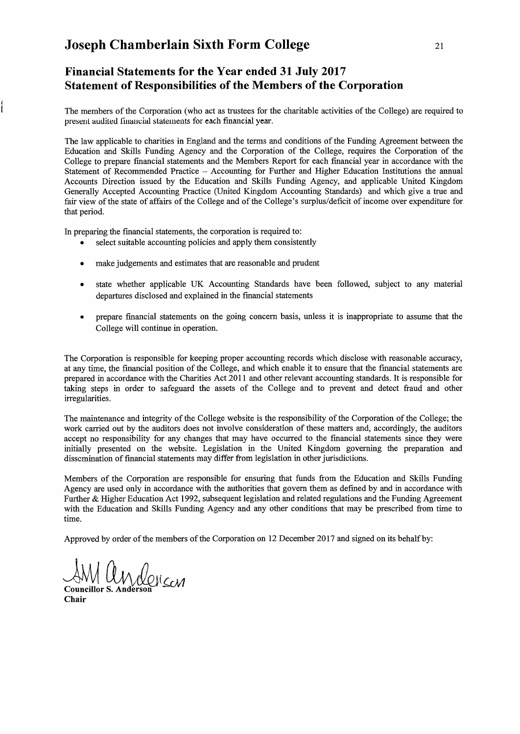# Joseph Chamberlain Sixth Form College

## Financial Statements for the Year ended 31 July 2017
## Statement of Responsibilities of the Members of the Corporation

The members of the Corporation (who act as trustees for the charitable activities of the College) are required to present audited financial statements for each financial year.

The law applicable to charities in England and the terms and conditions of the Funding Agreement between the Education and Skills Funding Agency and the Corporation of the College, requires the Corporation of the College to prepare financial statements and the Members Report for each financial year in accordance with the Statement of Recommended Practice – Accounting for Further and Higher Education Institutions the annual Accounts Direction issued by the Education and Skills Funding Agency, and applicable United Kingdom Generally Accepted Accounting Practice (United Kingdom Accounting Standards) and which give a true and fair view of the state of affairs of the College and of the College's surplus/deficit of income over expenditure for that period.

In preparing the financial statements, the corporation is required to:

- select suitable accounting policies and apply them consistently
- make judgements and estimates that are reasonable and prudent
- state whether applicable UK Accounting Standards have been followed, subject to any material departures disclosed and explained in the financial statements
- prepare financial statements on the going concern basis, unless it is inappropriate to assume that the College will continue in operation.

The Corporation is responsible for keeping proper accounting records which disclose with reasonable accuracy, at any time, the financial position of the College, and which enable it to ensure that the financial statements are prepared in accordance with the Charities Act 2011 and other relevant accounting standards. It is responsible for taking steps in order to safeguard the assets of the College and to prevent and detect fraud and other irregularities.

The maintenance and integrity of the College website is the responsibility of the Corporation of the College; the work carried out by the auditors does not involve consideration of these matters and, accordingly, the auditors accept no responsibility for any changes that may have occurred to the financial statements since they were initially presented on the website. Legislation in the United Kingdom governing the preparation and dissemination of financial statements may differ from legislation in other jurisdictions.

Members of the Corporation are responsible for ensuring that funds from the Education and Skills Funding Agency are used only in accordance with the authorities that govern them as defined by and in accordance with Further & Higher Education Act 1992, subsequent legislation and related regulations and the Funding Agreement with the Education and Skills Funding Agency and any other conditions that may be prescribed from time to time.

Approved by order of the members of the Corporation on 12 December 2017 and signed on its behalf by:

**Councillor S. Anderson**
**Chair**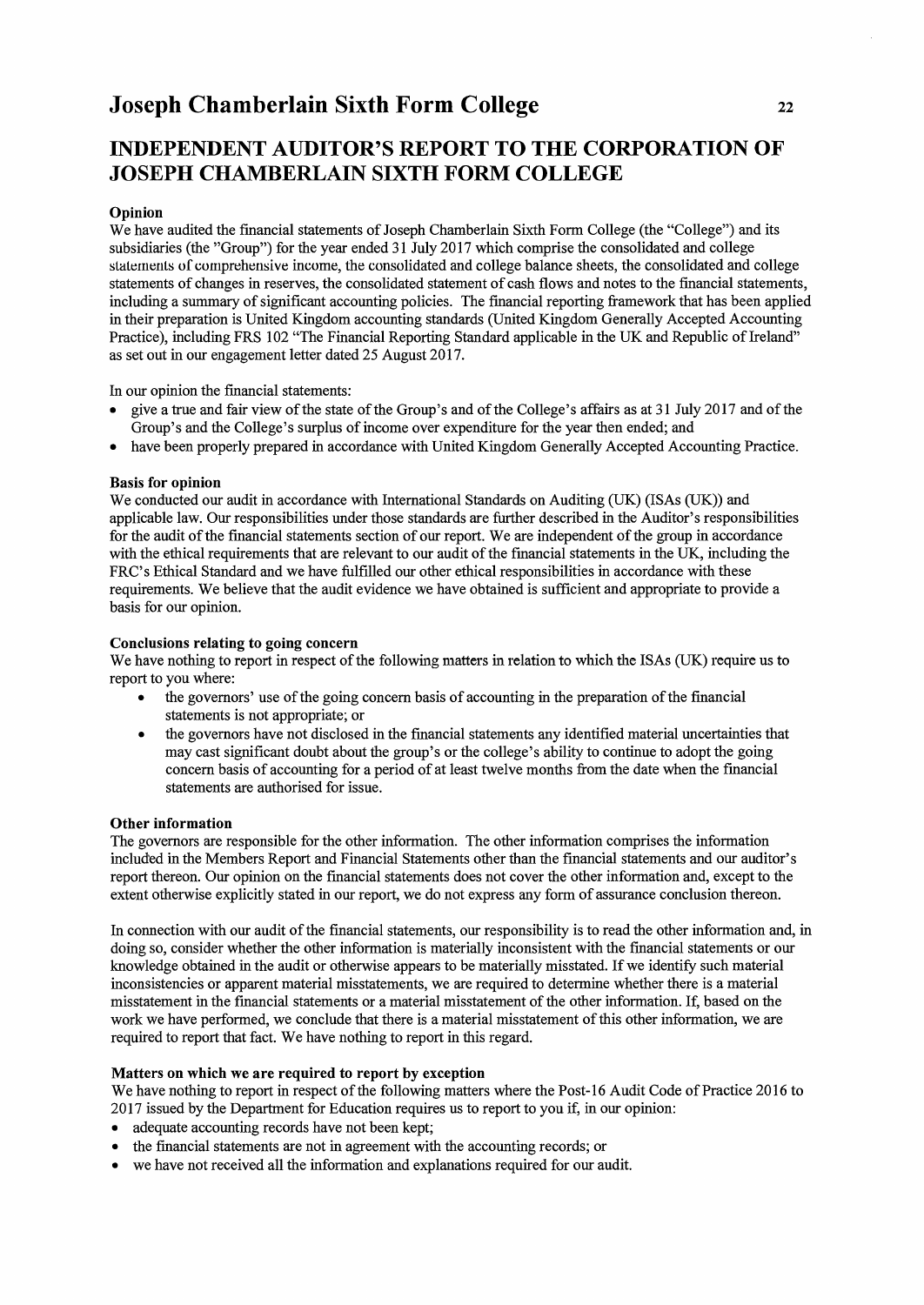# INDEPENDENT AUDITOR'S REPORT TO THE CORPORATION OF JOSEPH CHAMBERLAIN SIXTH FORM COLLEGE

### Opinion

We have audited the financial statements of Joseph Chamberlain Sixth Form College (the "College") and its subsidiaries (the "Group") for the year ended 31 July 2017 which comprise the consolidated and college statements of comprehensive income, the consolidated and college balance sheets, the consolidated and college statements of changes in reserves, the consolidated statement of cash flows and notes to the financial statements, including a summary of significant accounting policies. The financial reporting framework that has been applied in their preparation is United Kingdom accounting standards (United Kingdom Generally Accepted Accounting Practice), including FRS 102 "The Financial Reporting Standard applicable in the UK and Republic of Ireland" as set out in our engagement letter dated 25 August 2017.

In our opinion the financial statements:

- give a true and fair view of the state of the Group's and of the College's affairs as at 31 July 2017 and of the Group's and the College's surplus of income over expenditure for the year then ended; and
- have been properly prepared in accordance with United Kingdom Generally Accepted Accounting Practice.

### Basis for opinion

We conducted our audit in accordance with International Standards on Auditing (UK) (ISAs (UK)) and applicable law. Our responsibilities under those standards are further described in the Auditor's responsibilities for the audit of the financial statements section of our report. We are independent of the group in accordance with the ethical requirements that are relevant to our audit of the financial statements in the UK, including the FRC's Ethical Standard and we have fulfilled our other ethical responsibilities in accordance with these requirements. We believe that the audit evidence we have obtained is sufficient and appropriate to provide a basis for our opinion.

### Conclusions relating to going concern

We have nothing to report in respect of the following matters in relation to which the ISAs (UK) require us to report to you where:

- the governors' use of the going concern basis of accounting in the preparation of the financial statements is not appropriate; or
- the governors have not disclosed in the financial statements any identified material uncertainties that may cast significant doubt about the group's or the college's ability to continue to adopt the going concern basis of accounting for a period of at least twelve months from the date when the financial statements are authorised for issue.

### Other information

The governors are responsible for the other information. The other information comprises the information included in the Members Report and Financial Statements other than the financial statements and our auditor's report thereon. Our opinion on the financial statements does not cover the other information and, except to the extent otherwise explicitly stated in our report, we do not express any form of assurance conclusion thereon.

In connection with our audit of the financial statements, our responsibility is to read the other information and, in doing so, consider whether the other information is materially inconsistent with the financial statements or our knowledge obtained in the audit or otherwise appears to be materially misstated. If we identify such material inconsistencies or apparent material misstatements, we are required to determine whether there is a material misstatement in the financial statements or a material misstatement of the other information. If, based on the work we have performed, we conclude that there is a material misstatement of this other information, we are required to report that fact. We have nothing to report in this regard.

### Matters on which we are required to report by exception

We have nothing to report in respect of the following matters where the Post-16 Audit Code of Practice 2016 to 2017 issued by the Department for Education requires us to report to you if, in our opinion:

- adequate accounting records have not been kept;
- the financial statements are not in agreement with the accounting records; or
- we have not received all the information and explanations required for our audit.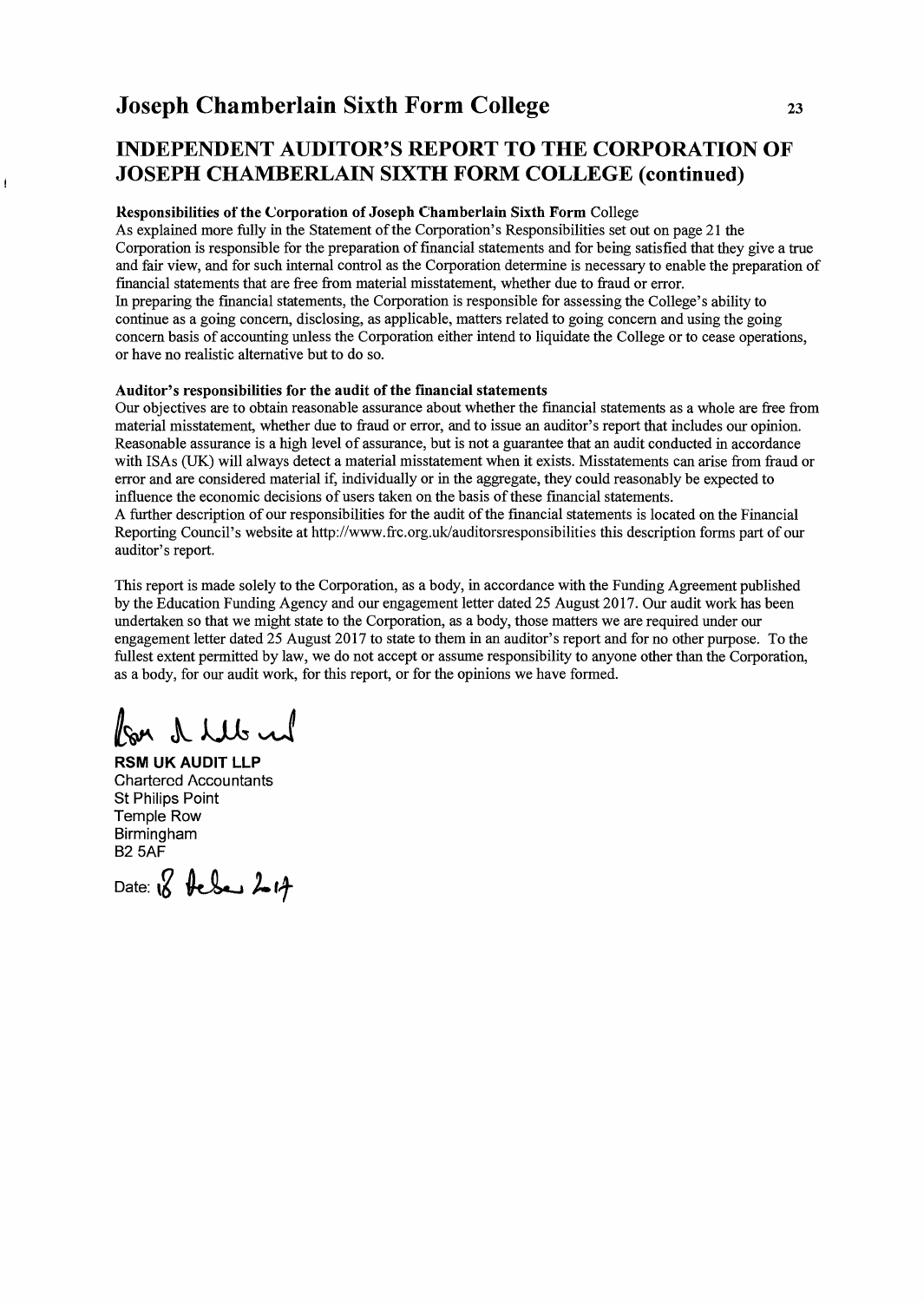## INDEPENDENT AUDITOR'S REPORT TO THE CORPORATION OF JOSEPH CHAMBERLAIN SIXTH FORM COLLEGE (continued)

**Responsibilities of the Corporation of Joseph Chamberlain Sixth Form College**

As explained more fully in the Statement of the Corporation's Responsibilities set out on page 21 the Corporation is responsible for the preparation of financial statements and for being satisfied that they give a true and fair view, and for such internal control as the Corporation determine is necessary to enable the preparation of financial statements that are free from material misstatement, whether due to fraud or error.

In preparing the financial statements, the Corporation is responsible for assessing the College's ability to continue as a going concern, disclosing, as applicable, matters related to going concern and using the going concern basis of accounting unless the Corporation either intend to liquidate the College or to cease operations, or have no realistic alternative but to do so.

**Auditor's responsibilities for the audit of the financial statements**

Our objectives are to obtain reasonable assurance about whether the financial statements as a whole are free from material misstatement, whether due to fraud or error, and to issue an auditor's report that includes our opinion. Reasonable assurance is a high level of assurance, but is not a guarantee that an audit conducted in accordance with ISAs (UK) will always detect a material misstatement when it exists. Misstatements can arise from fraud or error and are considered material if, individually or in the aggregate, they could reasonably be expected to influence the economic decisions of users taken on the basis of these financial statements.

A further description of our responsibilities for the audit of the financial statements is located on the Financial Reporting Council's website at http://www.frc.org.uk/auditorsresponsibilities this description forms part of our auditor's report.

This report is made solely to the Corporation, as a body, in accordance with the Funding Agreement published by the Education Funding Agency and our engagement letter dated 25 August 2017. Our audit work has been undertaken so that we might state to the Corporation, as a body, those matters we are required under our engagement letter dated 25 August 2017 to state to them in an auditor's report and for no other purpose. To the fullest extent permitted by law, we do not accept or assume responsibility to anyone other than the Corporation, as a body, for our audit work, for this report, or for the opinions we have formed.

**RSM UK AUDIT LLP**
Chartered Accountants
St Philips Point
Temple Row
Birmingham
B2 5AF

Date: 18 Dec 2017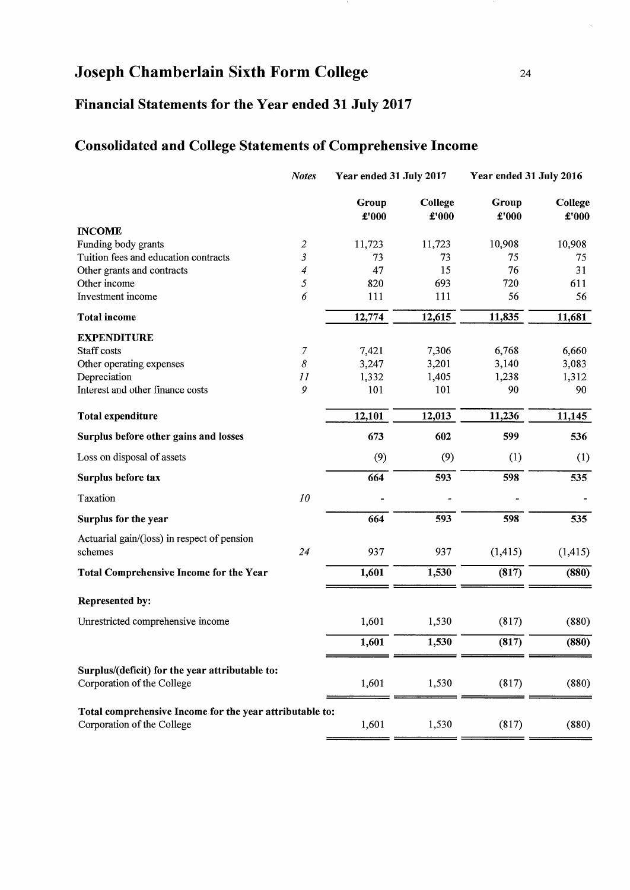# Joseph Chamberlain Sixth Form College

## Financial Statements for the Year ended 31 July 2017

## Consolidated and College Statements of Comprehensive Income

| | *Notes* | Year ended 31 July 2017 | | Year ended 31 July 2016 | |
|---|---|---|---|---|---|
| | | Group £'000 | College £'000 | Group £'000 | College £'000 |
| **INCOME** | | | | | |
| Funding body grants | *2* | 11,723 | 11,723 | 10,908 | 10,908 |
| Tuition fees and education contracts | *3* | 73 | 73 | 75 | 75 |
| Other grants and contracts | *4* | 47 | 15 | 76 | 31 |
| Other income | *5* | 820 | 693 | 720 | 611 |
| Investment income | *6* | 111 | 111 | 56 | 56 |
| **Total income** | | **12,774** | **12,615** | **11,835** | **11,681** |
| **EXPENDITURE** | | | | | |
| Staff costs | *7* | 7,421 | 7,306 | 6,768 | 6,660 |
| Other operating expenses | *8* | 3,247 | 3,201 | 3,140 | 3,083 |
| Depreciation | *11* | 1,332 | 1,405 | 1,238 | 1,312 |
| Interest and other finance costs | *9* | 101 | 101 | 90 | 90 |
| **Total expenditure** | | **12,101** | **12,013** | **11,236** | **11,145** |
| **Surplus before other gains and losses** | | **673** | **602** | **599** | **536** |
| Loss on disposal of assets | | (9) | (9) | (1) | (1) |
| **Surplus before tax** | | **664** | **593** | **598** | **535** |
| Taxation | *10* | - | - | - | - |
| **Surplus for the year** | | **664** | **593** | **598** | **535** |
| Actuarial gain/(loss) in respect of pension schemes | *24* | 937 | 937 | (1,415) | (1,415) |
| **Total Comprehensive Income for the Year** | | **1,601** | **1,530** | **(817)** | **(880)** |
| **Represented by:** | | | | | |
| Unrestricted comprehensive income | | 1,601 | 1,530 | (817) | (880) |
| | | **1,601** | **1,530** | **(817)** | **(880)** |
| **Surplus/(deficit) for the year attributable to:** | | | | | |
| Corporation of the College | | 1,601 | 1,530 | (817) | (880) |
| **Total comprehensive Income for the year attributable to:** | | | | | |
| Corporation of the College | | 1,601 | 1,530 | (817) | (880) |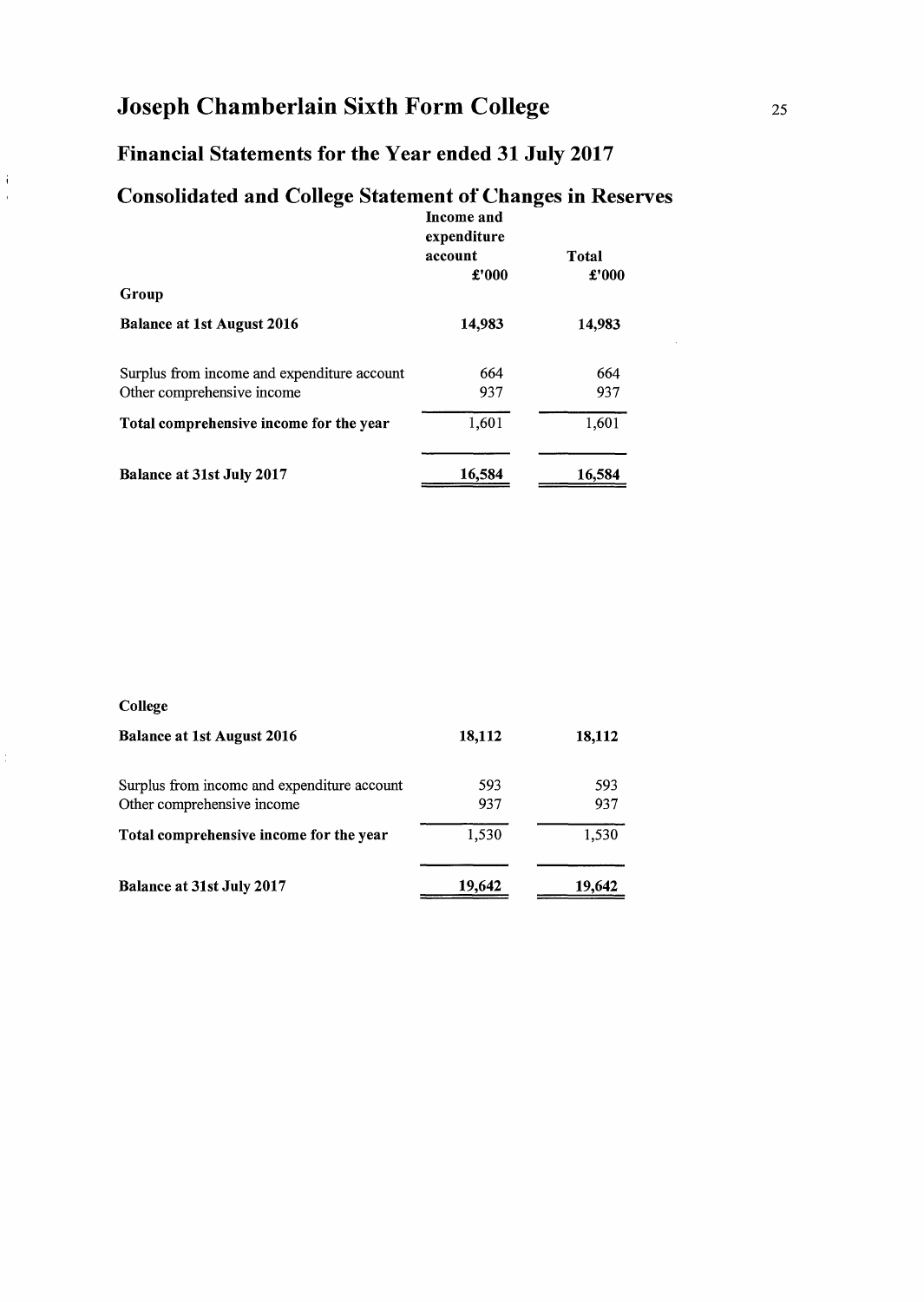# Joseph Chamberlain Sixth Form College

## Financial Statements for the Year ended 31 July 2017

## Consolidated and College Statement of Changes in Reserves

| | Income and expenditure account £'000 | Total £'000 |
|---|---|---|
| **Group** | | |
| **Balance at 1st August 2016** | **14,983** | **14,983** |
| Surplus from income and expenditure account | 664 | 664 |
| Other comprehensive income | 937 | 937 |
| **Total comprehensive income for the year** | 1,601 | 1,601 |
| **Balance at 31st July 2017** | **16,584** | **16,584** |

| | Income and expenditure account £'000 | Total £'000 |
|---|---|---|
| **College** | | |
| **Balance at 1st August 2016** | **18,112** | **18,112** |
| Surplus from income and expenditure account | 593 | 593 |
| Other comprehensive income | 937 | 937 |
| **Total comprehensive income for the year** | 1,530 | 1,530 |
| **Balance at 31st July 2017** | **19,642** | **19,642** |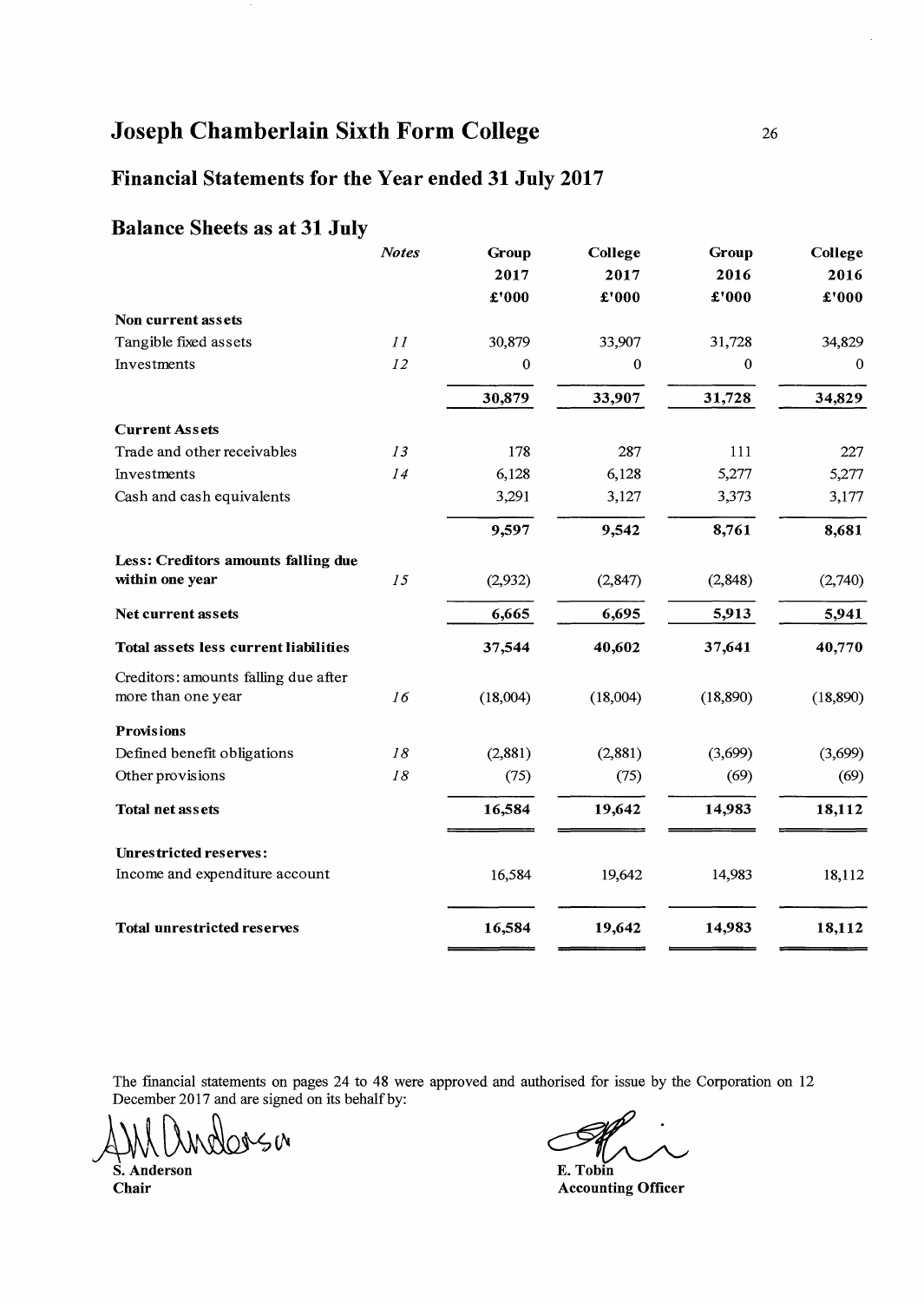# Joseph Chamberlain Sixth Form College

## Financial Statements for the Year ended 31 July 2017

### Balance Sheets as at 31 July

| | *Notes* | **Group 2017 £'000** | **College 2017 £'000** | **Group 2016 £'000** | **College 2016 £'000** |
|---|---|---|---|---|---|
| **Non current assets** | | | | | |
| Tangible fixed assets | *11* | 30,879 | 33,907 | 31,728 | 34,829 |
| Investments | *12* | 0 | 0 | 0 | 0 |
| | | **30,879** | **33,907** | **31,728** | **34,829** |
| **Current Assets** | | | | | |
| Trade and other receivables | *13* | 178 | 287 | 111 | 227 |
| Investments | *14* | 6,128 | 6,128 | 5,277 | 5,277 |
| Cash and cash equivalents | | 3,291 | 3,127 | 3,373 | 3,177 |
| | | **9,597** | **9,542** | **8,761** | **8,681** |
| **Less: Creditors amounts falling due within one year** | *15* | (2,932) | (2,847) | (2,848) | (2,740) |
| **Net current assets** | | **6,665** | **6,695** | **5,913** | **5,941** |
| **Total assets less current liabilities** | | **37,544** | **40,602** | **37,641** | **40,770** |
| Creditors: amounts falling due after more than one year | *16* | (18,004) | (18,004) | (18,890) | (18,890) |
| **Provisions** | | | | | |
| Defined benefit obligations | *18* | (2,881) | (2,881) | (3,699) | (3,699) |
| Other provisions | *18* | (75) | (75) | (69) | (69) |
| **Total net assets** | | **16,584** | **19,642** | **14,983** | **18,112** |
| **Unrestricted reserves:** | | | | | |
| Income and expenditure account | | 16,584 | 19,642 | 14,983 | 18,112 |
| **Total unrestricted reserves** | | **16,584** | **19,642** | **14,983** | **18,112** |

The financial statements on pages 24 to 48 were approved and authorised for issue by the Corporation on 12 December 2017 and are signed on its behalf by:

**S. Anderson**
**Chair**

**E. Tobin**
**Accounting Officer**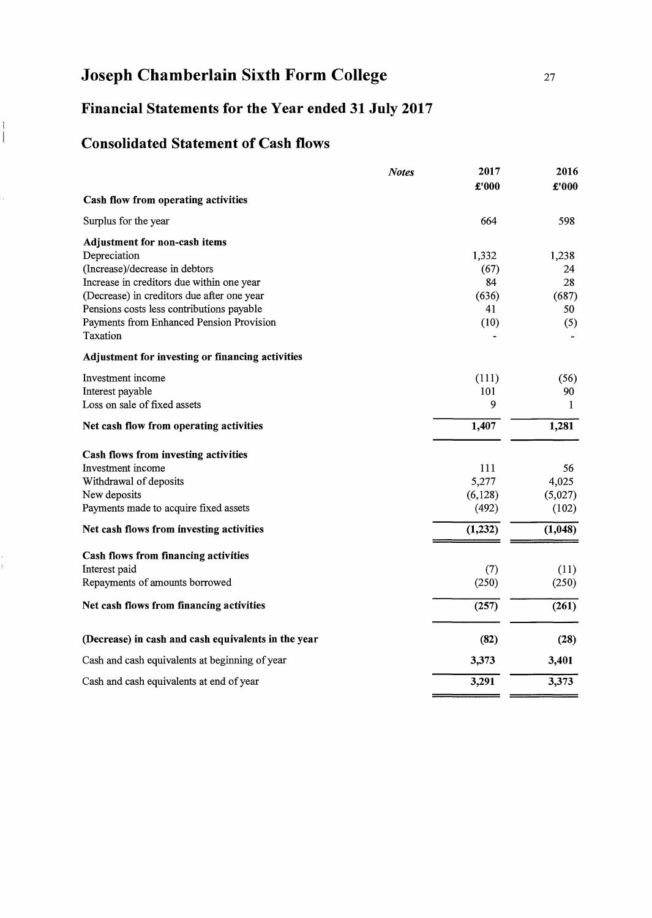# Joseph Chamberlain Sixth Form College

## Financial Statements for the Year ended 31 July 2017

## Consolidated Statement of Cash flows

| | *Notes* | 2017 £'000 | 2016 £'000 |
|---|---|---|---|
| **Cash flow from operating activities** | | | |
| Surplus for the year | | 664 | 598 |
| **Adjustment for non-cash items** | | | |
| Depreciation | | 1,332 | 1,238 |
| (Increase)/decrease in debtors | | (67) | 24 |
| Increase in creditors due within one year | | 84 | 28 |
| (Decrease) in creditors due after one year | | (636) | (687) |
| Pensions costs less contributions payable | | 41 | 50 |
| Payments from Enhanced Pension Provision | | (10) | (5) |
| Taxation | | - | - |
| **Adjustment for investing or financing activities** | | | |
| Investment income | | (111) | (56) |
| Interest payable | | 101 | 90 |
| Loss on sale of fixed assets | | 9 | 1 |
| **Net cash flow from operating activities** | | **1,407** | **1,281** |
| **Cash flows from investing activities** | | | |
| Investment income | | 111 | 56 |
| Withdrawal of deposits | | 5,277 | 4,025 |
| New deposits | | (6,128) | (5,027) |
| Payments made to acquire fixed assets | | (492) | (102) |
| **Net cash flows from investing activities** | | **(1,232)** | **(1,048)** |
| **Cash flows from financing activities** | | | |
| Interest paid | | (7) | (11) |
| Repayments of amounts borrowed | | (250) | (250) |
| **Net cash flows from financing activities** | | **(257)** | **(261)** |
| **(Decrease) in cash and cash equivalents in the year** | | **(82)** | **(28)** |
| Cash and cash equivalents at beginning of year | | **3,373** | **3,401** |
| Cash and cash equivalents at end of year | | **3,291** | **3,373** |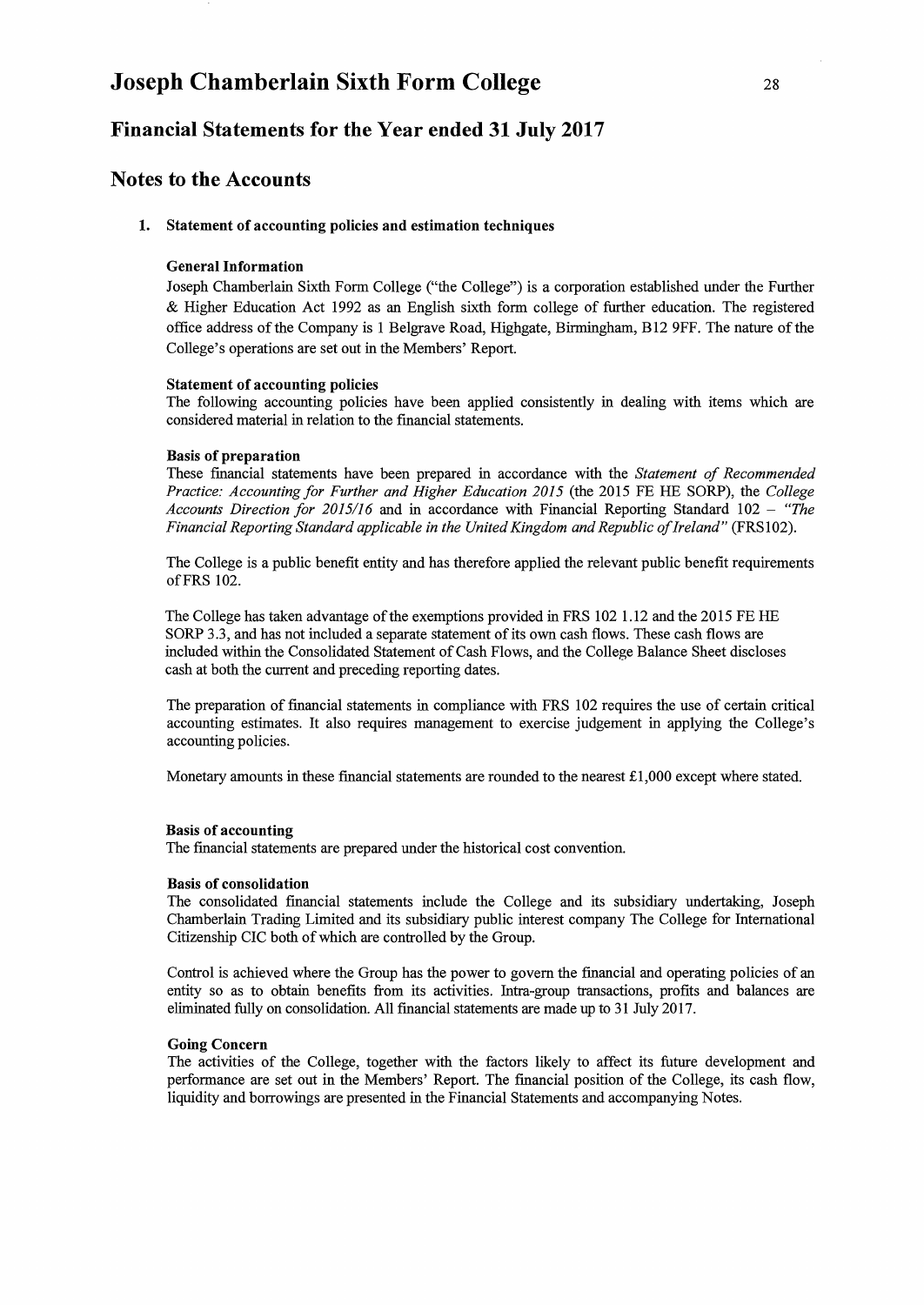# Joseph Chamberlain Sixth Form College

## Financial Statements for the Year ended 31 July 2017

## Notes to the Accounts

### 1. Statement of accounting policies and estimation techniques

**General Information**

Joseph Chamberlain Sixth Form College ("the College") is a corporation established under the Further & Higher Education Act 1992 as an English sixth form college of further education. The registered office address of the Company is 1 Belgrave Road, Highgate, Birmingham, B12 9FF. The nature of the College's operations are set out in the Members' Report.

**Statement of accounting policies**

The following accounting policies have been applied consistently in dealing with items which are considered material in relation to the financial statements.

**Basis of preparation**

These financial statements have been prepared in accordance with the *Statement of Recommended Practice: Accounting for Further and Higher Education 2015* (the 2015 FE HE SORP), the *College Accounts Direction for 2015/16* and in accordance with Financial Reporting Standard 102 – *"The Financial Reporting Standard applicable in the United Kingdom and Republic of Ireland"* (FRS102).

The College is a public benefit entity and has therefore applied the relevant public benefit requirements of FRS 102.

The College has taken advantage of the exemptions provided in FRS 102 1.12 and the 2015 FE HE SORP 3.3, and has not included a separate statement of its own cash flows. These cash flows are included within the Consolidated Statement of Cash Flows, and the College Balance Sheet discloses cash at both the current and preceding reporting dates.

The preparation of financial statements in compliance with FRS 102 requires the use of certain critical accounting estimates. It also requires management to exercise judgement in applying the College's accounting policies.

Monetary amounts in these financial statements are rounded to the nearest £1,000 except where stated.

**Basis of accounting**

The financial statements are prepared under the historical cost convention.

**Basis of consolidation**

The consolidated financial statements include the College and its subsidiary undertaking, Joseph Chamberlain Trading Limited and its subsidiary public interest company The College for International Citizenship CIC both of which are controlled by the Group.

Control is achieved where the Group has the power to govern the financial and operating policies of an entity so as to obtain benefits from its activities. Intra-group transactions, profits and balances are eliminated fully on consolidation. All financial statements are made up to 31 July 2017.

**Going Concern**

The activities of the College, together with the factors likely to affect its future development and performance are set out in the Members' Report. The financial position of the College, its cash flow, liquidity and borrowings are presented in the Financial Statements and accompanying Notes.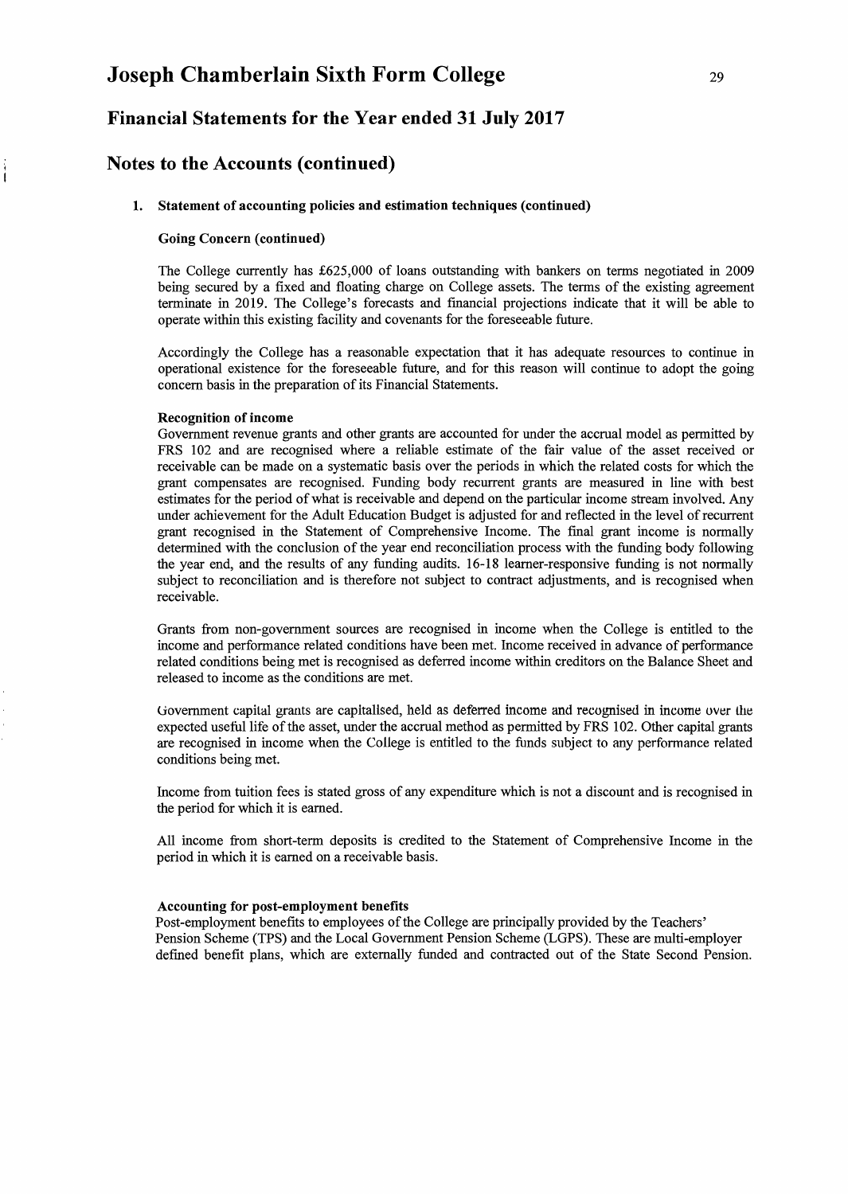# Joseph Chamberlain Sixth Form College

## Financial Statements for the Year ended 31 July 2017

## Notes to the Accounts (continued)

### 1. Statement of accounting policies and estimation techniques (continued)

**Going Concern (continued)**

The College currently has £625,000 of loans outstanding with bankers on terms negotiated in 2009 being secured by a fixed and floating charge on College assets. The terms of the existing agreement terminate in 2019. The College's forecasts and financial projections indicate that it will be able to operate within this existing facility and covenants for the foreseeable future.

Accordingly the College has a reasonable expectation that it has adequate resources to continue in operational existence for the foreseeable future, and for this reason will continue to adopt the going concern basis in the preparation of its Financial Statements.

**Recognition of income**

Government revenue grants and other grants are accounted for under the accrual model as permitted by FRS 102 and are recognised where a reliable estimate of the fair value of the asset received or receivable can be made on a systematic basis over the periods in which the related costs for which the grant compensates are recognised. Funding body recurrent grants are measured in line with best estimates for the period of what is receivable and depend on the particular income stream involved. Any under achievement for the Adult Education Budget is adjusted for and reflected in the level of recurrent grant recognised in the Statement of Comprehensive Income. The final grant income is normally determined with the conclusion of the year end reconciliation process with the funding body following the year end, and the results of any funding audits. 16-18 learner-responsive funding is not normally subject to reconciliation and is therefore not subject to contract adjustments, and is recognised when receivable.

Grants from non-government sources are recognised in income when the College is entitled to the income and performance related conditions have been met. Income received in advance of performance related conditions being met is recognised as deferred income within creditors on the Balance Sheet and released to income as the conditions are met.

Government capital grants are capitalised, held as deferred income and recognised in income over the expected useful life of the asset, under the accrual method as permitted by FRS 102. Other capital grants are recognised in income when the College is entitled to the funds subject to any performance related conditions being met.

Income from tuition fees is stated gross of any expenditure which is not a discount and is recognised in the period for which it is earned.

All income from short-term deposits is credited to the Statement of Comprehensive Income in the period in which it is earned on a receivable basis.

**Accounting for post-employment benefits**

Post-employment benefits to employees of the College are principally provided by the Teachers' Pension Scheme (TPS) and the Local Government Pension Scheme (LGPS). These are multi-employer defined benefit plans, which are externally funded and contracted out of the State Second Pension.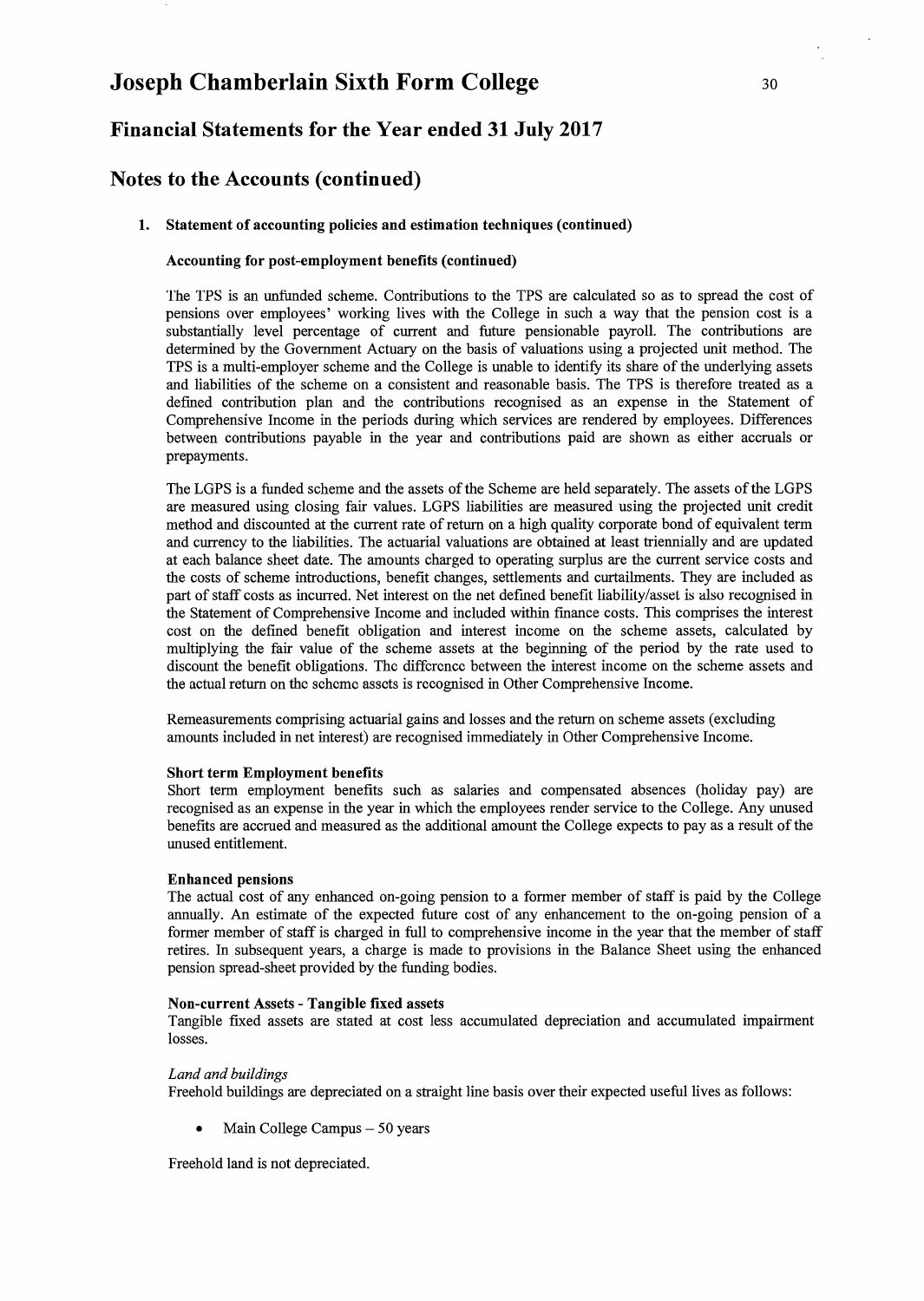# Joseph Chamberlain Sixth Form College

## Financial Statements for the Year ended 31 July 2017

## Notes to the Accounts (continued)

### 1. Statement of accounting policies and estimation techniques (continued)

**Accounting for post-employment benefits (continued)**

The TPS is an unfunded scheme. Contributions to the TPS are calculated so as to spread the cost of pensions over employees' working lives with the College in such a way that the pension cost is a substantially level percentage of current and future pensionable payroll. The contributions are determined by the Government Actuary on the basis of valuations using a projected unit method. The TPS is a multi-employer scheme and the College is unable to identify its share of the underlying assets and liabilities of the scheme on a consistent and reasonable basis. The TPS is therefore treated as a defined contribution plan and the contributions recognised as an expense in the Statement of Comprehensive Income in the periods during which services are rendered by employees. Differences between contributions payable in the year and contributions paid are shown as either accruals or prepayments.

The LGPS is a funded scheme and the assets of the Scheme are held separately. The assets of the LGPS are measured using closing fair values. LGPS liabilities are measured using the projected unit credit method and discounted at the current rate of return on a high quality corporate bond of equivalent term and currency to the liabilities. The actuarial valuations are obtained at least triennially and are updated at each balance sheet date. The amounts charged to operating surplus are the current service costs and the costs of scheme introductions, benefit changes, settlements and curtailments. They are included as part of staff costs as incurred. Net interest on the net defined benefit liability/asset is also recognised in the Statement of Comprehensive Income and included within finance costs. This comprises the interest cost on the defined benefit obligation and interest income on the scheme assets, calculated by multiplying the fair value of the scheme assets at the beginning of the period by the rate used to discount the benefit obligations. The difference between the interest income on the scheme assets and the actual return on the scheme assets is recognised in Other Comprehensive Income.

Remeasurements comprising actuarial gains and losses and the return on scheme assets (excluding amounts included in net interest) are recognised immediately in Other Comprehensive Income.

**Short term Employment benefits**

Short term employment benefits such as salaries and compensated absences (holiday pay) are recognised as an expense in the year in which the employees render service to the College. Any unused benefits are accrued and measured as the additional amount the College expects to pay as a result of the unused entitlement.

**Enhanced pensions**

The actual cost of any enhanced on-going pension to a former member of staff is paid by the College annually. An estimate of the expected future cost of any enhancement to the on-going pension of a former member of staff is charged in full to comprehensive income in the year that the member of staff retires. In subsequent years, a charge is made to provisions in the Balance Sheet using the enhanced pension spread-sheet provided by the funding bodies.

**Non-current Assets - Tangible fixed assets**

Tangible fixed assets are stated at cost less accumulated depreciation and accumulated impairment losses.

*Land and buildings*

Freehold buildings are depreciated on a straight line basis over their expected useful lives as follows:

- Main College Campus – 50 years

Freehold land is not depreciated.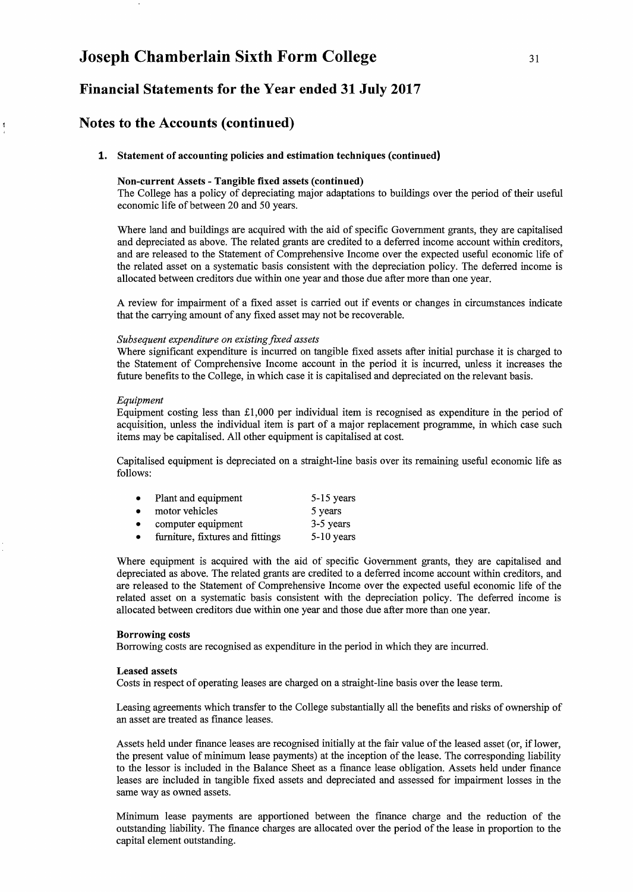## 1. Statement of accounting policies and estimation techniques (continued)

**Non-current Assets - Tangible fixed assets (continued)**

The College has a policy of depreciating major adaptations to buildings over the period of their useful economic life of between 20 and 50 years.

Where land and buildings are acquired with the aid of specific Government grants, they are capitalised and depreciated as above. The related grants are credited to a deferred income account within creditors, and are released to the Statement of Comprehensive Income over the expected useful economic life of the related asset on a systematic basis consistent with the depreciation policy. The deferred income is allocated between creditors due within one year and those due after more than one year.

A review for impairment of a fixed asset is carried out if events or changes in circumstances indicate that the carrying amount of any fixed asset may not be recoverable.

*Subsequent expenditure on existing fixed assets*

Where significant expenditure is incurred on tangible fixed assets after initial purchase it is charged to the Statement of Comprehensive Income account in the period it is incurred, unless it increases the future benefits to the College, in which case it is capitalised and depreciated on the relevant basis.

*Equipment*

Equipment costing less than £1,000 per individual item is recognised as expenditure in the period of acquisition, unless the individual item is part of a major replacement programme, in which case such items may be capitalised. All other equipment is capitalised at cost.

Capitalised equipment is depreciated on a straight-line basis over its remaining useful economic life as follows:

- Plant and equipment 5-15 years
- motor vehicles 5 years
- computer equipment 3-5 years
- furniture, fixtures and fittings 5-10 years

Where equipment is acquired with the aid of specific Government grants, they are capitalised and depreciated as above. The related grants are credited to a deferred income account within creditors, and are released to the Statement of Comprehensive Income over the expected useful economic life of the related asset on a systematic basis consistent with the depreciation policy. The deferred income is allocated between creditors due within one year and those due after more than one year.

**Borrowing costs**

Borrowing costs are recognised as expenditure in the period in which they are incurred.

**Leased assets**

Costs in respect of operating leases are charged on a straight-line basis over the lease term.

Leasing agreements which transfer to the College substantially all the benefits and risks of ownership of an asset are treated as finance leases.

Assets held under finance leases are recognised initially at the fair value of the leased asset (or, if lower, the present value of minimum lease payments) at the inception of the lease. The corresponding liability to the lessor is included in the Balance Sheet as a finance lease obligation. Assets held under finance leases are included in tangible fixed assets and depreciated and assessed for impairment losses in the same way as owned assets.

Minimum lease payments are apportioned between the finance charge and the reduction of the outstanding liability. The finance charges are allocated over the period of the lease in proportion to the capital element outstanding.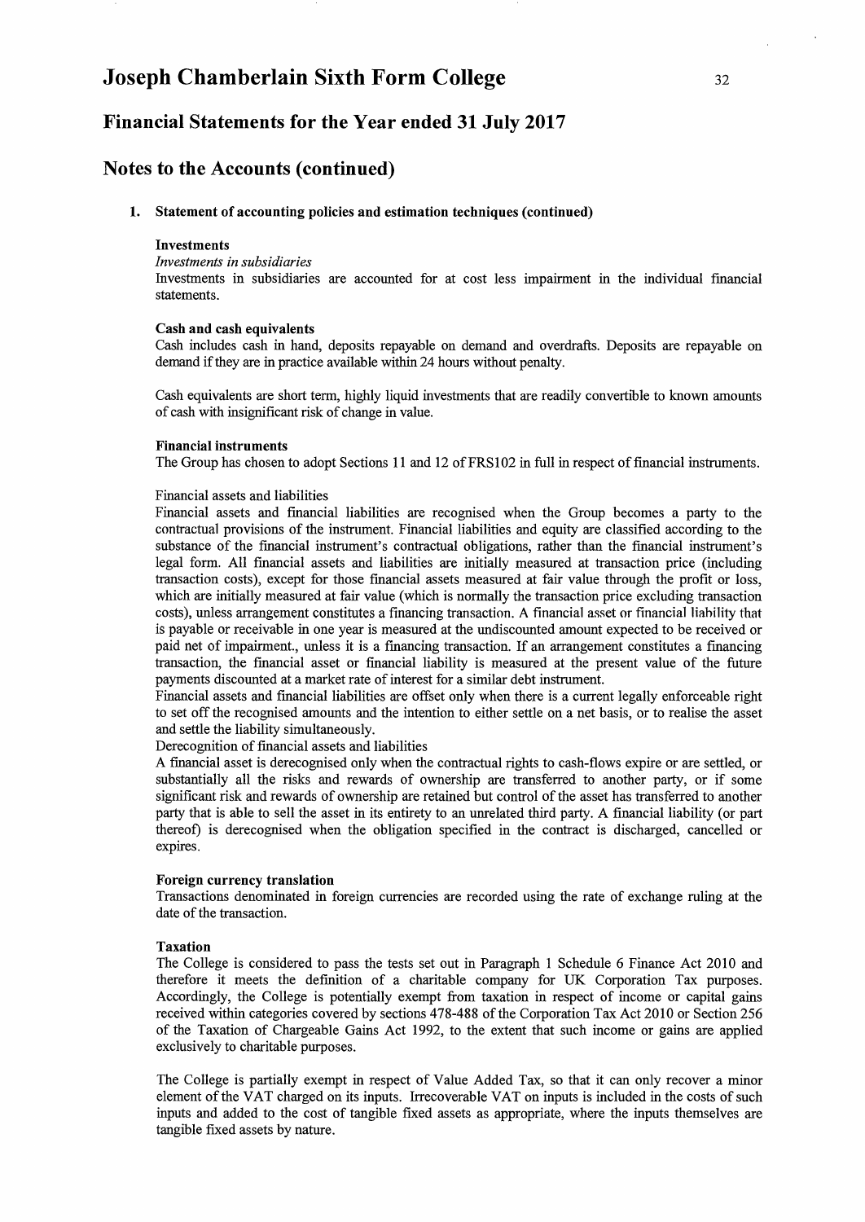# Joseph Chamberlain Sixth Form College

## Financial Statements for the Year ended 31 July 2017

## Notes to the Accounts (continued)

### 1. Statement of accounting policies and estimation techniques (continued)

**Investments**

*Investments in subsidiaries*

Investments in subsidiaries are accounted for at cost less impairment in the individual financial statements.

**Cash and cash equivalents**

Cash includes cash in hand, deposits repayable on demand and overdrafts. Deposits are repayable on demand if they are in practice available within 24 hours without penalty.

Cash equivalents are short term, highly liquid investments that are readily convertible to known amounts of cash with insignificant risk of change in value.

**Financial instruments**

The Group has chosen to adopt Sections 11 and 12 of FRS102 in full in respect of financial instruments.

Financial assets and liabilities

Financial assets and financial liabilities are recognised when the Group becomes a party to the contractual provisions of the instrument. Financial liabilities and equity are classified according to the substance of the financial instrument's contractual obligations, rather than the financial instrument's legal form. All financial assets and liabilities are initially measured at transaction price (including transaction costs), except for those financial assets measured at fair value through the profit or loss, which are initially measured at fair value (which is normally the transaction price excluding transaction costs), unless arrangement constitutes a financing transaction. A financial asset or financial liability that is payable or receivable in one year is measured at the undiscounted amount expected to be received or paid net of impairment., unless it is a financing transaction. If an arrangement constitutes a financing transaction, the financial asset or financial liability is measured at the present value of the future payments discounted at a market rate of interest for a similar debt instrument.

Financial assets and financial liabilities are offset only when there is a current legally enforceable right to set off the recognised amounts and the intention to either settle on a net basis, or to realise the asset and settle the liability simultaneously.

Derecognition of financial assets and liabilities

A financial asset is derecognised only when the contractual rights to cash-flows expire or are settled, or substantially all the risks and rewards of ownership are transferred to another party, or if some significant risk and rewards of ownership are retained but control of the asset has transferred to another party that is able to sell the asset in its entirety to an unrelated third party. A financial liability (or part thereof) is derecognised when the obligation specified in the contract is discharged, cancelled or expires.

**Foreign currency translation**

Transactions denominated in foreign currencies are recorded using the rate of exchange ruling at the date of the transaction.

**Taxation**

The College is considered to pass the tests set out in Paragraph 1 Schedule 6 Finance Act 2010 and therefore it meets the definition of a charitable company for UK Corporation Tax purposes. Accordingly, the College is potentially exempt from taxation in respect of income or capital gains received within categories covered by sections 478-488 of the Corporation Tax Act 2010 or Section 256 of the Taxation of Chargeable Gains Act 1992, to the extent that such income or gains are applied exclusively to charitable purposes.

The College is partially exempt in respect of Value Added Tax, so that it can only recover a minor element of the VAT charged on its inputs. Irrecoverable VAT on inputs is included in the costs of such inputs and added to the cost of tangible fixed assets as appropriate, where the inputs themselves are tangible fixed assets by nature.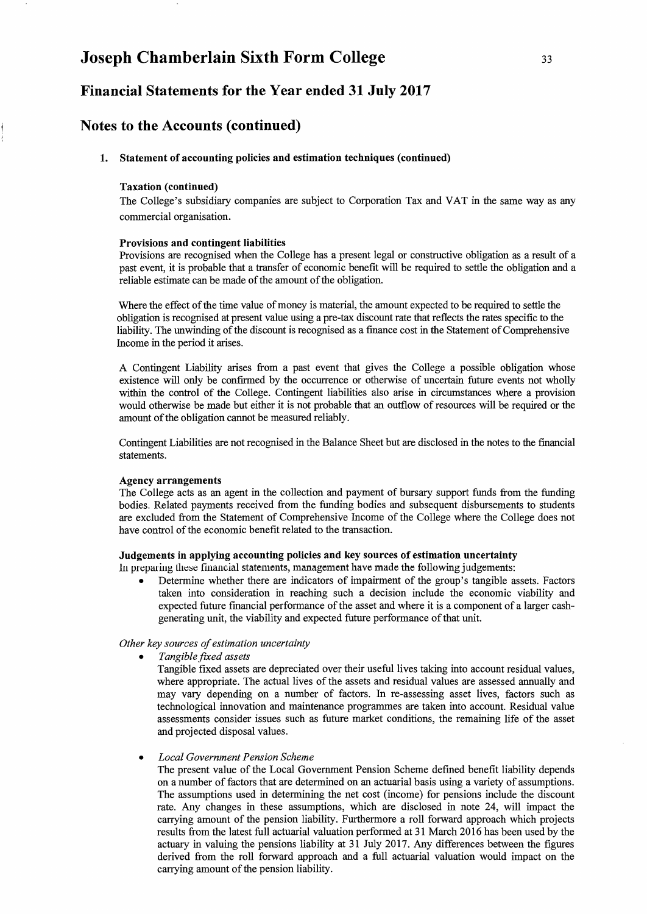# Joseph Chamberlain Sixth Form College

## Financial Statements for the Year ended 31 July 2017

## Notes to the Accounts (continued)

**1. Statement of accounting policies and estimation techniques (continued)**

**Taxation (continued)**

The College's subsidiary companies are subject to Corporation Tax and VAT in the same way as any commercial organisation.

**Provisions and contingent liabilities**

Provisions are recognised when the College has a present legal or constructive obligation as a result of a past event, it is probable that a transfer of economic benefit will be required to settle the obligation and a reliable estimate can be made of the amount of the obligation.

Where the effect of the time value of money is material, the amount expected to be required to settle the obligation is recognised at present value using a pre-tax discount rate that reflects the rates specific to the liability. The unwinding of the discount is recognised as a finance cost in the Statement of Comprehensive Income in the period it arises.

A Contingent Liability arises from a past event that gives the College a possible obligation whose existence will only be confirmed by the occurrence or otherwise of uncertain future events not wholly within the control of the College. Contingent liabilities also arise in circumstances where a provision would otherwise be made but either it is not probable that an outflow of resources will be required or the amount of the obligation cannot be measured reliably.

Contingent Liabilities are not recognised in the Balance Sheet but are disclosed in the notes to the financial statements.

**Agency arrangements**

The College acts as an agent in the collection and payment of bursary support funds from the funding bodies. Related payments received from the funding bodies and subsequent disbursements to students are excluded from the Statement of Comprehensive Income of the College where the College does not have control of the economic benefit related to the transaction.

**Judgements in applying accounting policies and key sources of estimation uncertainty**

In preparing these financial statements, management have made the following judgements:

- Determine whether there are indicators of impairment of the group's tangible assets. Factors taken into consideration in reaching such a decision include the economic viability and expected future financial performance of the asset and where it is a component of a larger cash-generating unit, the viability and expected future performance of that unit.

*Other key sources of estimation uncertainty*

- *Tangible fixed assets*

  Tangible fixed assets are depreciated over their useful lives taking into account residual values, where appropriate. The actual lives of the assets and residual values are assessed annually and may vary depending on a number of factors. In re-assessing asset lives, factors such as technological innovation and maintenance programmes are taken into account. Residual value assessments consider issues such as future market conditions, the remaining life of the asset and projected disposal values.

- *Local Government Pension Scheme*

  The present value of the Local Government Pension Scheme defined benefit liability depends on a number of factors that are determined on an actuarial basis using a variety of assumptions. The assumptions used in determining the net cost (income) for pensions include the discount rate. Any changes in these assumptions, which are disclosed in note 24, will impact the carrying amount of the pension liability. Furthermore a roll forward approach which projects results from the latest full actuarial valuation performed at 31 March 2016 has been used by the actuary in valuing the pensions liability at 31 July 2017. Any differences between the figures derived from the roll forward approach and a full actuarial valuation would impact on the carrying amount of the pension liability.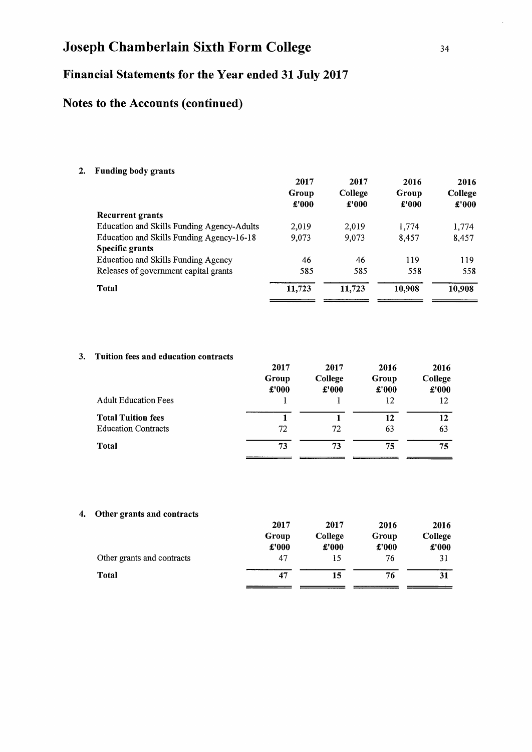# Joseph Chamberlain Sixth Form College

## Financial Statements for the Year ended 31 July 2017

## Notes to the Accounts (continued)

### 2. Funding body grants

| | 2017 Group £'000 | 2017 College £'000 | 2016 Group £'000 | 2016 College £'000 |
|---|---|---|---|---|
| **Recurrent grants** | | | | |
| Education and Skills Funding Agency-Adults | 2,019 | 2,019 | 1,774 | 1,774 |
| Education and Skills Funding Agency-16-18 | 9,073 | 9,073 | 8,457 | 8,457 |
| **Specific grants** | | | | |
| Education and Skills Funding Agency | 46 | 46 | 119 | 119 |
| Releases of government capital grants | 585 | 585 | 558 | 558 |
| **Total** | **11,723** | **11,723** | **10,908** | **10,908** |

### 3. Tuition fees and education contracts

| | 2017 Group £'000 | 2017 College £'000 | 2016 Group £'000 | 2016 College £'000 |
|---|---|---|---|---|
| Adult Education Fees | 1 | 1 | 12 | 12 |
| **Total Tuition fees** | **1** | **1** | **12** | **12** |
| Education Contracts | 72 | 72 | 63 | 63 |
| **Total** | **73** | **73** | **75** | **75** |

### 4. Other grants and contracts

| | 2017 Group £'000 | 2017 College £'000 | 2016 Group £'000 | 2016 College £'000 |
|---|---|---|---|---|
| Other grants and contracts | 47 | 15 | 76 | 31 |
| **Total** | **47** | **15** | **76** | **31** |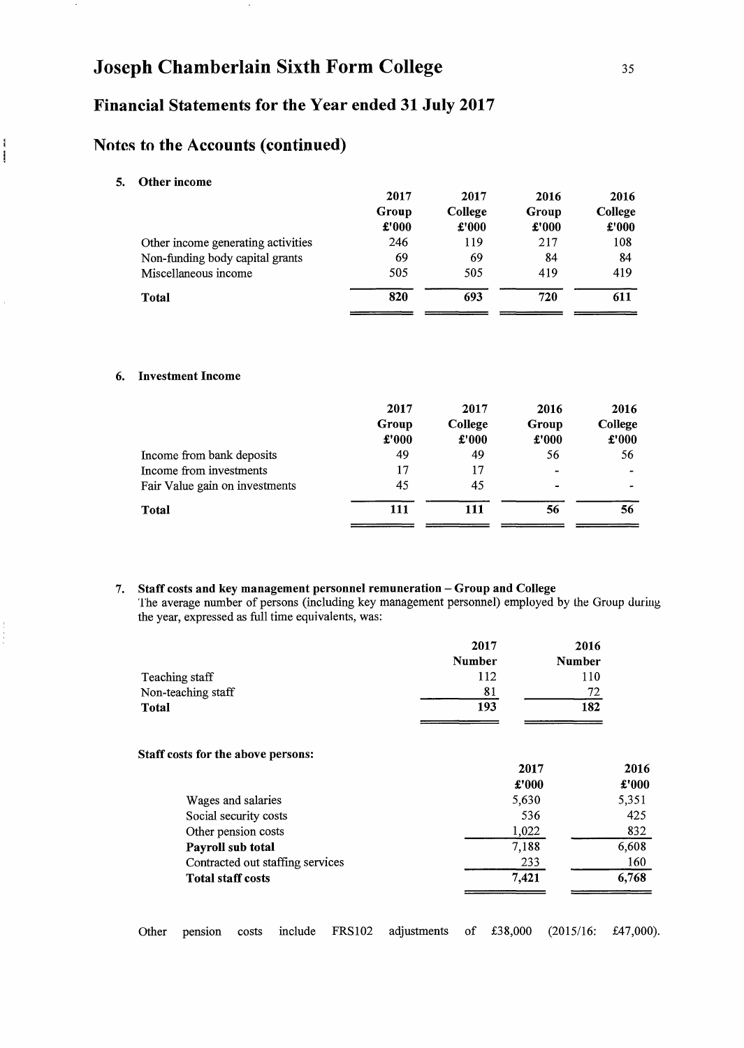# Joseph Chamberlain Sixth Form College

## Financial Statements for the Year ended 31 July 2017

## Notes to the Accounts (continued)

### 5. Other income

| | 2017 Group £'000 | 2017 College £'000 | 2016 Group £'000 | 2016 College £'000 |
|---|---|---|---|---|
| Other income generating activities | 246 | 119 | 217 | 108 |
| Non-funding body capital grants | 69 | 69 | 84 | 84 |
| Miscellaneous income | 505 | 505 | 419 | 419 |
| **Total** | **820** | **693** | **720** | **611** |

### 6. Investment Income

| | 2017 Group £'000 | 2017 College £'000 | 2016 Group £'000 | 2016 College £'000 |
|---|---|---|---|---|
| Income from bank deposits | 49 | 49 | 56 | 56 |
| Income from investments | 17 | 17 | - | - |
| Fair Value gain on investments | 45 | 45 | - | - |
| **Total** | **111** | **111** | **56** | **56** |

### 7. Staff costs and key management personnel remuneration – Group and College

The average number of persons (including key management personnel) employed by the Group during the year, expressed as full time equivalents, was:

| | 2017 Number | 2016 Number |
|---|---|---|
| Teaching staff | 112 | 110 |
| Non-teaching staff | 81 | 72 |
| **Total** | **193** | **182** |

**Staff costs for the above persons:**

| | 2017 £'000 | 2016 £'000 |
|---|---|---|
| Wages and salaries | 5,630 | 5,351 |
| Social security costs | 536 | 425 |
| Other pension costs | 1,022 | 832 |
| **Payroll sub total** | 7,188 | 6,608 |
| Contracted out staffing services | 233 | 160 |
| **Total staff costs** | **7,421** | **6,768** |

Other pension costs include FRS102 adjustments of £38,000 (2015/16: £47,000).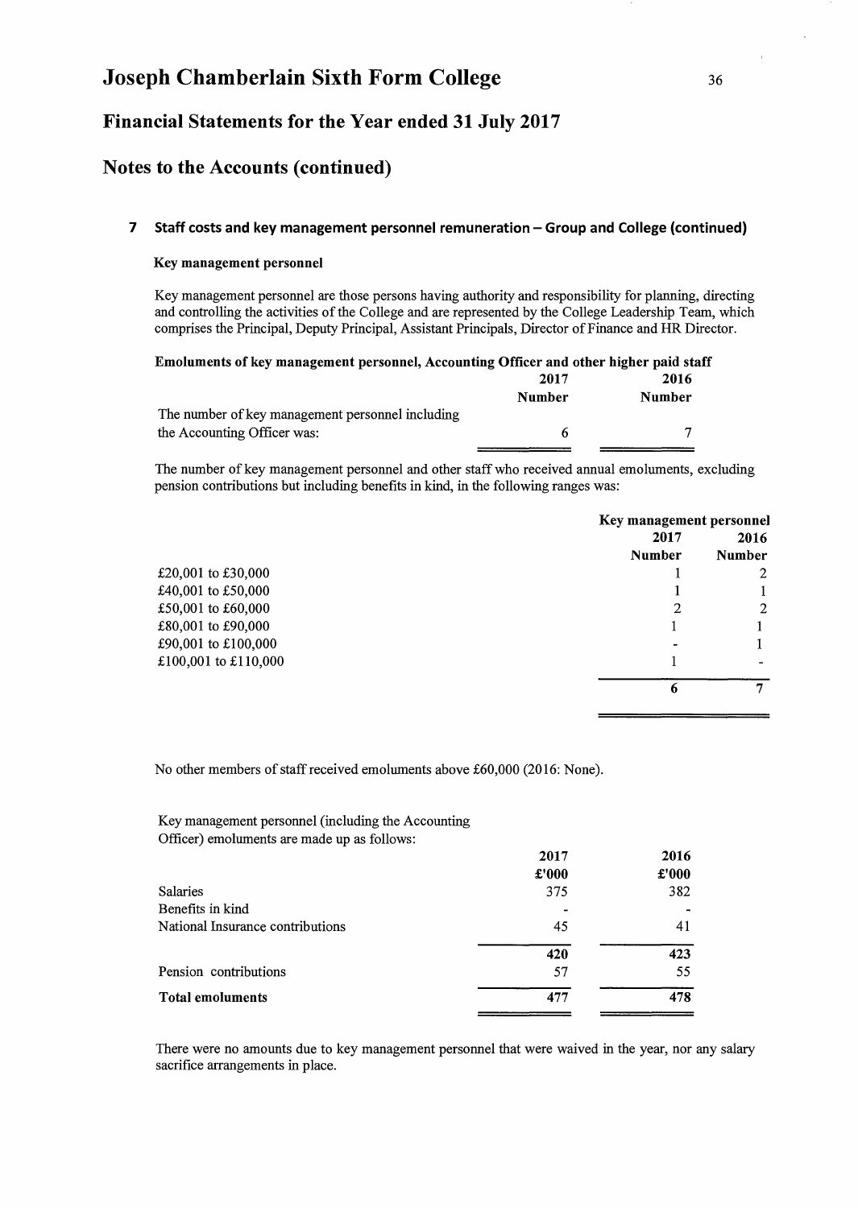# Joseph Chamberlain Sixth Form College

## Financial Statements for the Year ended 31 July 2017

## Notes to the Accounts (continued)

### 7 Staff costs and key management personnel remuneration – Group and College (continued)

**Key management personnel**

Key management personnel are those persons having authority and responsibility for planning, directing and controlling the activities of the College and are represented by the College Leadership Team, which comprises the Principal, Deputy Principal, Assistant Principals, Director of Finance and HR Director.

**Emoluments of key management personnel, Accounting Officer and other higher paid staff**

| | 2017 Number | 2016 Number |
|---|---|---|
| The number of key management personnel including the Accounting Officer was: | 6 | 7 |

The number of key management personnel and other staff who received annual emoluments, excluding pension contributions but including benefits in kind, in the following ranges was:

| | Key management personnel 2017 Number | Key management personnel 2016 Number |
|---|---|---|
| £20,001 to £30,000 | 1 | 2 |
| £40,001 to £50,000 | 1 | 1 |
| £50,001 to £60,000 | 2 | 2 |
| £80,001 to £90,000 | 1 | 1 |
| £90,001 to £100,000 | - | 1 |
| £100,001 to £110,000 | 1 | - |
| | **6** | **7** |

No other members of staff received emoluments above £60,000 (2016: None).

Key management personnel (including the Accounting Officer) emoluments are made up as follows:

| | 2017 £'000 | 2016 £'000 |
|---|---|---|
| Salaries | 375 | 382 |
| Benefits in kind | - | - |
| National Insurance contributions | 45 | 41 |
| | **420** | **423** |
| Pension contributions | 57 | 55 |
| **Total emoluments** | **477** | **478** |

There were no amounts due to key management personnel that were waived in the year, nor any salary sacrifice arrangements in place.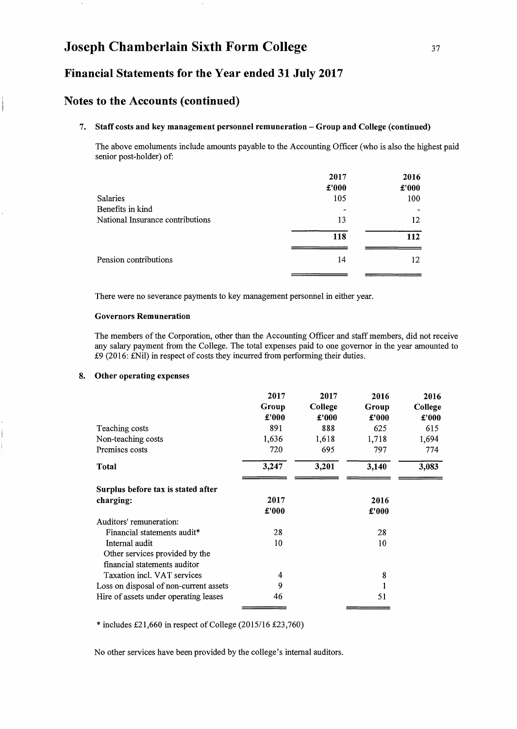# Joseph Chamberlain Sixth Form College

## Financial Statements for the Year ended 31 July 2017

## Notes to the Accounts (continued)

### 7. Staff costs and key management personnel remuneration – Group and College (continued)

The above emoluments include amounts payable to the Accounting Officer (who is also the highest paid senior post-holder) of:

| | 2017 £'000 | 2016 £'000 |
|---|---|---|
| Salaries | 105 | 100 |
| Benefits in kind | - | - |
| National Insurance contributions | 13 | 12 |
| | **118** | **112** |
| Pension contributions | 14 | 12 |

There were no severance payments to key management personnel in either year.

**Governors Remuneration**

The members of the Corporation, other than the Accounting Officer and staff members, did not receive any salary payment from the College. The total expenses paid to one governor in the year amounted to £9 (2016: £Nil) in respect of costs they incurred from performing their duties.

### 8. Other operating expenses

| | 2017 Group £'000 | 2017 College £'000 | 2016 Group £'000 | 2016 College £'000 |
|---|---|---|---|---|
| Teaching costs | 891 | 888 | 625 | 615 |
| Non-teaching costs | 1,636 | 1,618 | 1,718 | 1,694 |
| Premises costs | 720 | 695 | 797 | 774 |
| **Total** | **3,247** | **3,201** | **3,140** | **3,083** |

| **Surplus before tax is stated after charging:** | 2017 £'000 | 2016 £'000 |
|---|---|---|
| Auditors' remuneration: | | |
| Financial statements audit* | 28 | 28 |
| Internal audit | 10 | 10 |
| Other services provided by the financial statements auditor | | |
| Taxation incl. VAT services | 4 | 8 |
| Loss on disposal of non-current assets | 9 | 1 |
| Hire of assets under operating leases | 46 | 51 |

\* includes £21,660 in respect of College (2015/16 £23,760)

No other services have been provided by the college's internal auditors.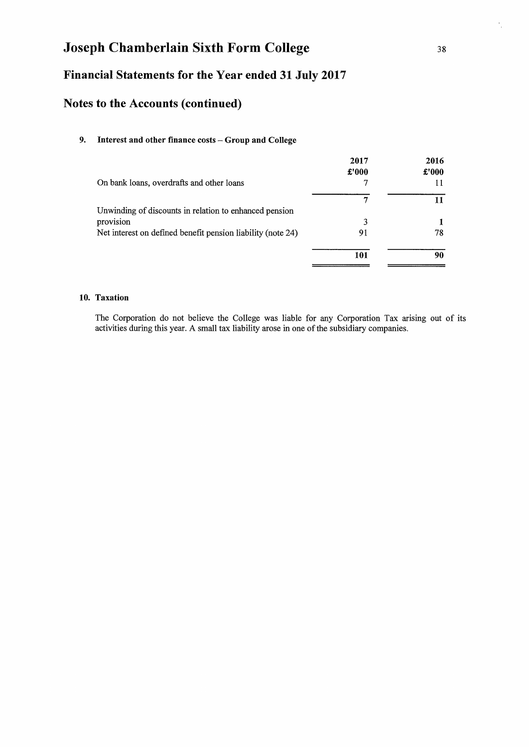# Joseph Chamberlain Sixth Form College

## Financial Statements for the Year ended 31 July 2017

## Notes to the Accounts (continued)

### 9. Interest and other finance costs – Group and College

| | 2017 £'000 | 2016 £'000 |
|---|---|---|
| On bank loans, overdrafts and other loans | 7 | 11 |
| | **7** | **11** |
| Unwinding of discounts in relation to enhanced pension provision | 3 | 1 |
| Net interest on defined benefit pension liability (note 24) | 91 | 78 |
| | **101** | **90** |

### 10. Taxation

The Corporation do not believe the College was liable for any Corporation Tax arising out of its activities during this year. A small tax liability arose in one of the subsidiary companies.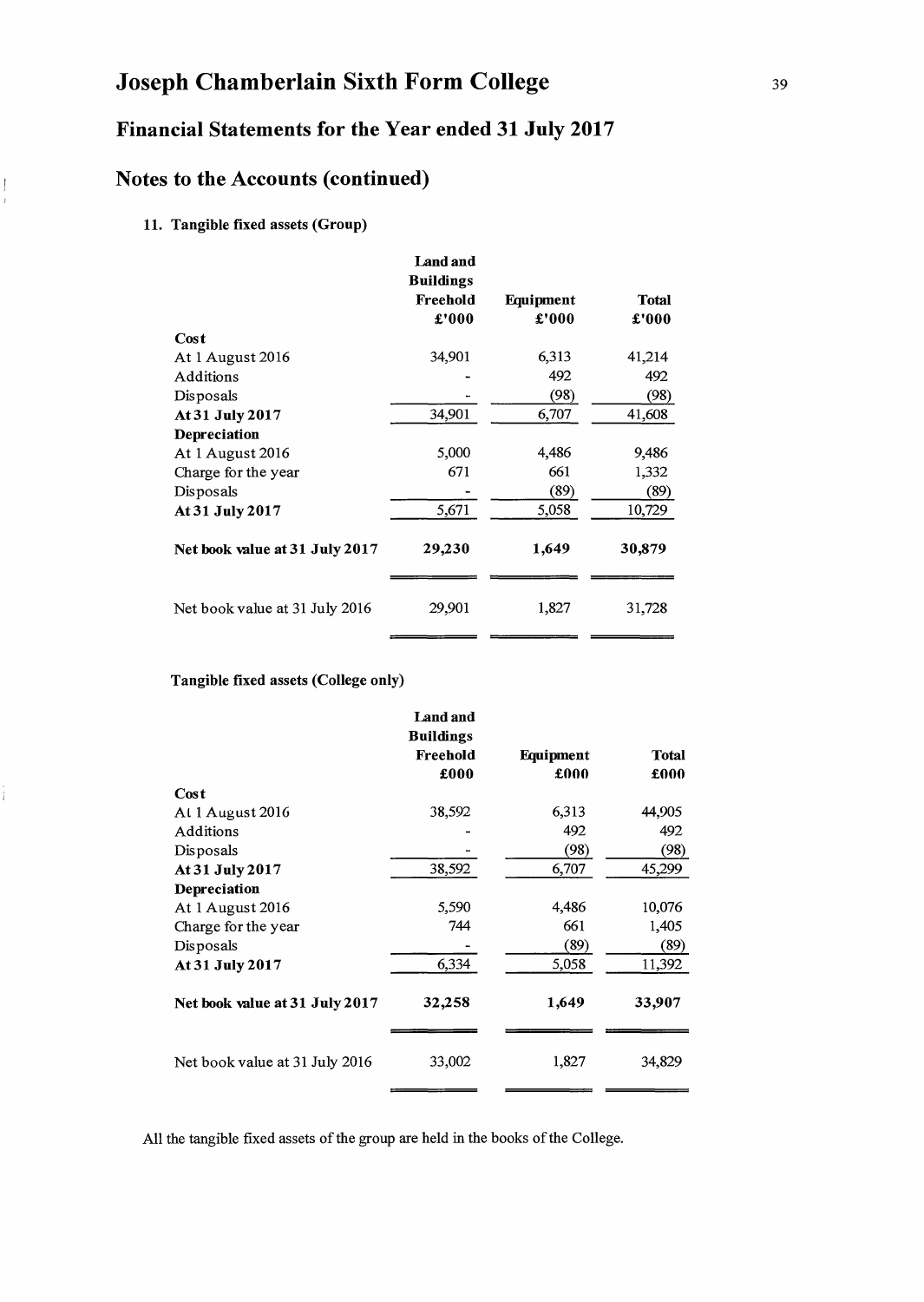# Joseph Chamberlain Sixth Form College

## Financial Statements for the Year ended 31 July 2017

## Notes to the Accounts (continued)

### 11. Tangible fixed assets (Group)

| | Land and Buildings Freehold £'000 | Equipment £'000 | Total £'000 |
|---|---|---|---|
| **Cost** | | | |
| At 1 August 2016 | 34,901 | 6,313 | 41,214 |
| Additions | - | 492 | 492 |
| Disposals | - | (98) | (98) |
| **At 31 July 2017** | 34,901 | 6,707 | 41,608 |
| **Depreciation** | | | |
| At 1 August 2016 | 5,000 | 4,486 | 9,486 |
| Charge for the year | 671 | 661 | 1,332 |
| Disposals | - | (89) | (89) |
| **At 31 July 2017** | 5,671 | 5,058 | 10,729 |
| **Net book value at 31 July 2017** | **29,230** | **1,649** | **30,879** |
| Net book value at 31 July 2016 | 29,901 | 1,827 | 31,728 |

**Tangible fixed assets (College only)**

| | Land and Buildings Freehold £000 | Equipment £000 | Total £000 |
|---|---|---|---|
| **Cost** | | | |
| At 1 August 2016 | 38,592 | 6,313 | 44,905 |
| Additions | - | 492 | 492 |
| Disposals | - | (98) | (98) |
| **At 31 July 2017** | 38,592 | 6,707 | 45,299 |
| **Depreciation** | | | |
| At 1 August 2016 | 5,590 | 4,486 | 10,076 |
| Charge for the year | 744 | 661 | 1,405 |
| Disposals | - | (89) | (89) |
| **At 31 July 2017** | 6,334 | 5,058 | 11,392 |
| **Net book value at 31 July 2017** | **32,258** | **1,649** | **33,907** |
| Net book value at 31 July 2016 | 33,002 | 1,827 | 34,829 |

All the tangible fixed assets of the group are held in the books of the College.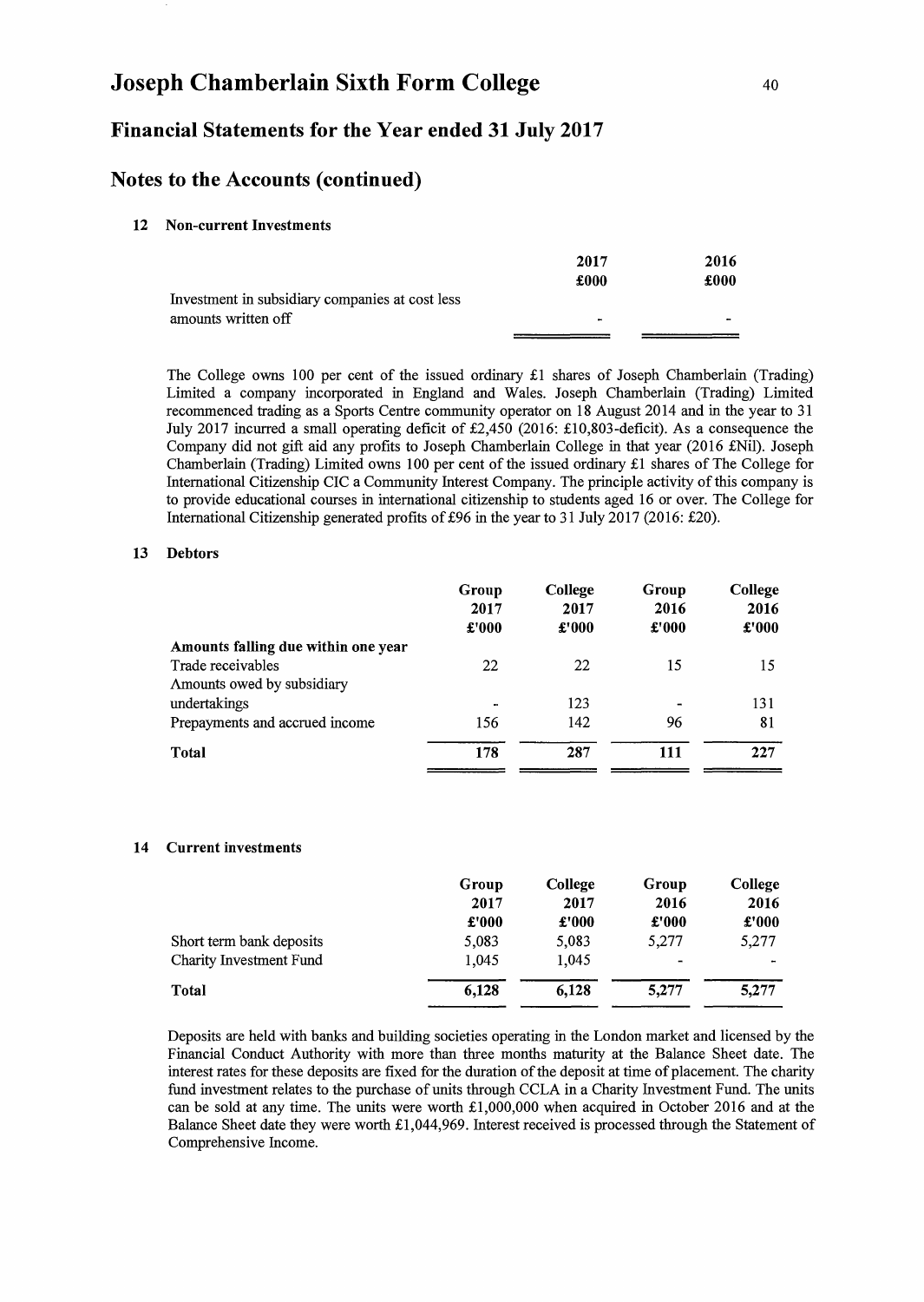# Joseph Chamberlain Sixth Form College

## Financial Statements for the Year ended 31 July 2017

## Notes to the Accounts (continued)

### 12 Non-current Investments

| | 2017 £000 | 2016 £000 |
|---|---|---|
| Investment in subsidiary companies at cost less amounts written off | - | - |

The College owns 100 per cent of the issued ordinary £1 shares of Joseph Chamberlain (Trading) Limited a company incorporated in England and Wales. Joseph Chamberlain (Trading) Limited recommenced trading as a Sports Centre community operator on 18 August 2014 and in the year to 31 July 2017 incurred a small operating deficit of £2,450 (2016: £10,803-deficit). As a consequence the Company did not gift aid any profits to Joseph Chamberlain College in that year (2016 £Nil). Joseph Chamberlain (Trading) Limited owns 100 per cent of the issued ordinary £1 shares of The College for International Citizenship CIC a Community Interest Company. The principle activity of this company is to provide educational courses in international citizenship to students aged 16 or over. The College for International Citizenship generated profits of £96 in the year to 31 July 2017 (2016: £20).

### 13 Debtors

| | Group 2017 £'000 | College 2017 £'000 | Group 2016 £'000 | College 2016 £'000 |
|---|---|---|---|---|
| **Amounts falling due within one year** | | | | |
| Trade receivables | 22 | 22 | 15 | 15 |
| Amounts owed by subsidiary undertakings | - | 123 | - | 131 |
| Prepayments and accrued income | 156 | 142 | 96 | 81 |
| **Total** | **178** | **287** | **111** | **227** |

### 14 Current investments

| | Group 2017 £'000 | College 2017 £'000 | Group 2016 £'000 | College 2016 £'000 |
|---|---|---|---|---|
| Short term bank deposits | 5,083 | 5,083 | 5,277 | 5,277 |
| Charity Investment Fund | 1,045 | 1,045 | - | - |
| **Total** | **6,128** | **6,128** | **5,277** | **5,277** |

Deposits are held with banks and building societies operating in the London market and licensed by the Financial Conduct Authority with more than three months maturity at the Balance Sheet date. The interest rates for these deposits are fixed for the duration of the deposit at time of placement. The charity fund investment relates to the purchase of units through CCLA in a Charity Investment Fund. The units can be sold at any time. The units were worth £1,000,000 when acquired in October 2016 and at the Balance Sheet date they were worth £1,044,969. Interest received is processed through the Statement of Comprehensive Income.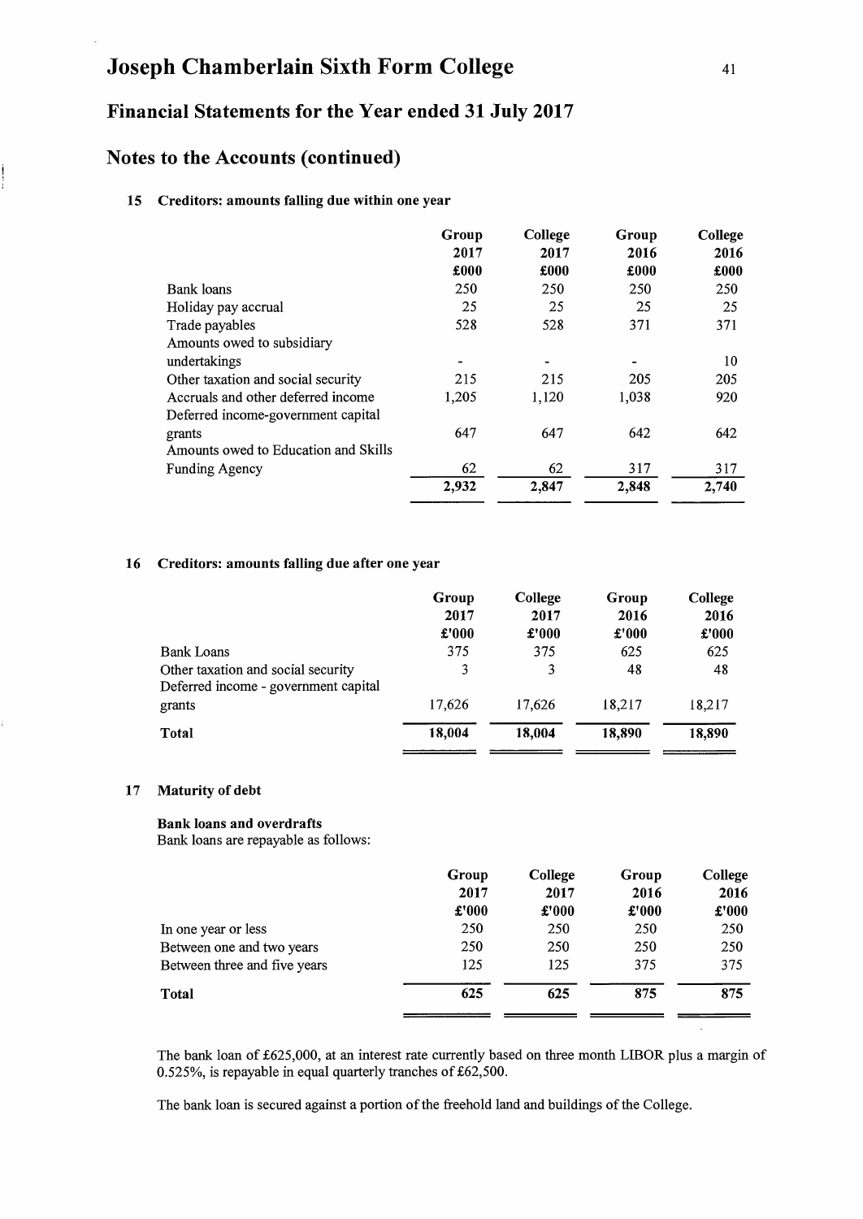# Joseph Chamberlain Sixth Form College

## Financial Statements for the Year ended 31 July 2017

## Notes to the Accounts (continued)

### 15 Creditors: amounts falling due within one year

| | Group 2017 £000 | College 2017 £000 | Group 2016 £000 | College 2016 £000 |
|---|---|---|---|---|
| Bank loans | 250 | 250 | 250 | 250 |
| Holiday pay accrual | 25 | 25 | 25 | 25 |
| Trade payables | 528 | 528 | 371 | 371 |
| Amounts owed to subsidiary undertakings | - | - | - | 10 |
| Other taxation and social security | 215 | 215 | 205 | 205 |
| Accruals and other deferred income | 1,205 | 1,120 | 1,038 | 920 |
| Deferred income-government capital grants | 647 | 647 | 642 | 642 |
| Amounts owed to Education and Skills Funding Agency | 62 | 62 | 317 | 317 |
| | **2,932** | **2,847** | **2,848** | **2,740** |

### 16 Creditors: amounts falling due after one year

| | Group 2017 £'000 | College 2017 £'000 | Group 2016 £'000 | College 2016 £'000 |
|---|---|---|---|---|
| Bank Loans | 375 | 375 | 625 | 625 |
| Other taxation and social security | 3 | 3 | 48 | 48 |
| Deferred income - government capital grants | 17,626 | 17,626 | 18,217 | 18,217 |
| **Total** | **18,004** | **18,004** | **18,890** | **18,890** |

### 17 Maturity of debt

**Bank loans and overdrafts**
Bank loans are repayable as follows:

| | Group 2017 £'000 | College 2017 £'000 | Group 2016 £'000 | College 2016 £'000 |
|---|---|---|---|---|
| In one year or less | 250 | 250 | 250 | 250 |
| Between one and two years | 250 | 250 | 250 | 250 |
| Between three and five years | 125 | 125 | 375 | 375 |
| **Total** | **625** | **625** | **875** | **875** |

The bank loan of £625,000, at an interest rate currently based on three month LIBOR plus a margin of 0.525%, is repayable in equal quarterly tranches of £62,500.

The bank loan is secured against a portion of the freehold land and buildings of the College.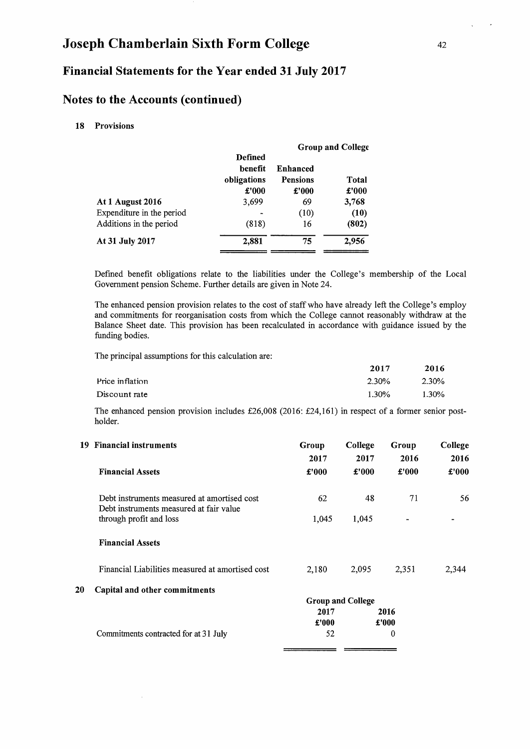# Joseph Chamberlain Sixth Form College

## Financial Statements for the Year ended 31 July 2017

## Notes to the Accounts (continued)

### 18 Provisions

| | Group and College | | |
|---|---|---|---|
| | **Defined benefit obligations** | **Enhanced Pensions** | **Total** |
| | **£'000** | **£'000** | **£'000** |
| **At 1 August 2016** | 3,699 | 69 | **3,768** |
| Expenditure in the period | - | (10) | **(10)** |
| Additions in the period | (818) | 16 | **(802)** |
| **At 31 July 2017** | **2,881** | **75** | **2,956** |

Defined benefit obligations relate to the liabilities under the College's membership of the Local Government pension Scheme. Further details are given in Note 24.

The enhanced pension provision relates to the cost of staff who have already left the College's employ and commitments for reorganisation costs from which the College cannot reasonably withdraw at the Balance Sheet date. This provision has been recalculated in accordance with guidance issued by the funding bodies.

The principal assumptions for this calculation are:

| | **2017** | **2016** |
|---|---|---|
| Price inflation | 2.30% | 2.30% |
| Discount rate | 1.30% | 1.30% |

The enhanced pension provision includes £26,008 (2016: £24,161) in respect of a former senior post-holder.

### 19 Financial instruments

| | **Group 2017** | **College 2017** | **Group 2016** | **College 2016** |
|---|---|---|---|---|
| **Financial Assets** | **£'000** | **£'000** | **£'000** | **£'000** |
| Debt instruments measured at amortised cost | 62 | 48 | 71 | 56 |
| Debt instruments measured at fair value through profit and loss | 1,045 | 1,045 | - | - |
| **Financial Assets** | | | | |
| Financial Liabilities measured at amortised cost | 2,180 | 2,095 | 2,351 | 2,344 |

### 20 Capital and other commitments

| | Group and College | |
|---|---|---|
| | **2017** | **2016** |
| | **£'000** | **£'000** |
| Commitments contracted for at 31 July | 52 | 0 |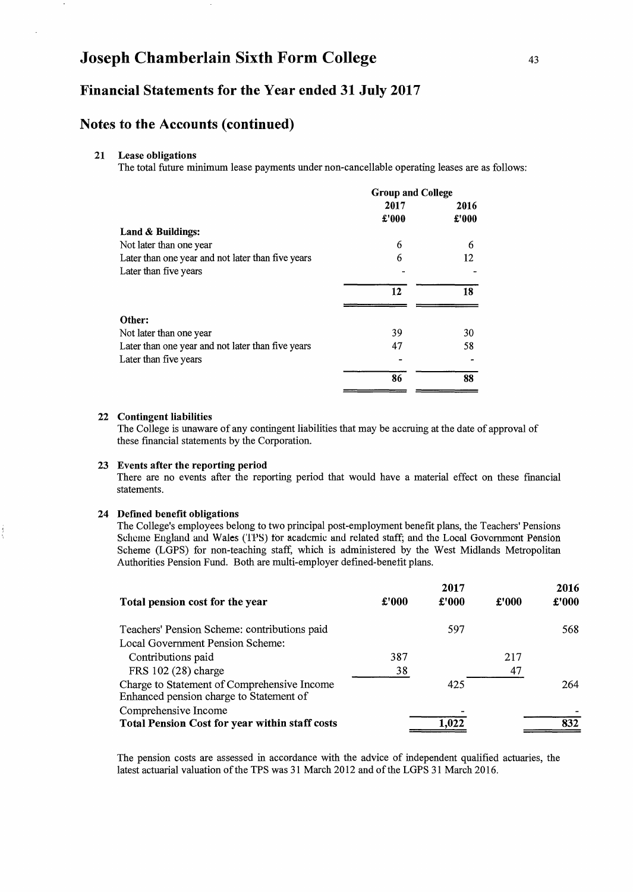# Joseph Chamberlain Sixth Form College

## Financial Statements for the Year ended 31 July 2017

## Notes to the Accounts (continued)

### 21 Lease obligations

The total future minimum lease payments under non-cancellable operating leases are as follows:

| | Group and College | |
|---|---|---|
| | 2017 | 2016 |
| | £'000 | £'000 |
| **Land & Buildings:** | | |
| Not later than one year | 6 | 6 |
| Later than one year and not later than five years | 6 | 12 |
| Later than five years | - | - |
| | **12** | **18** |
| **Other:** | | |
| Not later than one year | 39 | 30 |
| Later than one year and not later than five years | 47 | 58 |
| Later than five years | - | - |
| | **86** | **88** |

### 22 Contingent liabilities

The College is unaware of any contingent liabilities that may be accruing at the date of approval of these financial statements by the Corporation.

### 23 Events after the reporting period

There are no events after the reporting period that would have a material effect on these financial statements.

### 24 Defined benefit obligations

The College's employees belong to two principal post-employment benefit plans, the Teachers' Pensions Scheme England and Wales (TPS) for academic and related staff; and the Local Government Pension Scheme (LGPS) for non-teaching staff, which is administered by the West Midlands Metropolitan Authorities Pension Fund. Both are multi-employer defined-benefit plans.

| **Total pension cost for the year** | £'000 | 2017 £'000 | £'000 | 2016 £'000 |
|---|---|---|---|---|
| Teachers' Pension Scheme: contributions paid | | 597 | | 568 |
| Local Government Pension Scheme: | | | | |
| Contributions paid | 387 | | 217 | |
| FRS 102 (28) charge | 38 | | 47 | |
| Charge to Statement of Comprehensive Income | | 425 | | 264 |
| Enhanced pension charge to Statement of Comprehensive Income | | - | | - |
| **Total Pension Cost for year within staff costs** | | 1,022 | | 832 |

The pension costs are assessed in accordance with the advice of independent qualified actuaries, the latest actuarial valuation of the TPS was 31 March 2012 and of the LGPS 31 March 2016.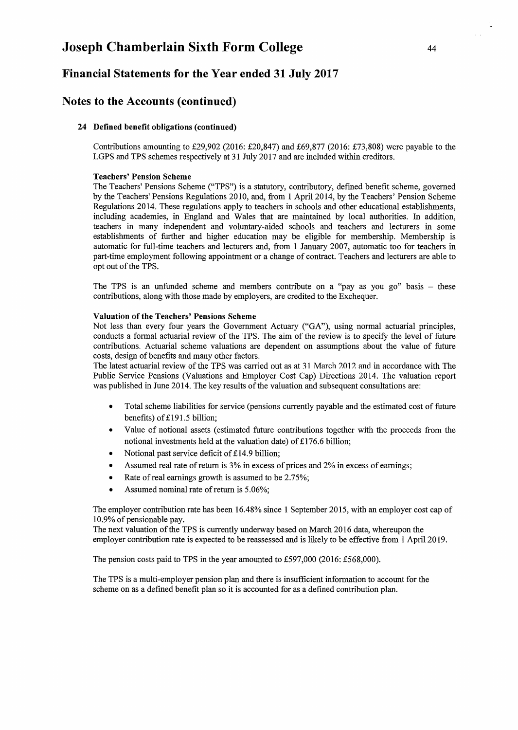## 24 Defined benefit obligations (continued)

Contributions amounting to £29,902 (2016: £20,847) and £69,877 (2016: £73,808) were payable to the LGPS and TPS schemes respectively at 31 July 2017 and are included within creditors.

**Teachers' Pension Scheme**

The Teachers' Pensions Scheme ("TPS") is a statutory, contributory, defined benefit scheme, governed by the Teachers' Pensions Regulations 2010, and, from 1 April 2014, by the Teachers' Pension Scheme Regulations 2014. These regulations apply to teachers in schools and other educational establishments, including academies, in England and Wales that are maintained by local authorities. In addition, teachers in many independent and voluntary-aided schools and teachers and lecturers in some establishments of further and higher education may be eligible for membership. Membership is automatic for full-time teachers and lecturers and, from 1 January 2007, automatic too for teachers in part-time employment following appointment or a change of contract. Teachers and lecturers are able to opt out of the TPS.

The TPS is an unfunded scheme and members contribute on a "pay as you go" basis – these contributions, along with those made by employers, are credited to the Exchequer.

**Valuation of the Teachers' Pensions Scheme**

Not less than every four years the Government Actuary ("GA"), using normal actuarial principles, conducts a formal actuarial review of the TPS. The aim of the review is to specify the level of future contributions. Actuarial scheme valuations are dependent on assumptions about the value of future costs, design of benefits and many other factors.

The latest actuarial review of the TPS was carried out as at 31 March 2012 and in accordance with The Public Service Pensions (Valuations and Employer Cost Cap) Directions 2014. The valuation report was published in June 2014. The key results of the valuation and subsequent consultations are:

- Total scheme liabilities for service (pensions currently payable and the estimated cost of future benefits) of £191.5 billion;
- Value of notional assets (estimated future contributions together with the proceeds from the notional investments held at the valuation date) of £176.6 billion;
- Notional past service deficit of £14.9 billion;
- Assumed real rate of return is 3% in excess of prices and 2% in excess of earnings;
- Rate of real earnings growth is assumed to be 2.75%;
- Assumed nominal rate of return is 5.06%;

The employer contribution rate has been 16.48% since 1 September 2015, with an employer cost cap of 10.9% of pensionable pay.

The next valuation of the TPS is currently underway based on March 2016 data, whereupon the employer contribution rate is expected to be reassessed and is likely to be effective from 1 April 2019.

The pension costs paid to TPS in the year amounted to £597,000 (2016: £568,000).

The TPS is a multi-employer pension plan and there is insufficient information to account for the scheme on as a defined benefit plan so it is accounted for as a defined contribution plan.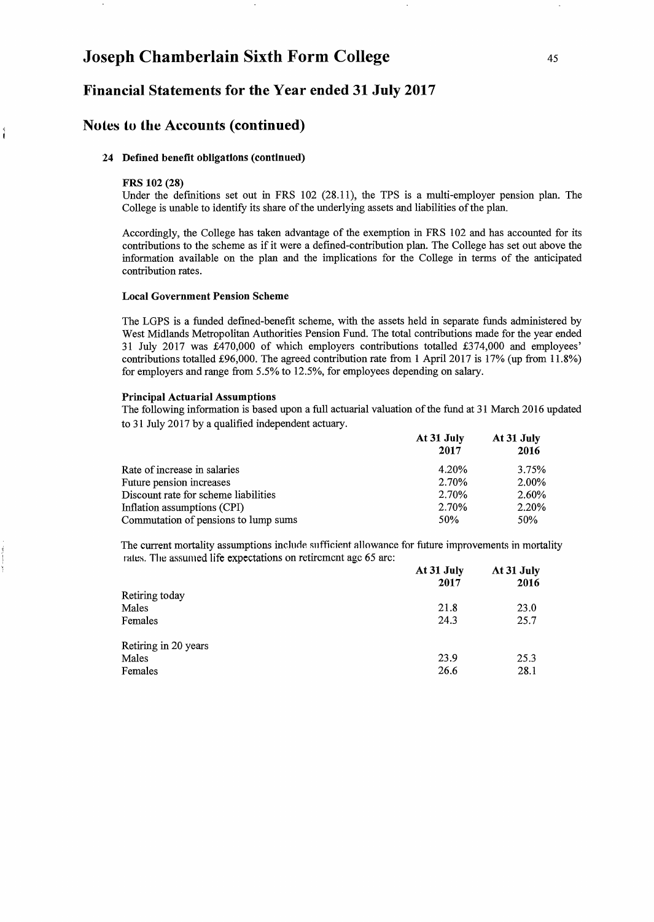# Joseph Chamberlain Sixth Form College

## Financial Statements for the Year ended 31 July 2017

## Notes to the Accounts (continued)

### 24 Defined benefit obligations (continued)

**FRS 102 (28)**

Under the definitions set out in FRS 102 (28.11), the TPS is a multi-employer pension plan. The College is unable to identify its share of the underlying assets and liabilities of the plan.

Accordingly, the College has taken advantage of the exemption in FRS 102 and has accounted for its contributions to the scheme as if it were a defined-contribution plan. The College has set out above the information available on the plan and the implications for the College in terms of the anticipated contribution rates.

**Local Government Pension Scheme**

The LGPS is a funded defined-benefit scheme, with the assets held in separate funds administered by West Midlands Metropolitan Authorities Pension Fund. The total contributions made for the year ended 31 July 2017 was £470,000 of which employers contributions totalled £374,000 and employees' contributions totalled £96,000. The agreed contribution rate from 1 April 2017 is 17% (up from 11.8%) for employers and range from 5.5% to 12.5%, for employees depending on salary.

**Principal Actuarial Assumptions**

The following information is based upon a full actuarial valuation of the fund at 31 March 2016 updated to 31 July 2017 by a qualified independent actuary.

| | At 31 July 2017 | At 31 July 2016 |
|---|---|---|
| Rate of increase in salaries | 4.20% | 3.75% |
| Future pension increases | 2.70% | 2.00% |
| Discount rate for scheme liabilities | 2.70% | 2.60% |
| Inflation assumptions (CPI) | 2.70% | 2.20% |
| Commutation of pensions to lump sums | 50% | 50% |

The current mortality assumptions include sufficient allowance for future improvements in mortality rates. The assumed life expectations on retirement age 65 are:

| | At 31 July 2017 | At 31 July 2016 |
|---|---|---|
| Retiring today | | |
| Males | 21.8 | 23.0 |
| Females | 24.3 | 25.7 |
| | | |
| Retiring in 20 years | | |
| Males | 23.9 | 25.3 |
| Females | 26.6 | 28.1 |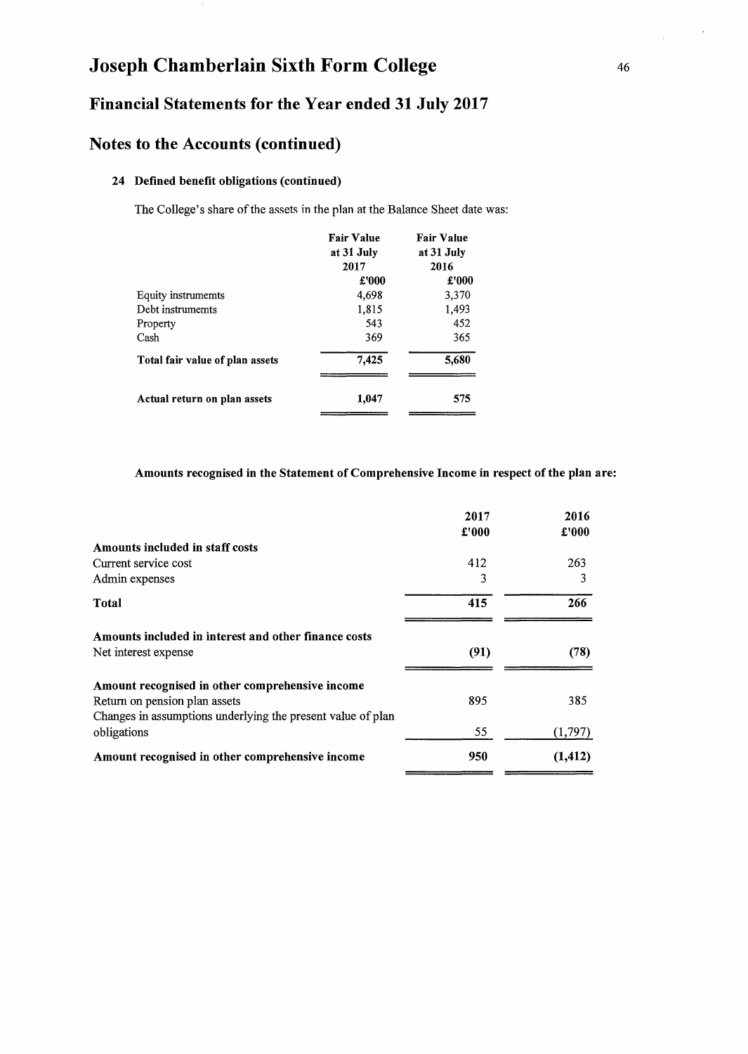# Joseph Chamberlain Sixth Form College

## Financial Statements for the Year ended 31 July 2017

## Notes to the Accounts (continued)

### 24 Defined benefit obligations (continued)

The College's share of the assets in the plan at the Balance Sheet date was:

| | Fair Value at 31 July 2017 £'000 | Fair Value at 31 July 2016 £'000 |
|---|---|---|
| Equity instrumemts | 4,698 | 3,370 |
| Debt instrumemts | 1,815 | 1,493 |
| Property | 543 | 452 |
| Cash | 369 | 365 |
| **Total fair value of plan assets** | **7,425** | **5,680** |
| **Actual return on plan assets** | **1,047** | **575** |

**Amounts recognised in the Statement of Comprehensive Income in respect of the plan are:**

| | 2017 £'000 | 2016 £'000 |
|---|---|---|
| **Amounts included in staff costs** | | |
| Current service cost | 412 | 263 |
| Admin expenses | 3 | 3 |
| **Total** | **415** | **266** |
| **Amounts included in interest and other finance costs** | | |
| Net interest expense | **(91)** | **(78)** |
| **Amount recognised in other comprehensive income** | | |
| Return on pension plan assets | 895 | 385 |
| Changes in assumptions underlying the present value of plan obligations | 55 | (1,797) |
| **Amount recognised in other comprehensive income** | **950** | **(1,412)** |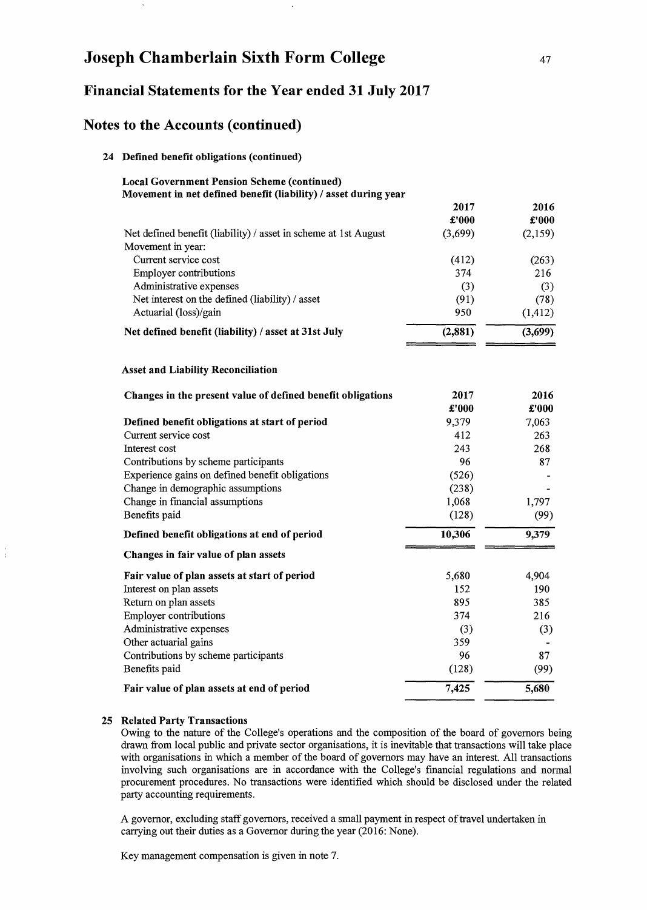# Joseph Chamberlain Sixth Form College

## Financial Statements for the Year ended 31 July 2017

## Notes to the Accounts (continued)

### 24 Defined benefit obligations (continued)

**Local Government Pension Scheme (continued)**
**Movement in net defined benefit (liability) / asset during year**

| | 2017 £'000 | 2016 £'000 |
|---|---|---|
| Net defined benefit (liability) / asset in scheme at 1st August | (3,699) | (2,159) |
| Movement in year: | | |
| Current service cost | (412) | (263) |
| Employer contributions | 374 | 216 |
| Administrative expenses | (3) | (3) |
| Net interest on the defined (liability) / asset | (91) | (78) |
| Actuarial (loss)/gain | 950 | (1,412) |
| **Net defined benefit (liability) / asset at 31st July** | **(2,881)** | **(3,699)** |

**Asset and Liability Reconciliation**

| **Changes in the present value of defined benefit obligations** | 2017 £'000 | 2016 £'000 |
|---|---|---|
| **Defined benefit obligations at start of period** | 9,379 | 7,063 |
| Current service cost | 412 | 263 |
| Interest cost | 243 | 268 |
| Contributions by scheme participants | 96 | 87 |
| Experience gains on defined benefit obligations | (526) | - |
| Change in demographic assumptions | (238) | - |
| Change in financial assumptions | 1,068 | 1,797 |
| Benefits paid | (128) | (99) |
| **Defined benefit obligations at end of period** | **10,306** | **9,379** |
| **Changes in fair value of plan assets** | | |
| **Fair value of plan assets at start of period** | 5,680 | 4,904 |
| Interest on plan assets | 152 | 190 |
| Return on plan assets | 895 | 385 |
| Employer contributions | 374 | 216 |
| Administrative expenses | (3) | (3) |
| Other actuarial gains | 359 | - |
| Contributions by scheme participants | 96 | 87 |
| Benefits paid | (128) | (99) |
| **Fair value of plan assets at end of period** | **7,425** | **5,680** |

### 25 Related Party Transactions

Owing to the nature of the College's operations and the composition of the board of governors being drawn from local public and private sector organisations, it is inevitable that transactions will take place with organisations in which a member of the board of governors may have an interest. All transactions involving such organisations are in accordance with the College's financial regulations and normal procurement procedures. No transactions were identified which should be disclosed under the related party accounting requirements.

A governor, excluding staff governors, received a small payment in respect of travel undertaken in carrying out their duties as a Governor during the year (2016: None).

Key management compensation is given in note 7.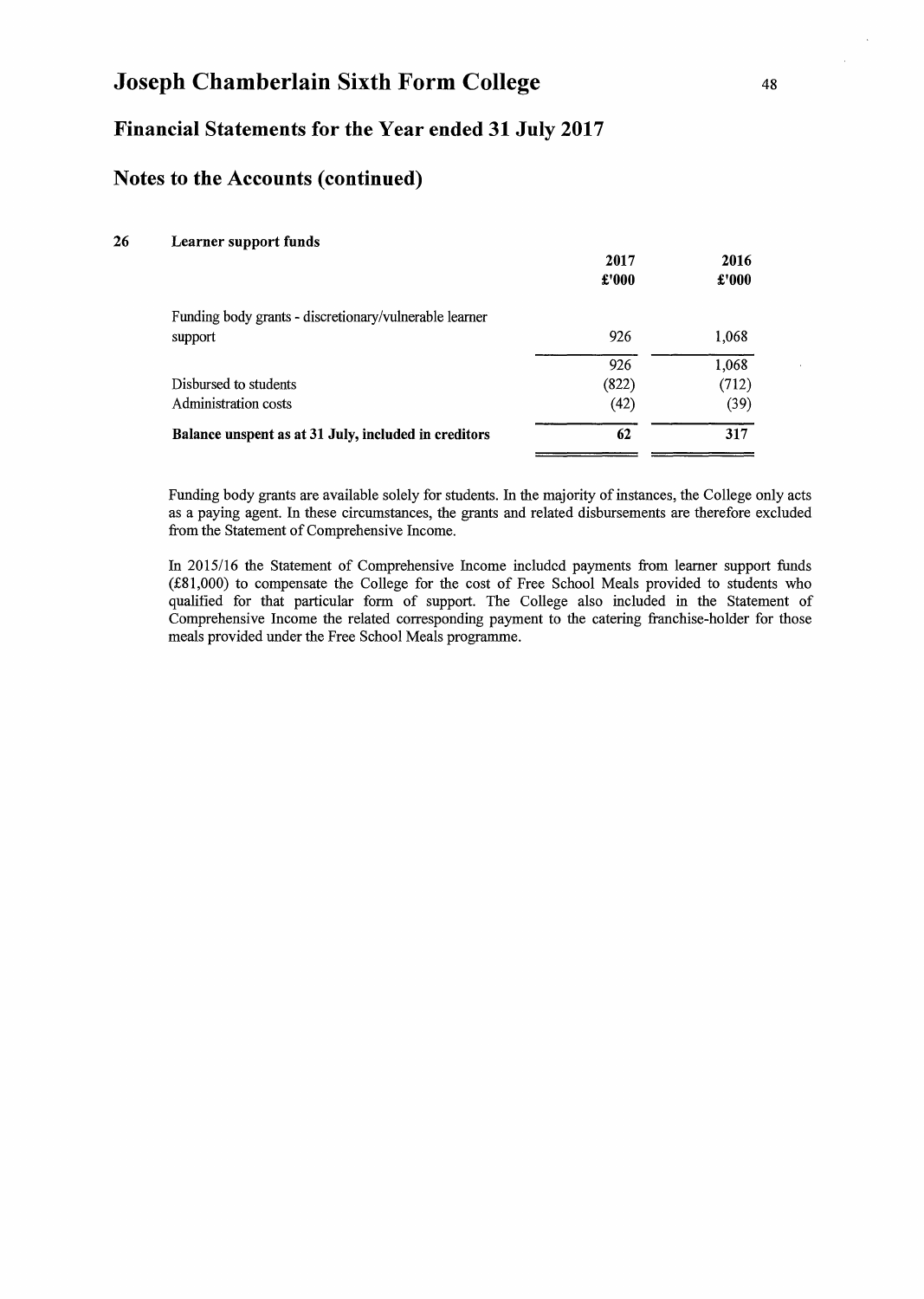# Joseph Chamberlain Sixth Form College

## Financial Statements for the Year ended 31 July 2017

## Notes to the Accounts (continued)

### 26 Learner support funds

| | 2017 £'000 | 2016 £'000 |
|---|---|---|
| Funding body grants - discretionary/vulnerable learner support | 926 | 1,068 |
| | 926 | 1,068 |
| Disbursed to students | (822) | (712) |
| Administration costs | (42) | (39) |
| **Balance unspent as at 31 July, included in creditors** | **62** | **317** |

Funding body grants are available solely for students. In the majority of instances, the College only acts as a paying agent. In these circumstances, the grants and related disbursements are therefore excluded from the Statement of Comprehensive Income.

In 2015/16 the Statement of Comprehensive Income included payments from learner support funds (£81,000) to compensate the College for the cost of Free School Meals provided to students who qualified for that particular form of support. The College also included in the Statement of Comprehensive Income the related corresponding payment to the catering franchise-holder for those meals provided under the Free School Meals programme.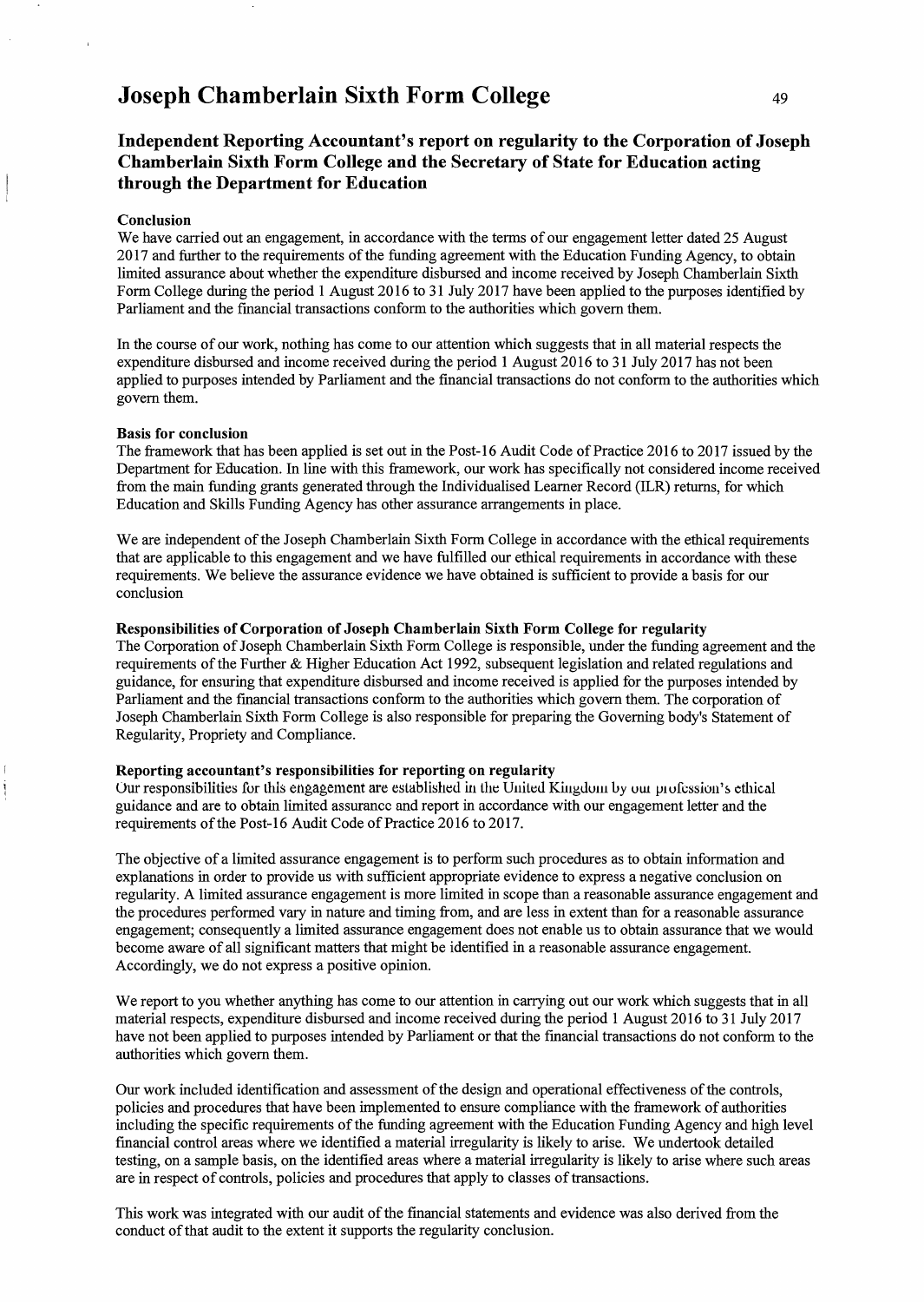# Joseph Chamberlain Sixth Form College

## Independent Reporting Accountant's report on regularity to the Corporation of Joseph Chamberlain Sixth Form College and the Secretary of State for Education acting through the Department for Education

**Conclusion**

We have carried out an engagement, in accordance with the terms of our engagement letter dated 25 August 2017 and further to the requirements of the funding agreement with the Education Funding Agency, to obtain limited assurance about whether the expenditure disbursed and income received by Joseph Chamberlain Sixth Form College during the period 1 August 2016 to 31 July 2017 have been applied to the purposes identified by Parliament and the financial transactions conform to the authorities which govern them.

In the course of our work, nothing has come to our attention which suggests that in all material respects the expenditure disbursed and income received during the period 1 August 2016 to 31 July 2017 has not been applied to purposes intended by Parliament and the financial transactions do not conform to the authorities which govern them.

**Basis for conclusion**

The framework that has been applied is set out in the Post-16 Audit Code of Practice 2016 to 2017 issued by the Department for Education. In line with this framework, our work has specifically not considered income received from the main funding grants generated through the Individualised Learner Record (ILR) returns, for which Education and Skills Funding Agency has other assurance arrangements in place.

We are independent of the Joseph Chamberlain Sixth Form College in accordance with the ethical requirements that are applicable to this engagement and we have fulfilled our ethical requirements in accordance with these requirements. We believe the assurance evidence we have obtained is sufficient to provide a basis for our conclusion

**Responsibilities of Corporation of Joseph Chamberlain Sixth Form College for regularity**

The Corporation of Joseph Chamberlain Sixth Form College is responsible, under the funding agreement and the requirements of the Further & Higher Education Act 1992, subsequent legislation and related regulations and guidance, for ensuring that expenditure disbursed and income received is applied for the purposes intended by Parliament and the financial transactions conform to the authorities which govern them. The corporation of Joseph Chamberlain Sixth Form College is also responsible for preparing the Governing body's Statement of Regularity, Propriety and Compliance.

**Reporting accountant's responsibilities for reporting on regularity**

Our responsibilities for this engagement are established in the United Kingdom by our profession's ethical guidance and are to obtain limited assurance and report in accordance with our engagement letter and the requirements of the Post-16 Audit Code of Practice 2016 to 2017.

The objective of a limited assurance engagement is to perform such procedures as to obtain information and explanations in order to provide us with sufficient appropriate evidence to express a negative conclusion on regularity. A limited assurance engagement is more limited in scope than a reasonable assurance engagement and the procedures performed vary in nature and timing from, and are less in extent than for a reasonable assurance engagement; consequently a limited assurance engagement does not enable us to obtain assurance that we would become aware of all significant matters that might be identified in a reasonable assurance engagement. Accordingly, we do not express a positive opinion.

We report to you whether anything has come to our attention in carrying out our work which suggests that in all material respects, expenditure disbursed and income received during the period 1 August 2016 to 31 July 2017 have not been applied to purposes intended by Parliament or that the financial transactions do not conform to the authorities which govern them.

Our work included identification and assessment of the design and operational effectiveness of the controls, policies and procedures that have been implemented to ensure compliance with the framework of authorities including the specific requirements of the funding agreement with the Education Funding Agency and high level financial control areas where we identified a material irregularity is likely to arise. We undertook detailed testing, on a sample basis, on the identified areas where a material irregularity is likely to arise where such areas are in respect of controls, policies and procedures that apply to classes of transactions.

This work was integrated with our audit of the financial statements and evidence was also derived from the conduct of that audit to the extent it supports the regularity conclusion.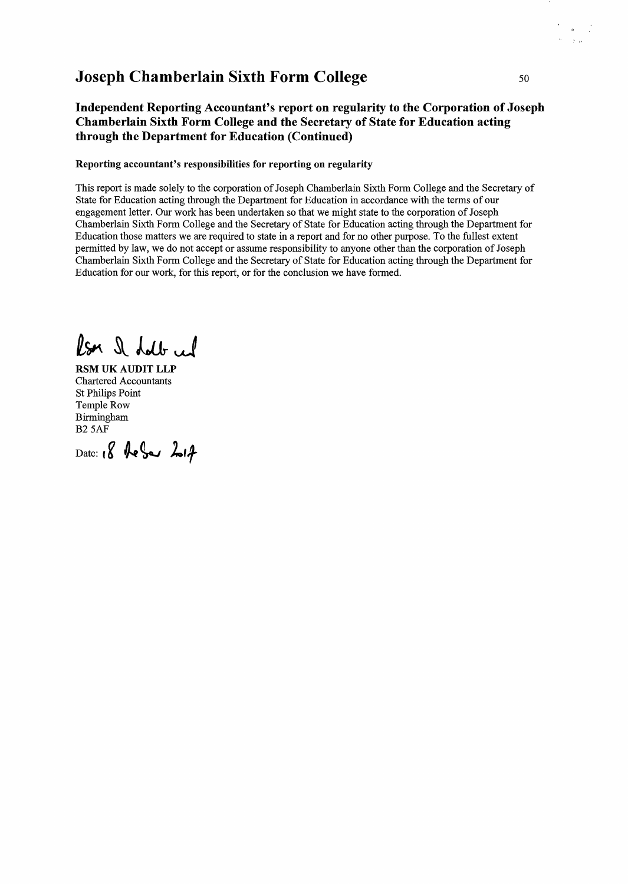# Joseph Chamberlain Sixth Form College

## Independent Reporting Accountant's report on regularity to the Corporation of Joseph Chamberlain Sixth Form College and the Secretary of State for Education acting through the Department for Education (Continued)

### Reporting accountant's responsibilities for reporting on regularity

This report is made solely to the corporation of Joseph Chamberlain Sixth Form College and the Secretary of State for Education acting through the Department for Education in accordance with the terms of our engagement letter. Our work has been undertaken so that we might state to the corporation of Joseph Chamberlain Sixth Form College and the Secretary of State for Education acting through the Department for Education those matters we are required to state in a report and for no other purpose. To the fullest extent permitted by law, we do not accept or assume responsibility to anyone other than the corporation of Joseph Chamberlain Sixth Form College and the Secretary of State for Education acting through the Department for Education for our work, for this report, or for the conclusion we have formed.

RSM UK Audit LLP

**RSM UK AUDIT LLP**
Chartered Accountants
St Philips Point
Temple Row
Birmingham
B2 5AF

Date: 18 Dec 2017